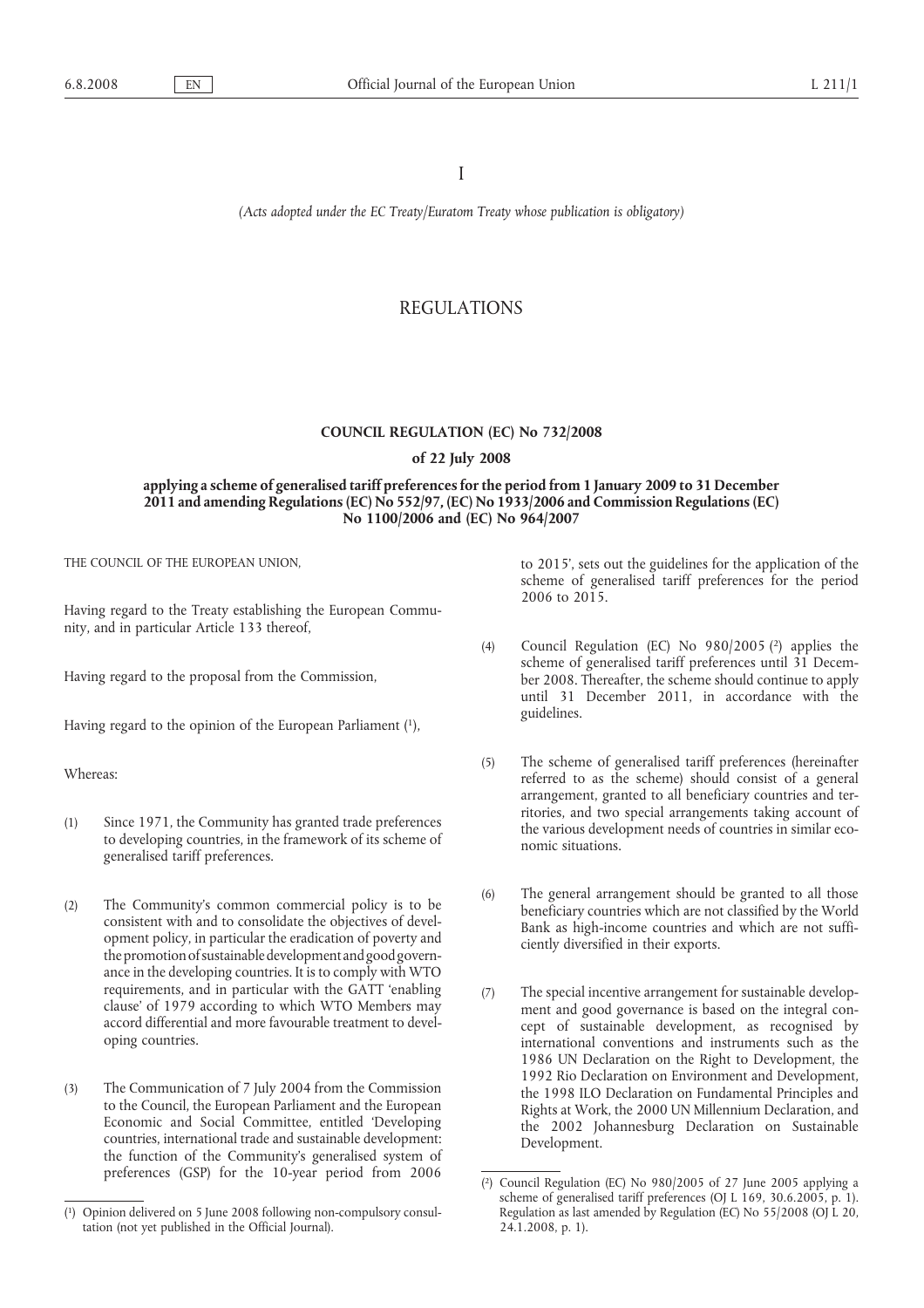I

*(Acts adopted under the EC Treaty/Euratom Treaty whose publication is obligatory)*

# REGULATIONS

## COUNCIL REGULATION (EC) No 732/2008

### of 22 July 2008

### applying a scheme of generalised tariff preferences for the period from 1 January 2009 to 31 December 2011 and amending Regulations (EC) No 552/97, (EC) No 1933/2006 and Commission Regulations (EC) No 1100/2006 and (EC) No 964/2007

THE COUNCIL OF THE EUROPEAN UNION,

Having regard to the Treaty establishing the European Community, and in particular Article 133 thereof,

Having regard to the proposal from the Commission,

Having regard to the opinion of the European Parliament [1],

Whereas:

(1) Since 1971, the Community has granted trade preferences to developing countries, in the framework of its scheme of generalised tariff preferences.

(2) The Community's common commercial policy is to be consistent with and to consolidate the objectives of development policy, in particular the eradication of poverty and the promotion of sustainable development and good governance in the developing countries. It is to comply with WTO requirements, and in particular with the GATT 'enabling clause' of 1979 according to which WTO Members may accord differential and more favourable treatment to developing countries.

(3) The Communication of 7 July 2004 from the Commission to the Council, the European Parliament and the European Economic and Social Committee, entitled 'Developing countries, international trade and sustainable development: the function of the Community's generalised system of preferences (GSP) for the 10-year period from 2006 to 2015', sets out the guidelines for the application of the scheme of generalised tariff preferences for the period 2006 to 2015.

(4) Council Regulation (EC) No 980/2005 [2] applies the scheme of generalised tariff preferences until 31 December 2008. Thereafter, the scheme should continue to apply until 31 December 2011, in accordance with the guidelines.

(5) The scheme of generalised tariff preferences (hereinafter referred to as the scheme) should consist of a general arrangement, granted to all beneficiary countries and territories, and two special arrangements taking account of the various development needs of countries in similar economic situations.

(6) The general arrangement should be granted to all those beneficiary countries which are not classified by the World Bank as high-income countries and which are not sufficiently diversified in their exports.

(7) The special incentive arrangement for sustainable development and good governance is based on the integral concept of sustainable development, as recognised by international conventions and instruments such as the 1986 UN Declaration on the Right to Development, the 1992 Rio Declaration on Environment and Development, the 1998 ILO Declaration on Fundamental Principles and Rights at Work, the 2000 UN Millennium Declaration, and the 2002 Johannesburg Declaration on Sustainable Development.

---

[1] Opinion delivered on 5 June 2008 following non-compulsory consultation (not yet published in the Official Journal).

[2] Council Regulation (EC) No 980/2005 of 27 June 2005 applying a scheme of generalised tariff preferences (OJ L 169, 30.6.2005, p. 1). Regulation as last amended by Regulation (EC) No 55/2008 (OJ L 20, 24.1.2008, p. 1).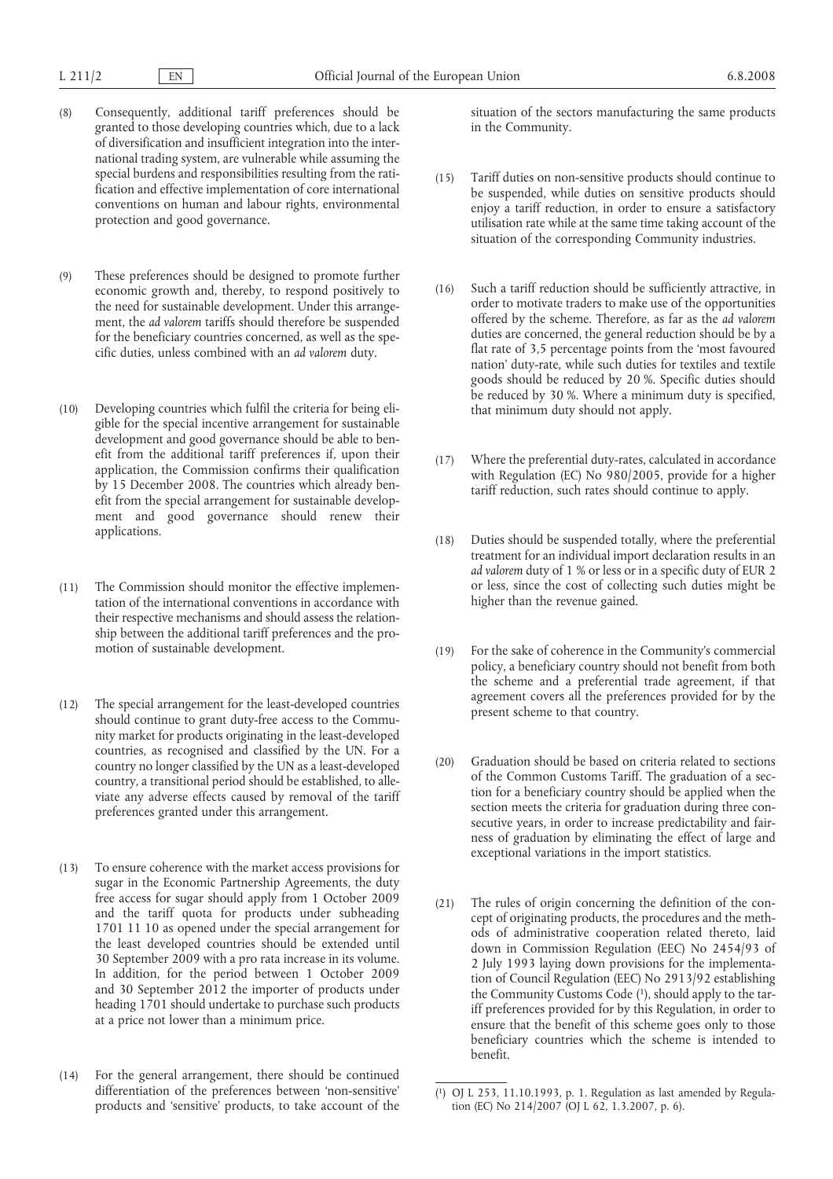(8) Consequently, additional tariff preferences should be granted to those developing countries which, due to a lack of diversification and insufficient integration into the international trading system, are vulnerable while assuming the special burdens and responsibilities resulting from the ratification and effective implementation of core international conventions on human and labour rights, environmental protection and good governance.

(9) These preferences should be designed to promote further economic growth and, thereby, to respond positively to the need for sustainable development. Under this arrangement, the *ad valorem* tariffs should therefore be suspended for the beneficiary countries concerned, as well as the specific duties, unless combined with an *ad valorem* duty.

(10) Developing countries which fulfil the criteria for being eligible for the special incentive arrangement for sustainable development and good governance should be able to benefit from the additional tariff preferences if, upon their application, the Commission confirms their qualification by 15 December 2008. The countries which already benefit from the special arrangement for sustainable development and good governance should renew their applications.

(11) The Commission should monitor the effective implementation of the international conventions in accordance with their respective mechanisms and should assess the relationship between the additional tariff preferences and the promotion of sustainable development.

(12) The special arrangement for the least-developed countries should continue to grant duty-free access to the Community market for products originating in the least-developed countries, as recognised and classified by the UN. For a country no longer classified by the UN as a least-developed country, a transitional period should be established, to alleviate any adverse effects caused by removal of the tariff preferences granted under this arrangement.

(13) To ensure coherence with the market access provisions for sugar in the Economic Partnership Agreements, the duty free access for sugar should apply from 1 October 2009 and the tariff quota for products under subheading 1701 11 10 as opened under the special arrangement for the least developed countries should be extended until 30 September 2009 with a pro rata increase in its volume. In addition, for the period between 1 October 2009 and 30 September 2012 the importer of products under heading 1701 should undertake to purchase such products at a price not lower than a minimum price.

(14) For the general arrangement, there should be continued differentiation of the preferences between 'non-sensitive' products and 'sensitive' products, to take account of the situation of the sectors manufacturing the same products in the Community.

(15) Tariff duties on non-sensitive products should continue to be suspended, while duties on sensitive products should enjoy a tariff reduction, in order to ensure a satisfactory utilisation rate while at the same time taking account of the situation of the corresponding Community industries.

(16) Such a tariff reduction should be sufficiently attractive, in order to motivate traders to make use of the opportunities offered by the scheme. Therefore, as far as the *ad valorem* duties are concerned, the general reduction should be by a flat rate of 3,5 percentage points from the 'most favoured nation' duty-rate, while such duties for textiles and textile goods should be reduced by 20 %. Specific duties should be reduced by 30 %. Where a minimum duty is specified, that minimum duty should not apply.

(17) Where the preferential duty-rates, calculated in accordance with Regulation (EC) No 980/2005, provide for a higher tariff reduction, such rates should continue to apply.

(18) Duties should be suspended totally, where the preferential treatment for an individual import declaration results in an *ad valorem* duty of 1 % or less or in a specific duty of EUR 2 or less, since the cost of collecting such duties might be higher than the revenue gained.

(19) For the sake of coherence in the Community's commercial policy, a beneficiary country should not benefit from both the scheme and a preferential trade agreement, if that agreement covers all the preferences provided for by the present scheme to that country.

(20) Graduation should be based on criteria related to sections of the Common Customs Tariff. The graduation of a section for a beneficiary country should be applied when the section meets the criteria for graduation during three consecutive years, in order to increase predictability and fairness of graduation by eliminating the effect of large and exceptional variations in the import statistics.

(21) The rules of origin concerning the definition of the concept of originating products, the procedures and the methods of administrative cooperation related thereto, laid down in Commission Regulation (EEC) No 2454/93 of 2 July 1993 laying down provisions for the implementation of Council Regulation (EEC) No 2913/92 establishing the Community Customs Code [1], should apply to the tariff preferences provided for by this Regulation, in order to ensure that the benefit of this scheme goes only to those beneficiary countries which the scheme is intended to benefit.

---

[1] OJ L 253, 11.10.1993, p. 1. Regulation as last amended by Regulation (EC) No 214/2007 (OJ L 62, 1.3.2007, p. 6).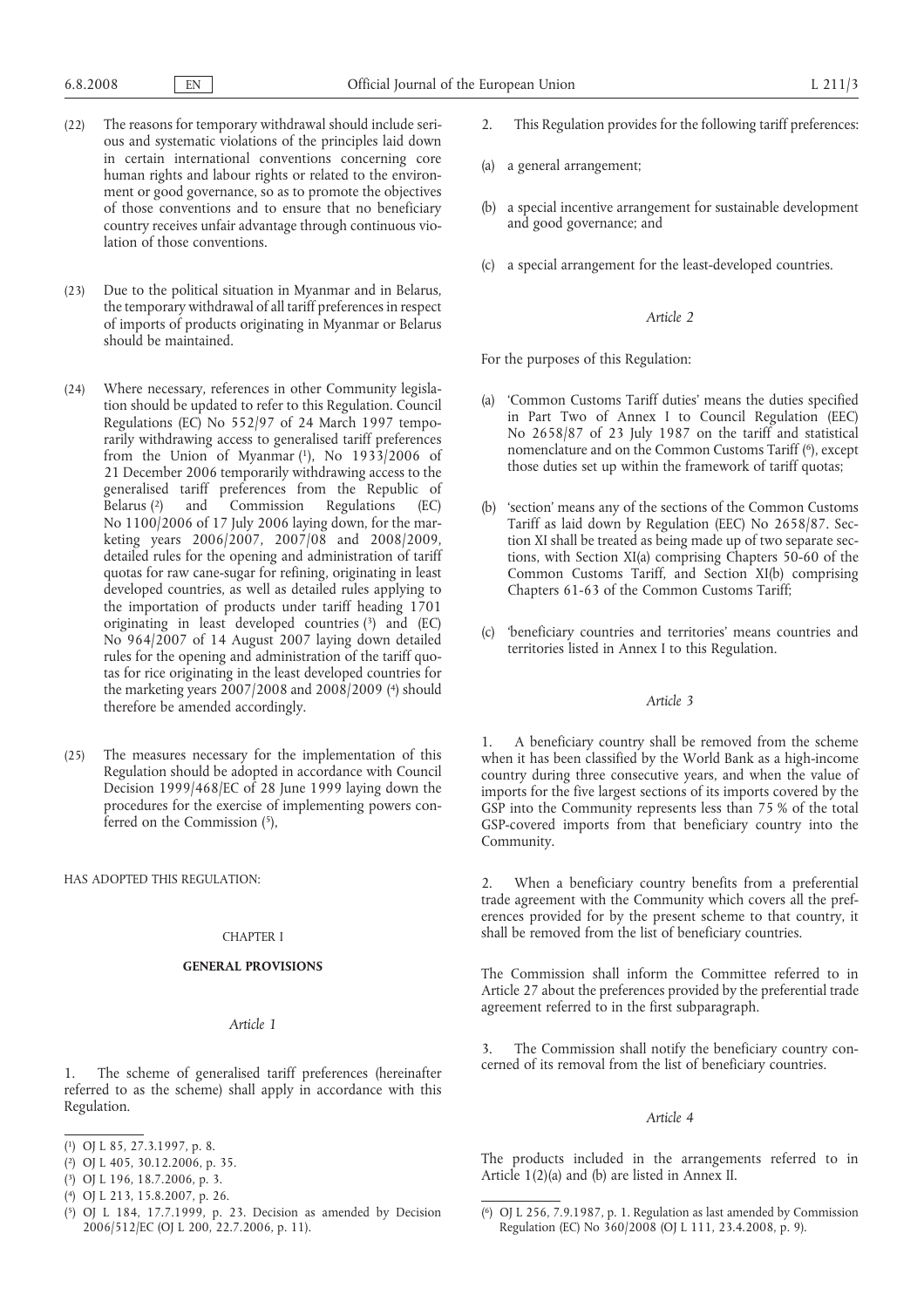(22) The reasons for temporary withdrawal should include serious and systematic violations of the principles laid down in certain international conventions concerning core human rights and labour rights or related to the environment or good governance, so as to promote the objectives of those conventions and to ensure that no beneficiary country receives unfair advantage through continuous violation of those conventions.

(23) Due to the political situation in Myanmar and in Belarus, the temporary withdrawal of all tariff preferences in respect of imports of products originating in Myanmar or Belarus should be maintained.

(24) Where necessary, references in other Community legislation should be updated to refer to this Regulation. Council Regulations (EC) No 552/97 of 24 March 1997 temporarily withdrawing access to generalised tariff preferences from the Union of Myanmar [1], No 1933/2006 of 21 December 2006 temporarily withdrawing access to the generalised tariff preferences from the Republic of Belarus [2] and Commission Regulations (EC) No 1100/2006 of 17 July 2006 laying down, for the marketing years 2006/2007, 2007/08 and 2008/2009, detailed rules for the opening and administration of tariff quotas for raw cane-sugar for refining, originating in least developed countries, as well as detailed rules applying to the importation of products under tariff heading 1701 originating in least developed countries [3] and (EC) No 964/2007 of 14 August 2007 laying down detailed rules for the opening and administration of the tariff quotas for rice originating in the least developed countries for the marketing years 2007/2008 and 2008/2009 [4] should therefore be amended accordingly.

(25) The measures necessary for the implementation of this Regulation should be adopted in accordance with Council Decision 1999/468/EC of 28 June 1999 laying down the procedures for the exercise of implementing powers conferred on the Commission [5],

HAS ADOPTED THIS REGULATION:

## CHAPTER I

## GENERAL PROVISIONS

### *Article 1*

1. The scheme of generalised tariff preferences (hereinafter referred to as the scheme) shall apply in accordance with this Regulation.

2. This Regulation provides for the following tariff preferences:

(a) a general arrangement;

(b) a special incentive arrangement for sustainable development and good governance; and

(c) a special arrangement for the least-developed countries.

### *Article 2*

For the purposes of this Regulation:

(a) 'Common Customs Tariff duties' means the duties specified in Part Two of Annex I to Council Regulation (EEC) No 2658/87 of 23 July 1987 on the tariff and statistical nomenclature and on the Common Customs Tariff [6], except those duties set up within the framework of tariff quotas;

(b) 'section' means any of the sections of the Common Customs Tariff as laid down by Regulation (EEC) No 2658/87. Section XI shall be treated as being made up of two separate sections, with Section XI(a) comprising Chapters 50-60 of the Common Customs Tariff, and Section XI(b) comprising Chapters 61-63 of the Common Customs Tariff;

(c) 'beneficiary countries and territories' means countries and territories listed in Annex I to this Regulation.

### *Article 3*

1. A beneficiary country shall be removed from the scheme when it has been classified by the World Bank as a high-income country during three consecutive years, and when the value of imports for the five largest sections of its imports covered by the GSP into the Community represents less than 75 % of the total GSP-covered imports from that beneficiary country into the Community.

2. When a beneficiary country benefits from a preferential trade agreement with the Community which covers all the preferences provided for by the present scheme to that country, it shall be removed from the list of beneficiary countries.

The Commission shall inform the Committee referred to in Article 27 about the preferences provided by the preferential trade agreement referred to in the first subparagraph.

3. The Commission shall notify the beneficiary country concerned of its removal from the list of beneficiary countries.

### *Article 4*

The products included in the arrangements referred to in Article 1(2)(a) and (b) are listed in Annex II.

---

[1] OJ L 85, 27.3.1997, p. 8.

[2] OJ L 405, 30.12.2006, p. 35.

[3] OJ L 196, 18.7.2006, p. 3.

[4] OJ L 213, 15.8.2007, p. 26.

[5] OJ L 184, 17.7.1999, p. 23. Decision as amended by Decision 2006/512/EC (OJ L 200, 22.7.2006, p. 11).

[6] OJ L 256, 7.9.1987, p. 1. Regulation as last amended by Commission Regulation (EC) No 360/2008 (OJ L 111, 23.4.2008, p. 9).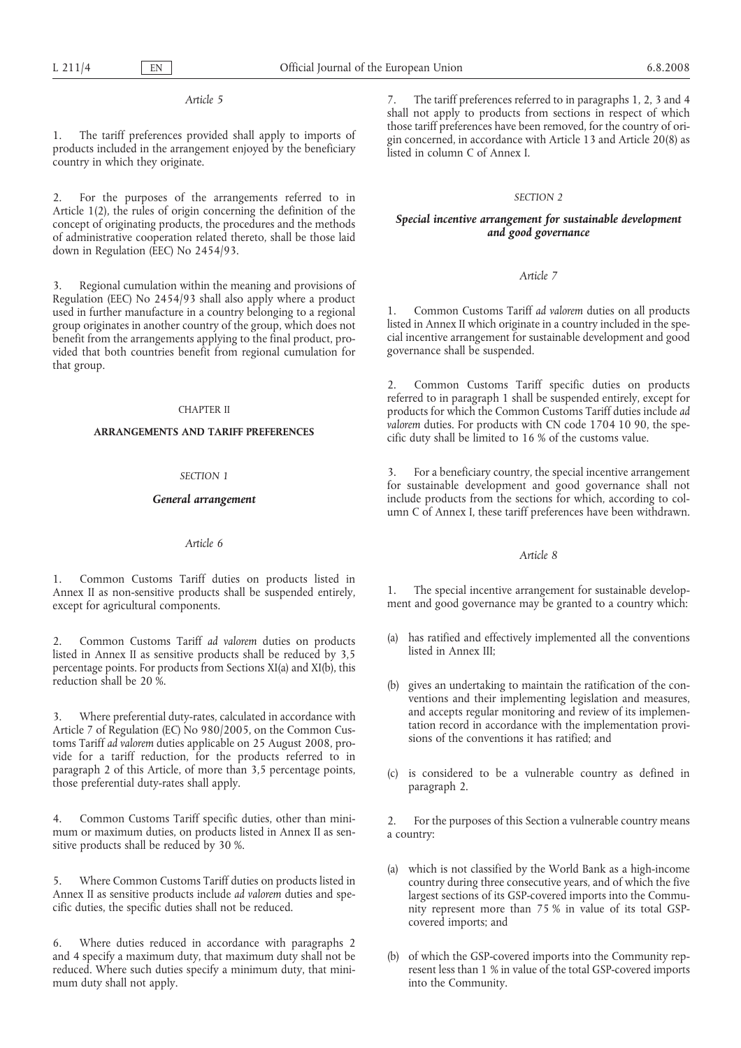*Article 5*

1. The tariff preferences provided shall apply to imports of products included in the arrangement enjoyed by the beneficiary country in which they originate.

2. For the purposes of the arrangements referred to in Article 1(2), the rules of origin concerning the definition of the concept of originating products, the procedures and the methods of administrative cooperation related thereto, shall be those laid down in Regulation (EEC) No 2454/93.

3. Regional cumulation within the meaning and provisions of Regulation (EEC) No 2454/93 shall also apply where a product used in further manufacture in a country belonging to a regional group originates in another country of the group, which does not benefit from the arrangements applying to the final product, provided that both countries benefit from regional cumulation for that group.

CHAPTER II

**ARRANGEMENTS AND TARIFF PREFERENCES**

*SECTION 1*

***General arrangement***

*Article 6*

1. Common Customs Tariff duties on products listed in Annex II as non-sensitive products shall be suspended entirely, except for agricultural components.

2. Common Customs Tariff *ad valorem* duties on products listed in Annex II as sensitive products shall be reduced by 3,5 percentage points. For products from Sections XI(a) and XI(b), this reduction shall be 20 %.

3. Where preferential duty-rates, calculated in accordance with Article 7 of Regulation (EC) No 980/2005, on the Common Customs Tariff *ad valorem* duties applicable on 25 August 2008, provide for a tariff reduction, for the products referred to in paragraph 2 of this Article, of more than 3,5 percentage points, those preferential duty-rates shall apply.

4. Common Customs Tariff specific duties, other than minimum or maximum duties, on products listed in Annex II as sensitive products shall be reduced by 30 %.

5. Where Common Customs Tariff duties on products listed in Annex II as sensitive products include *ad valorem* duties and specific duties, the specific duties shall not be reduced.

6. Where duties reduced in accordance with paragraphs 2 and 4 specify a maximum duty, that maximum duty shall not be reduced. Where such duties specify a minimum duty, that minimum duty shall not apply.

7. The tariff preferences referred to in paragraphs 1, 2, 3 and 4 shall not apply to products from sections in respect of which those tariff preferences have been removed, for the country of origin concerned, in accordance with Article 13 and Article 20(8) as listed in column C of Annex I.

*SECTION 2*

***Special incentive arrangement for sustainable development and good governance***

*Article 7*

1. Common Customs Tariff *ad valorem* duties on all products listed in Annex II which originate in a country included in the special incentive arrangement for sustainable development and good governance shall be suspended.

2. Common Customs Tariff specific duties on products referred to in paragraph 1 shall be suspended entirely, except for products for which the Common Customs Tariff duties include *ad valorem* duties. For products with CN code 1704 10 90, the specific duty shall be limited to 16 % of the customs value.

3. For a beneficiary country, the special incentive arrangement for sustainable development and good governance shall not include products from the sections for which, according to column C of Annex I, these tariff preferences have been withdrawn.

*Article 8*

1. The special incentive arrangement for sustainable development and good governance may be granted to a country which:

(a) has ratified and effectively implemented all the conventions listed in Annex III;

(b) gives an undertaking to maintain the ratification of the conventions and their implementing legislation and measures, and accepts regular monitoring and review of its implementation record in accordance with the implementation provisions of the conventions it has ratified; and

(c) is considered to be a vulnerable country as defined in paragraph 2.

2. For the purposes of this Section a vulnerable country means a country:

(a) which is not classified by the World Bank as a high-income country during three consecutive years, and of which the five largest sections of its GSP-covered imports into the Community represent more than 75 % in value of its total GSP-covered imports; and

(b) of which the GSP-covered imports into the Community represent less than 1 % in value of the total GSP-covered imports into the Community.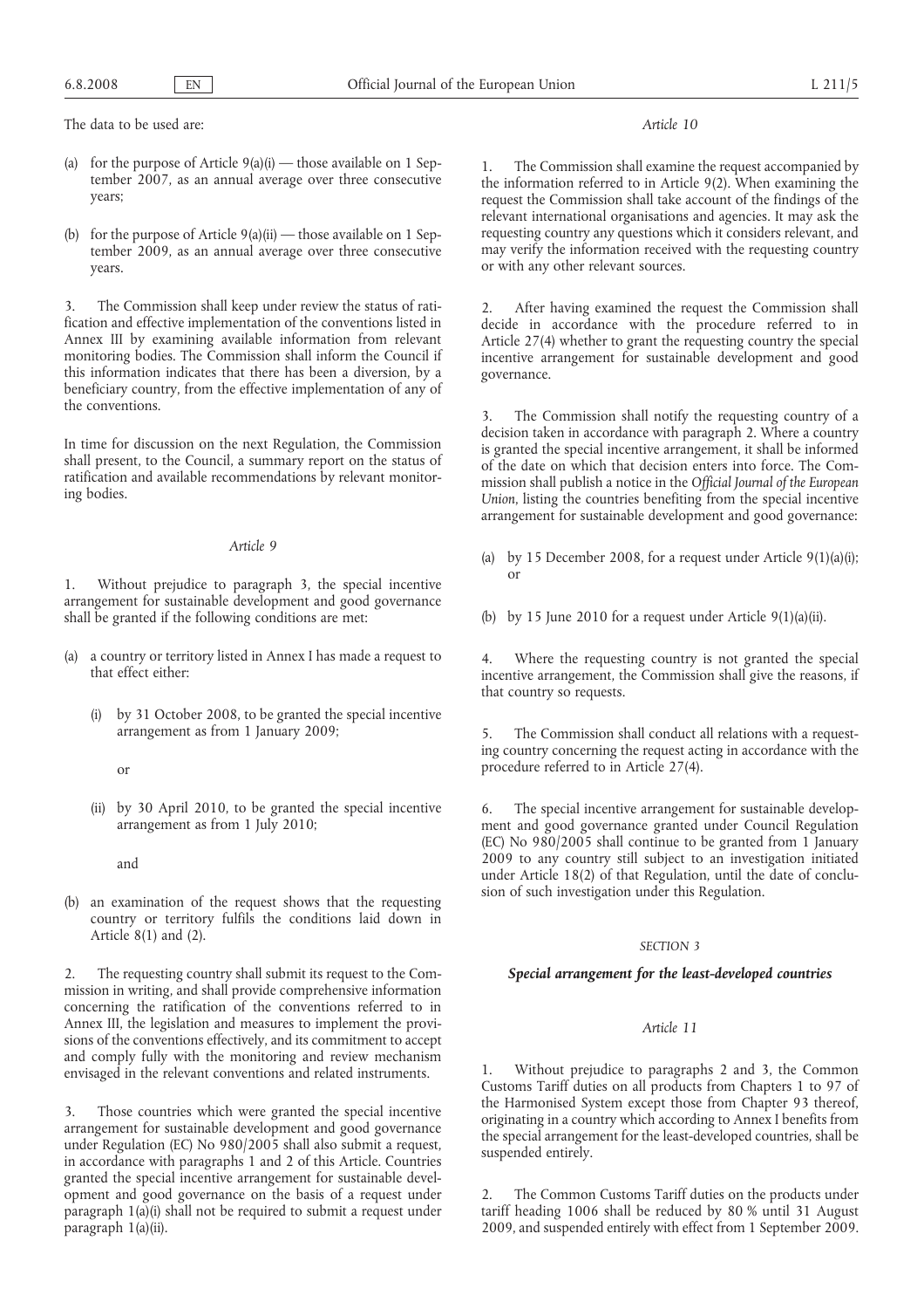The data to be used are:

(a) for the purpose of Article 9(a)(i) — those available on 1 September 2007, as an annual average over three consecutive years;

(b) for the purpose of Article 9(a)(ii) — those available on 1 September 2009, as an annual average over three consecutive years.

3. The Commission shall keep under review the status of ratification and effective implementation of the conventions listed in Annex III by examining available information from relevant monitoring bodies. The Commission shall inform the Council if this information indicates that there has been a diversion, by a beneficiary country, from the effective implementation of any of the conventions.

In time for discussion on the next Regulation, the Commission shall present, to the Council, a summary report on the status of ratification and available recommendations by relevant monitoring bodies.

*Article 9*

1. Without prejudice to paragraph 3, the special incentive arrangement for sustainable development and good governance shall be granted if the following conditions are met:

(a) a country or territory listed in Annex I has made a request to that effect either:

 (i) by 31 October 2008, to be granted the special incentive arrangement as from 1 January 2009;

 or

 (ii) by 30 April 2010, to be granted the special incentive arrangement as from 1 July 2010;

 and

(b) an examination of the request shows that the requesting country or territory fulfils the conditions laid down in Article 8(1) and (2).

2. The requesting country shall submit its request to the Commission in writing, and shall provide comprehensive information concerning the ratification of the conventions referred to in Annex III, the legislation and measures to implement the provisions of the conventions effectively, and its commitment to accept and comply fully with the monitoring and review mechanism envisaged in the relevant conventions and related instruments.

3. Those countries which were granted the special incentive arrangement for sustainable development and good governance under Regulation (EC) No 980/2005 shall also submit a request, in accordance with paragraphs 1 and 2 of this Article. Countries granted the special incentive arrangement for sustainable development and good governance on the basis of a request under paragraph 1(a)(i) shall not be required to submit a request under paragraph 1(a)(ii).

*Article 10*

1. The Commission shall examine the request accompanied by the information referred to in Article 9(2). When examining the request the Commission shall take account of the findings of the relevant international organisations and agencies. It may ask the requesting country any questions which it considers relevant, and may verify the information received with the requesting country or with any other relevant sources.

2. After having examined the request the Commission shall decide in accordance with the procedure referred to in Article 27(4) whether to grant the requesting country the special incentive arrangement for sustainable development and good governance.

3. The Commission shall notify the requesting country of a decision taken in accordance with paragraph 2. Where a country is granted the special incentive arrangement, it shall be informed of the date on which that decision enters into force. The Commission shall publish a notice in the *Official Journal of the European Union*, listing the countries benefiting from the special incentive arrangement for sustainable development and good governance:

(a) by 15 December 2008, for a request under Article 9(1)(a)(i); or

(b) by 15 June 2010 for a request under Article 9(1)(a)(ii).

4. Where the requesting country is not granted the special incentive arrangement, the Commission shall give the reasons, if that country so requests.

5. The Commission shall conduct all relations with a requesting country concerning the request acting in accordance with the procedure referred to in Article 27(4).

6. The special incentive arrangement for sustainable development and good governance granted under Council Regulation (EC) No 980/2005 shall continue to be granted from 1 January 2009 to any country still subject to an investigation initiated under Article 18(2) of that Regulation, until the date of conclusion of such investigation under this Regulation.

SECTION 3

***Special arrangement for the least-developed countries***

*Article 11*

1. Without prejudice to paragraphs 2 and 3, the Common Customs Tariff duties on all products from Chapters 1 to 97 of the Harmonised System except those from Chapter 93 thereof, originating in a country which according to Annex I benefits from the special arrangement for the least-developed countries, shall be suspended entirely.

2. The Common Customs Tariff duties on the products under tariff heading 1006 shall be reduced by 80 % until 31 August 2009, and suspended entirely with effect from 1 September 2009.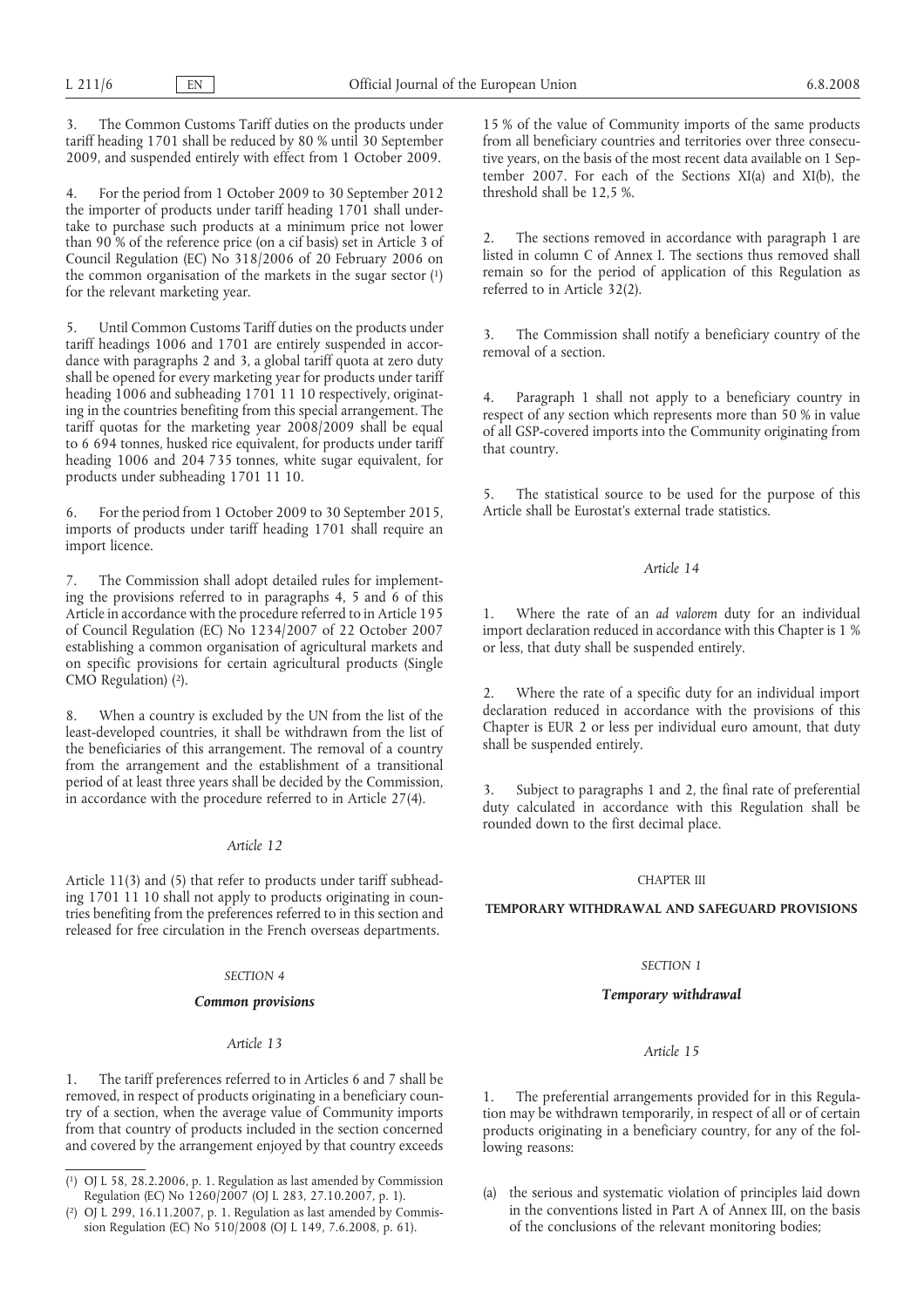3. The Common Customs Tariff duties on the products under tariff heading 1701 shall be reduced by 80 % until 30 September 2009, and suspended entirely with effect from 1 October 2009.

4. For the period from 1 October 2009 to 30 September 2012 the importer of products under tariff heading 1701 shall undertake to purchase such products at a minimum price not lower than 90 % of the reference price (on a cif basis) set in Article 3 of Council Regulation (EC) No 318/2006 of 20 February 2006 on the common organisation of the markets in the sugar sector [1] for the relevant marketing year.

5. Until Common Customs Tariff duties on the products under tariff headings 1006 and 1701 are entirely suspended in accordance with paragraphs 2 and 3, a global tariff quota at zero duty shall be opened for every marketing year for products under tariff heading 1006 and subheading 1701 11 10 respectively, originating in the countries benefiting from this special arrangement. The tariff quotas for the marketing year 2008/2009 shall be equal to 6 694 tonnes, husked rice equivalent, for products under tariff heading 1006 and 204 735 tonnes, white sugar equivalent, for products under subheading 1701 11 10.

6. For the period from 1 October 2009 to 30 September 2015, imports of products under tariff heading 1701 shall require an import licence.

7. The Commission shall adopt detailed rules for implementing the provisions referred to in paragraphs 4, 5 and 6 of this Article in accordance with the procedure referred to in Article 195 of Council Regulation (EC) No 1234/2007 of 22 October 2007 establishing a common organisation of agricultural markets and on specific provisions for certain agricultural products (Single CMO Regulation) [2].

8. When a country is excluded by the UN from the list of the least-developed countries, it shall be withdrawn from the list of the beneficiaries of this arrangement. The removal of a country from the arrangement and the establishment of a transitional period of at least three years shall be decided by the Commission, in accordance with the procedure referred to in Article 27(4).

*Article 12*

Article 11(3) and (5) that refer to products under tariff subheading 1701 11 10 shall not apply to products originating in countries benefiting from the preferences referred to in this section and released for free circulation in the French overseas departments.

*SECTION 4*

***Common provisions***

*Article 13*

1. The tariff preferences referred to in Articles 6 and 7 shall be removed, in respect of products originating in a beneficiary country of a section, when the average value of Community imports from that country of products included in the section concerned and covered by the arrangement enjoyed by that country exceeds 15 % of the value of Community imports of the same products from all beneficiary countries and territories over three consecutive years, on the basis of the most recent data available on 1 September 2007. For each of the Sections XI(a) and XI(b), the threshold shall be 12,5 %.

2. The sections removed in accordance with paragraph 1 are listed in column C of Annex I. The sections thus removed shall remain so for the period of application of this Regulation as referred to in Article 32(2).

3. The Commission shall notify a beneficiary country of the removal of a section.

4. Paragraph 1 shall not apply to a beneficiary country in respect of any section which represents more than 50 % in value of all GSP-covered imports into the Community originating from that country.

5. The statistical source to be used for the purpose of this Article shall be Eurostat's external trade statistics.

*Article 14*

1. Where the rate of an *ad valorem* duty for an individual import declaration reduced in accordance with this Chapter is 1 % or less, that duty shall be suspended entirely.

2. Where the rate of a specific duty for an individual import declaration reduced in accordance with the provisions of this Chapter is EUR 2 or less per individual euro amount, that duty shall be suspended entirely.

3. Subject to paragraphs 1 and 2, the final rate of preferential duty calculated in accordance with this Regulation shall be rounded down to the first decimal place.

CHAPTER III

**TEMPORARY WITHDRAWAL AND SAFEGUARD PROVISIONS**

*SECTION 1*

***Temporary withdrawal***

*Article 15*

1. The preferential arrangements provided for in this Regulation may be withdrawn temporarily, in respect of all or of certain products originating in a beneficiary country, for any of the following reasons:

(a) the serious and systematic violation of principles laid down in the conventions listed in Part A of Annex III, on the basis of the conclusions of the relevant monitoring bodies;

---

[1] OJ L 58, 28.2.2006, p. 1. Regulation as last amended by Commission Regulation (EC) No 1260/2007 (OJ L 283, 27.10.2007, p. 1).

[2] OJ L 299, 16.11.2007, p. 1. Regulation as last amended by Commission Regulation (EC) No 510/2008 (OJ L 149, 7.6.2008, p. 61).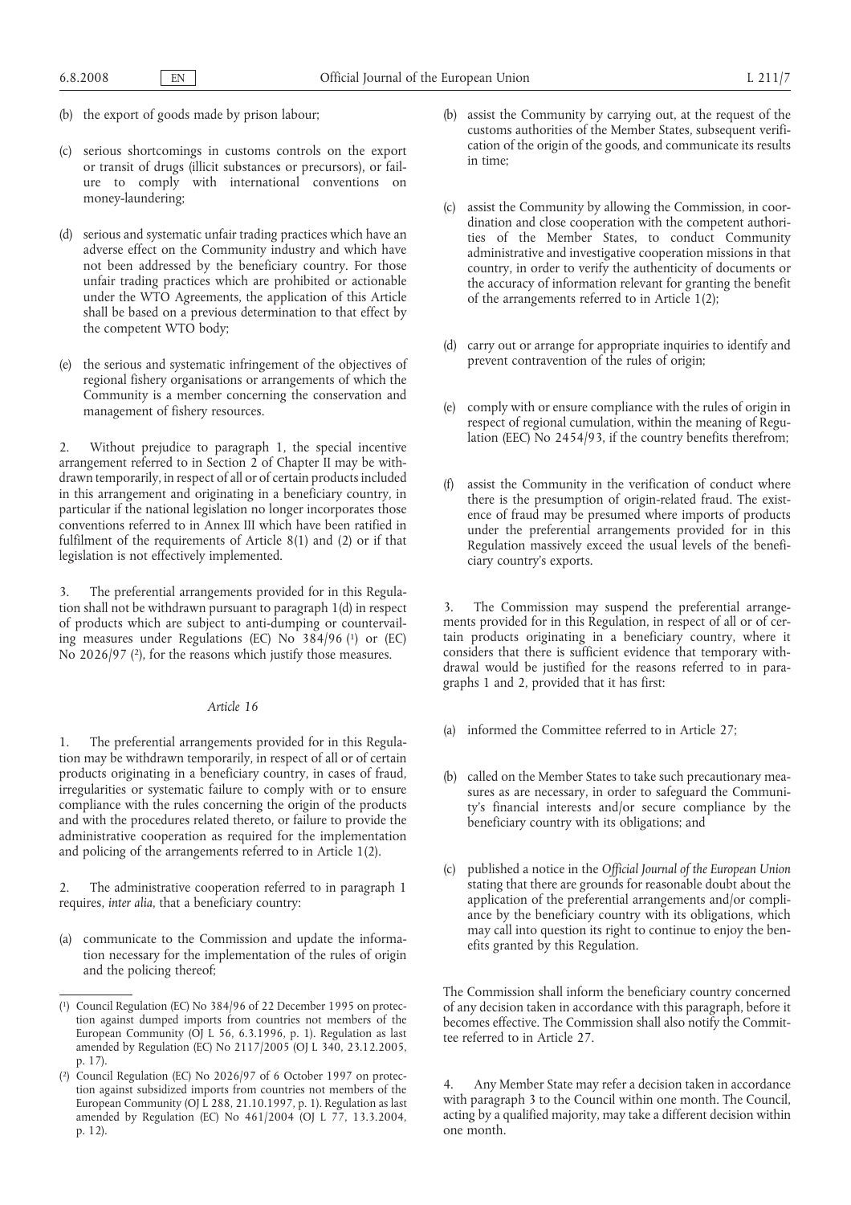(b) the export of goods made by prison labour;

(c) serious shortcomings in customs controls on the export or transit of drugs (illicit substances or precursors), or failure to comply with international conventions on money-laundering;

(d) serious and systematic unfair trading practices which have an adverse effect on the Community industry and which have not been addressed by the beneficiary country. For those unfair trading practices which are prohibited or actionable under the WTO Agreements, the application of this Article shall be based on a previous determination to that effect by the competent WTO body;

(e) the serious and systematic infringement of the objectives of regional fishery organisations or arrangements of which the Community is a member concerning the conservation and management of fishery resources.

2. Without prejudice to paragraph 1, the special incentive arrangement referred to in Section 2 of Chapter II may be withdrawn temporarily, in respect of all or of certain products included in this arrangement and originating in a beneficiary country, in particular if the national legislation no longer incorporates those conventions referred to in Annex III which have been ratified in fulfilment of the requirements of Article 8(1) and (2) or if that legislation is not effectively implemented.

3. The preferential arrangements provided for in this Regulation shall not be withdrawn pursuant to paragraph 1(d) in respect of products which are subject to anti-dumping or countervailing measures under Regulations (EC) No 384/96 [1] or (EC) No 2026/97 [2], for the reasons which justify those measures.

*Article 16*

1. The preferential arrangements provided for in this Regulation may be withdrawn temporarily, in respect of all or of certain products originating in a beneficiary country, in cases of fraud, irregularities or systematic failure to comply with or to ensure compliance with the rules concerning the origin of the products and with the procedures related thereto, or failure to provide the administrative cooperation as required for the implementation and policing of the arrangements referred to in Article 1(2).

2. The administrative cooperation referred to in paragraph 1 requires, *inter alia*, that a beneficiary country:

(a) communicate to the Commission and update the information necessary for the implementation of the rules of origin and the policing thereof;

(b) assist the Community by carrying out, at the request of the customs authorities of the Member States, subsequent verification of the origin of the goods, and communicate its results in time;

(c) assist the Community by allowing the Commission, in coordination and close cooperation with the competent authorities of the Member States, to conduct Community administrative and investigative cooperation missions in that country, in order to verify the authenticity of documents or the accuracy of information relevant for granting the benefit of the arrangements referred to in Article 1(2);

(d) carry out or arrange for appropriate inquiries to identify and prevent contravention of the rules of origin;

(e) comply with or ensure compliance with the rules of origin in respect of regional cumulation, within the meaning of Regulation (EEC) No 2454/93, if the country benefits therefrom;

(f) assist the Community in the verification of conduct where there is the presumption of origin-related fraud. The existence of fraud may be presumed where imports of products under the preferential arrangements provided for in this Regulation massively exceed the usual levels of the beneficiary country's exports.

3. The Commission may suspend the preferential arrangements provided for in this Regulation, in respect of all or of certain products originating in a beneficiary country, where it considers that there is sufficient evidence that temporary withdrawal would be justified for the reasons referred to in paragraphs 1 and 2, provided that it has first:

(a) informed the Committee referred to in Article 27;

(b) called on the Member States to take such precautionary measures as are necessary, in order to safeguard the Community's financial interests and/or secure compliance by the beneficiary country with its obligations; and

(c) published a notice in the *Official Journal of the European Union* stating that there are grounds for reasonable doubt about the application of the preferential arrangements and/or compliance by the beneficiary country with its obligations, which may call into question its right to continue to enjoy the benefits granted by this Regulation.

The Commission shall inform the beneficiary country concerned of any decision taken in accordance with this paragraph, before it becomes effective. The Commission shall also notify the Committee referred to in Article 27.

4. Any Member State may refer a decision taken in accordance with paragraph 3 to the Council within one month. The Council, acting by a qualified majority, may take a different decision within one month.

---

[1] Council Regulation (EC) No 384/96 of 22 December 1995 on protection against dumped imports from countries not members of the European Community (OJ L 56, 6.3.1996, p. 1). Regulation as last amended by Regulation (EC) No 2117/2005 (OJ L 340, 23.12.2005, p. 17).

[2] Council Regulation (EC) No 2026/97 of 6 October 1997 on protection against subsidized imports from countries not members of the European Community (OJ L 288, 21.10.1997, p. 1). Regulation as last amended by Regulation (EC) No 461/2004 (OJ L 77, 13.3.2004, p. 12).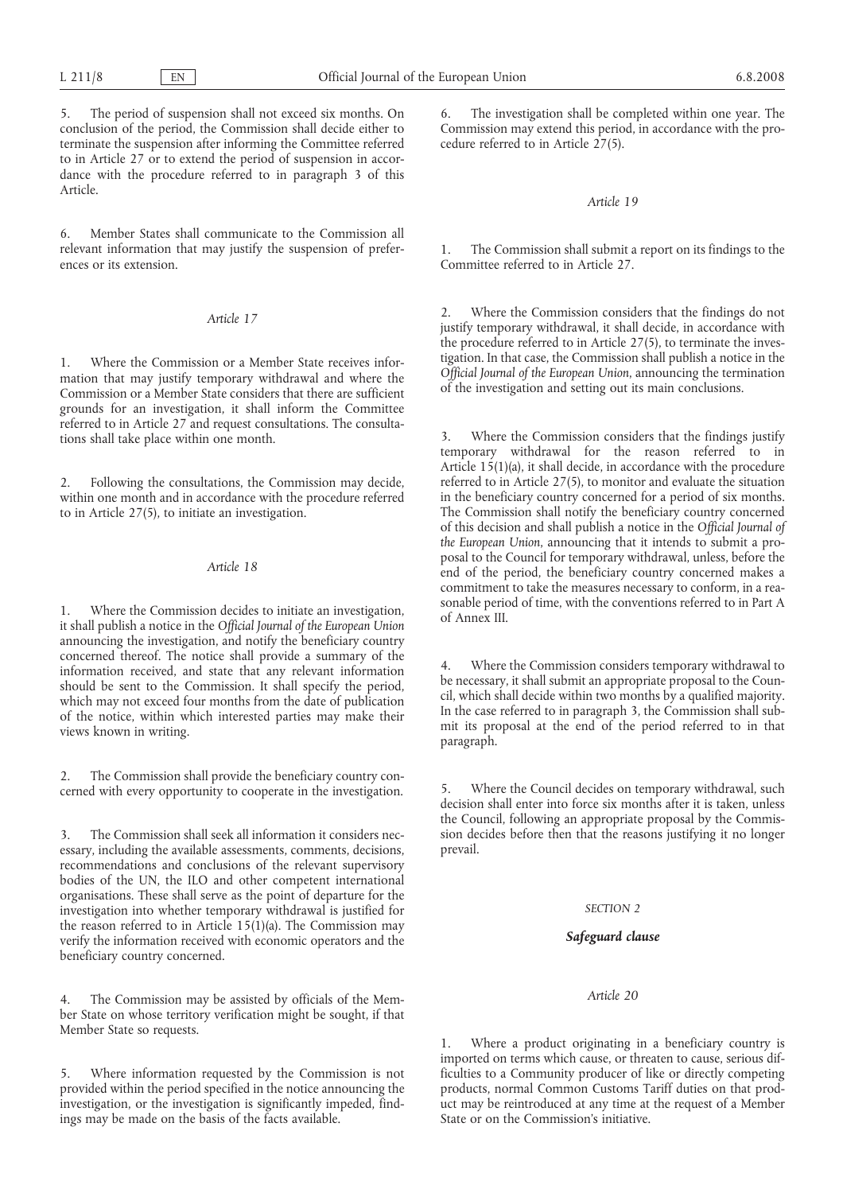5. The period of suspension shall not exceed six months. On conclusion of the period, the Commission shall decide either to terminate the suspension after informing the Committee referred to in Article 27 or to extend the period of suspension in accordance with the procedure referred to in paragraph 3 of this Article.

6. Member States shall communicate to the Commission all relevant information that may justify the suspension of preferences or its extension.

*Article 17*

1. Where the Commission or a Member State receives information that may justify temporary withdrawal and where the Commission or a Member State considers that there are sufficient grounds for an investigation, it shall inform the Committee referred to in Article 27 and request consultations. The consultations shall take place within one month.

2. Following the consultations, the Commission may decide, within one month and in accordance with the procedure referred to in Article 27(5), to initiate an investigation.

*Article 18*

1. Where the Commission decides to initiate an investigation, it shall publish a notice in the *Official Journal of the European Union* announcing the investigation, and notify the beneficiary country concerned thereof. The notice shall provide a summary of the information received, and state that any relevant information should be sent to the Commission. It shall specify the period, which may not exceed four months from the date of publication of the notice, within which interested parties may make their views known in writing.

2. The Commission shall provide the beneficiary country concerned with every opportunity to cooperate in the investigation.

3. The Commission shall seek all information it considers necessary, including the available assessments, comments, decisions, recommendations and conclusions of the relevant supervisory bodies of the UN, the ILO and other competent international organisations. These shall serve as the point of departure for the investigation into whether temporary withdrawal is justified for the reason referred to in Article 15(1)(a). The Commission may verify the information received with economic operators and the beneficiary country concerned.

4. The Commission may be assisted by officials of the Member State on whose territory verification might be sought, if that Member State so requests.

5. Where information requested by the Commission is not provided within the period specified in the notice announcing the investigation, or the investigation is significantly impeded, findings may be made on the basis of the facts available.

6. The investigation shall be completed within one year. The Commission may extend this period, in accordance with the procedure referred to in Article 27(5).

*Article 19*

1. The Commission shall submit a report on its findings to the Committee referred to in Article 27.

2. Where the Commission considers that the findings do not justify temporary withdrawal, it shall decide, in accordance with the procedure referred to in Article 27(5), to terminate the investigation. In that case, the Commission shall publish a notice in the *Official Journal of the European Union*, announcing the termination of the investigation and setting out its main conclusions.

3. Where the Commission considers that the findings justify temporary withdrawal for the reason referred to in Article 15(1)(a), it shall decide, in accordance with the procedure referred to in Article 27(5), to monitor and evaluate the situation in the beneficiary country concerned for a period of six months. The Commission shall notify the beneficiary country concerned of this decision and shall publish a notice in the *Official Journal of the European Union*, announcing that it intends to submit a proposal to the Council for temporary withdrawal, unless, before the end of the period, the beneficiary country concerned makes a commitment to take the measures necessary to conform, in a reasonable period of time, with the conventions referred to in Part A of Annex III.

4. Where the Commission considers temporary withdrawal to be necessary, it shall submit an appropriate proposal to the Council, which shall decide within two months by a qualified majority. In the case referred to in paragraph 3, the Commission shall submit its proposal at the end of the period referred to in that paragraph.

5. Where the Council decides on temporary withdrawal, such decision shall enter into force six months after it is taken, unless the Council, following an appropriate proposal by the Commission decides before then that the reasons justifying it no longer prevail.

### SECTION 2

### *Safeguard clause*

*Article 20*

1. Where a product originating in a beneficiary country is imported on terms which cause, or threaten to cause, serious difficulties to a Community producer of like or directly competing products, normal Common Customs Tariff duties on that product may be reintroduced at any time at the request of a Member State or on the Commission's initiative.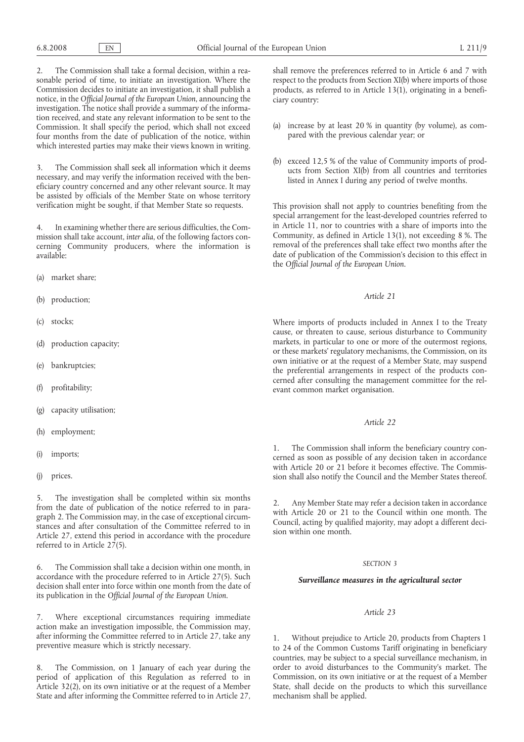2. The Commission shall take a formal decision, within a reasonable period of time, to initiate an investigation. Where the Commission decides to initiate an investigation, it shall publish a notice, in the *Official Journal of the European Union*, announcing the investigation. The notice shall provide a summary of the information received, and state any relevant information to be sent to the Commission. It shall specify the period, which shall not exceed four months from the date of publication of the notice, within which interested parties may make their views known in writing.

3. The Commission shall seek all information which it deems necessary, and may verify the information received with the beneficiary country concerned and any other relevant source. It may be assisted by officials of the Member State on whose territory verification might be sought, if that Member State so requests.

4. In examining whether there are serious difficulties, the Commission shall take account, *inter alia*, of the following factors concerning Community producers, where the information is available:

(a) market share;

(b) production;

(c) stocks;

(d) production capacity;

(e) bankruptcies;

(f) profitability;

(g) capacity utilisation;

(h) employment;

(i) imports;

(j) prices.

5. The investigation shall be completed within six months from the date of publication of the notice referred to in paragraph 2. The Commission may, in the case of exceptional circumstances and after consultation of the Committee referred to in Article 27, extend this period in accordance with the procedure referred to in Article 27(5).

6. The Commission shall take a decision within one month, in accordance with the procedure referred to in Article 27(5). Such decision shall enter into force within one month from the date of its publication in the *Official Journal of the European Union*.

7. Where exceptional circumstances requiring immediate action make an investigation impossible, the Commission may, after informing the Committee referred to in Article 27, take any preventive measure which is strictly necessary.

8. The Commission, on 1 January of each year during the period of application of this Regulation as referred to in Article 32(2), on its own initiative or at the request of a Member State and after informing the Committee referred to in Article 27, shall remove the preferences referred to in Article 6 and 7 with respect to the products from Section XI(b) where imports of those products, as referred to in Article 13(1), originating in a beneficiary country:

(a) increase by at least 20 % in quantity (by volume), as compared with the previous calendar year; or

(b) exceed 12,5 % of the value of Community imports of products from Section XI(b) from all countries and territories listed in Annex I during any period of twelve months.

This provision shall not apply to countries benefiting from the special arrangement for the least-developed countries referred to in Article 11, nor to countries with a share of imports into the Community, as defined in Article 13(1), not exceeding 8 %. The removal of the preferences shall take effect two months after the date of publication of the Commission's decision to this effect in the *Official Journal of the European Union*.

*Article 21*

Where imports of products included in Annex I to the Treaty cause, or threaten to cause, serious disturbance to Community markets, in particular to one or more of the outermost regions, or these markets' regulatory mechanisms, the Commission, on its own initiative or at the request of a Member State, may suspend the preferential arrangements in respect of the products concerned after consulting the management committee for the relevant common market organisation.

*Article 22*

1. The Commission shall inform the beneficiary country concerned as soon as possible of any decision taken in accordance with Article 20 or 21 before it becomes effective. The Commission shall also notify the Council and the Member States thereof.

2. Any Member State may refer a decision taken in accordance with Article 20 or 21 to the Council within one month. The Council, acting by qualified majority, may adopt a different decision within one month.

SECTION 3

***Surveillance measures in the agricultural sector***

*Article 23*

1. Without prejudice to Article 20, products from Chapters 1 to 24 of the Common Customs Tariff originating in beneficiary countries, may be subject to a special surveillance mechanism, in order to avoid disturbances to the Community's market. The Commission, on its own initiative or at the request of a Member State, shall decide on the products to which this surveillance mechanism shall be applied.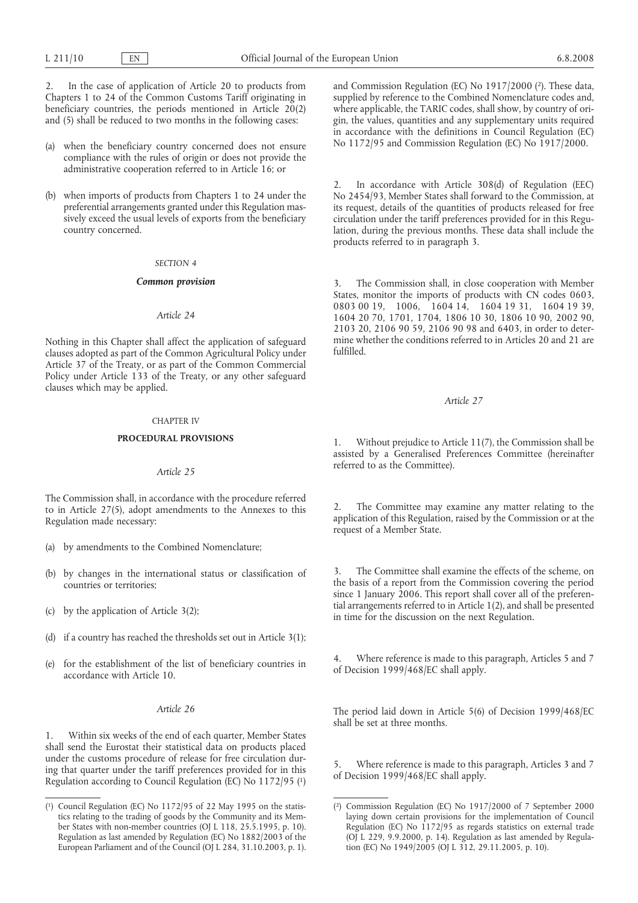2. In the case of application of Article 20 to products from Chapters 1 to 24 of the Common Customs Tariff originating in beneficiary countries, the periods mentioned in Article 20(2) and (5) shall be reduced to two months in the following cases:

(a) when the beneficiary country concerned does not ensure compliance with the rules of origin or does not provide the administrative cooperation referred to in Article 16; or

(b) when imports of products from Chapters 1 to 24 under the preferential arrangements granted under this Regulation massively exceed the usual levels of exports from the beneficiary country concerned.

### SECTION 4

### *Common provision*

*Article 24*

Nothing in this Chapter shall affect the application of safeguard clauses adopted as part of the Common Agricultural Policy under Article 37 of the Treaty, or as part of the Common Commercial Policy under Article 133 of the Treaty, or any other safeguard clauses which may be applied.

## CHAPTER IV

## PROCEDURAL PROVISIONS

*Article 25*

The Commission shall, in accordance with the procedure referred to in Article 27(5), adopt amendments to the Annexes to this Regulation made necessary:

(a) by amendments to the Combined Nomenclature;

(b) by changes in the international status or classification of countries or territories;

(c) by the application of Article 3(2);

(d) if a country has reached the thresholds set out in Article 3(1);

(e) for the establishment of the list of beneficiary countries in accordance with Article 10.

*Article 26*

1. Within six weeks of the end of each quarter, Member States shall send the Eurostat their statistical data on products placed under the customs procedure of release for free circulation during that quarter under the tariff preferences provided for in this Regulation according to Council Regulation (EC) No 1172/95 [1] and Commission Regulation (EC) No 1917/2000 [2]. These data, supplied by reference to the Combined Nomenclature codes and, where applicable, the TARIC codes, shall show, by country of origin, the values, quantities and any supplementary units required in accordance with the definitions in Council Regulation (EC) No 1172/95 and Commission Regulation (EC) No 1917/2000.

2. In accordance with Article 308(d) of Regulation (EEC) No 2454/93, Member States shall forward to the Commission, at its request, details of the quantities of products released for free circulation under the tariff preferences provided for in this Regulation, during the previous months. These data shall include the products referred to in paragraph 3.

3. The Commission shall, in close cooperation with Member States, monitor the imports of products with CN codes 0603, 0803 00 19, 1006, 1604 14, 1604 19 31, 1604 19 39, 1604 20 70, 1701, 1704, 1806 10 30, 1806 10 90, 2002 90, 2103 20, 2106 90 59, 2106 90 98 and 6403, in order to determine whether the conditions referred to in Articles 20 and 21 are fulfilled.

*Article 27*

1. Without prejudice to Article 11(7), the Commission shall be assisted by a Generalised Preferences Committee (hereinafter referred to as the Committee).

2. The Committee may examine any matter relating to the application of this Regulation, raised by the Commission or at the request of a Member State.

3. The Committee shall examine the effects of the scheme, on the basis of a report from the Commission covering the period since 1 January 2006. This report shall cover all of the preferential arrangements referred to in Article 1(2), and shall be presented in time for the discussion on the next Regulation.

4. Where reference is made to this paragraph, Articles 5 and 7 of Decision 1999/468/EC shall apply.

The period laid down in Article 5(6) of Decision 1999/468/EC shall be set at three months.

5. Where reference is made to this paragraph, Articles 3 and 7 of Decision 1999/468/EC shall apply.

---

[1] Council Regulation (EC) No 1172/95 of 22 May 1995 on the statistics relating to the trading of goods by the Community and its Member States with non-member countries (OJ L 118, 25.5.1995, p. 10). Regulation as last amended by Regulation (EC) No 1882/2003 of the European Parliament and of the Council (OJ L 284, 31.10.2003, p. 1).

[2] Commission Regulation (EC) No 1917/2000 of 7 September 2000 laying down certain provisions for the implementation of Council Regulation (EC) No 1172/95 as regards statistics on external trade (OJ L 229, 9.9.2000, p. 14). Regulation as last amended by Regulation (EC) No 1949/2005 (OJ L 312, 29.11.2005, p. 10).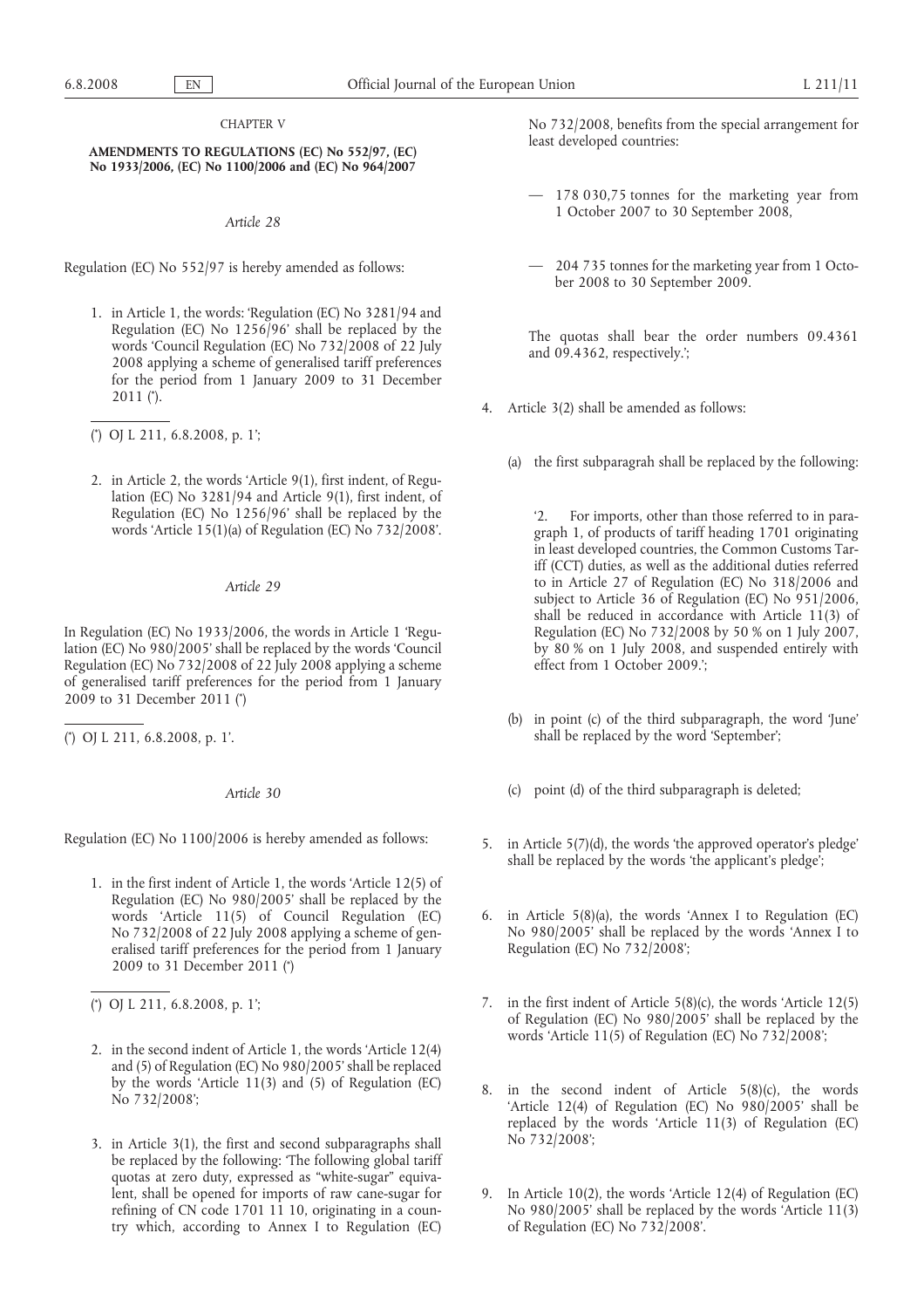CHAPTER V

**AMENDMENTS TO REGULATIONS (EC) No 552/97, (EC) No 1933/2006, (EC) No 1100/2006 and (EC) No 964/2007**

*Article 28*

Regulation (EC) No 552/97 is hereby amended as follows:

1. in Article 1, the words: 'Regulation (EC) No 3281/94 and Regulation (EC) No 1256/96' shall be replaced by the words 'Council Regulation (EC) No 732/2008 of 22 July 2008 applying a scheme of generalised tariff preferences for the period from 1 January 2009 to 31 December 2011 (*).

(*) OJ L 211, 6.8.2008, p. 1';

2. in Article 2, the words 'Article 9(1), first indent, of Regulation (EC) No 3281/94 and Article 9(1), first indent, of Regulation (EC) No 1256/96' shall be replaced by the words 'Article 15(1)(a) of Regulation (EC) No 732/2008'.

*Article 29*

In Regulation (EC) No 1933/2006, the words in Article 1 'Regulation (EC) No 980/2005' shall be replaced by the words 'Council Regulation (EC) No 732/2008 of 22 July 2008 applying a scheme of generalised tariff preferences for the period from 1 January 2009 to 31 December 2011 (*)

(*) OJ L 211, 6.8.2008, p. 1'.

*Article 30*

Regulation (EC) No 1100/2006 is hereby amended as follows:

1. in the first indent of Article 1, the words 'Article 12(5) of Regulation (EC) No 980/2005' shall be replaced by the words 'Article 11(5) of Council Regulation (EC) No 732/2008 of 22 July 2008 applying a scheme of generalised tariff preferences for the period from 1 January 2009 to 31 December 2011 (*)

(*) OJ L 211, 6.8.2008, p. 1';

2. in the second indent of Article 1, the words 'Article 12(4) and (5) of Regulation (EC) No 980/2005' shall be replaced by the words 'Article 11(3) and (5) of Regulation (EC) No 732/2008';

3. in Article 3(1), the first and second subparagraphs shall be replaced by the following: 'The following global tariff quotas at zero duty, expressed as "white-sugar" equivalent, shall be opened for imports of raw cane-sugar for refining of CN code 1701 11 10, originating in a country which, according to Annex I to Regulation (EC) No 732/2008, benefits from the special arrangement for least developed countries:

   — 178 030,75 tonnes for the marketing year from 1 October 2007 to 30 September 2008,

   — 204 735 tonnes for the marketing year from 1 October 2008 to 30 September 2009.

   The quotas shall bear the order numbers 09.4361 and 09.4362, respectively.';

4. Article 3(2) shall be amended as follows:

   (a) the first subparagrah shall be replaced by the following:

   '2. For imports, other than those referred to in paragraph 1, of products of tariff heading 1701 originating in least developed countries, the Common Customs Tariff (CCT) duties, as well as the additional duties referred to in Article 27 of Regulation (EC) No 318/2006 and subject to Article 36 of Regulation (EC) No 951/2006, shall be reduced in accordance with Article 11(3) of Regulation (EC) No 732/2008 by 50 % on 1 July 2007, by 80 % on 1 July 2008, and suspended entirely with effect from 1 October 2009.';

   (b) in point (c) of the third subparagraph, the word 'June' shall be replaced by the word 'September';

   (c) point (d) of the third subparagraph is deleted;

5. in Article 5(7)(d), the words 'the approved operator's pledge' shall be replaced by the words 'the applicant's pledge';

6. in Article 5(8)(a), the words 'Annex I to Regulation (EC) No 980/2005' shall be replaced by the words 'Annex I to Regulation (EC) No 732/2008';

7. in the first indent of Article 5(8)(c), the words 'Article 12(5) of Regulation (EC) No 980/2005' shall be replaced by the words 'Article 11(5) of Regulation (EC) No 732/2008';

8. in the second indent of Article 5(8)(c), the words 'Article 12(4) of Regulation (EC) No 980/2005' shall be replaced by the words 'Article 11(3) of Regulation (EC) No 732/2008';

9. In Article 10(2), the words 'Article 12(4) of Regulation (EC) No 980/2005' shall be replaced by the words 'Article 11(3) of Regulation (EC) No 732/2008'.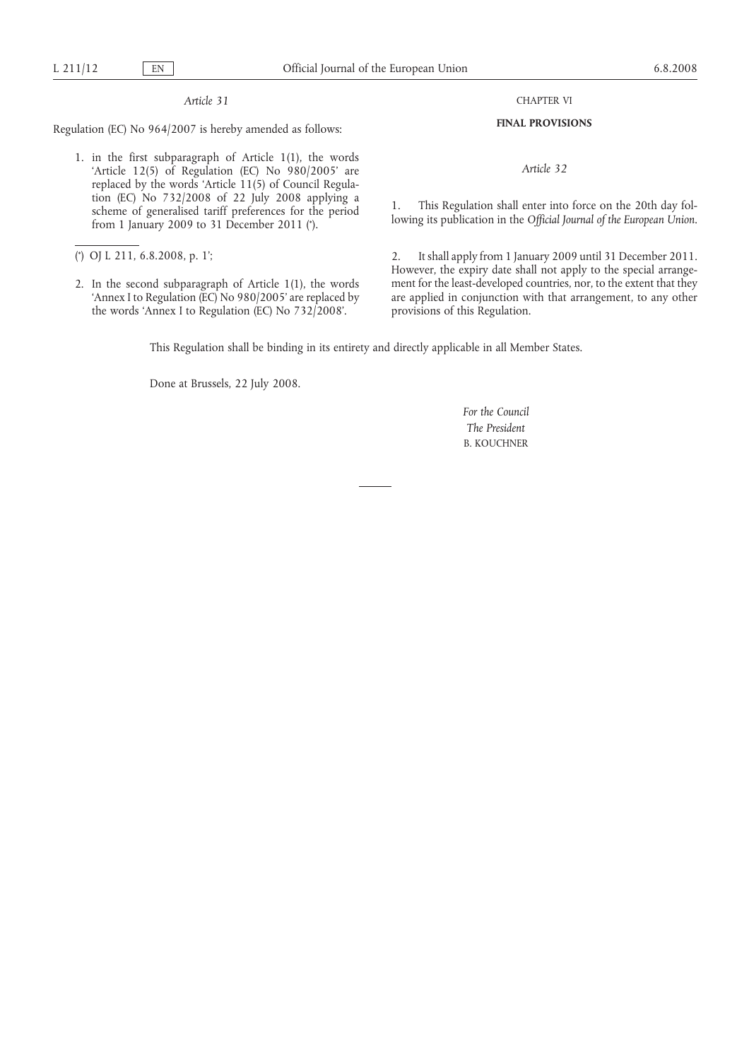*Article 31*

Regulation (EC) No 964/2007 is hereby amended as follows:

1. in the first subparagraph of Article 1(1), the words 'Article 12(5) of Regulation (EC) No 980/2005' are replaced by the words 'Article 11(5) of Council Regulation (EC) No 732/2008 of 22 July 2008 applying a scheme of generalised tariff preferences for the period from 1 January 2009 to 31 December 2011 (*).

(*) OJ L 211, 6.8.2008, p. 1';

2. In the second subparagraph of Article 1(1), the words 'Annex I to Regulation (EC) No 980/2005' are replaced by the words 'Annex I to Regulation (EC) No 732/2008'.

CHAPTER VI

**FINAL PROVISIONS**

*Article 32*

1. This Regulation shall enter into force on the 20th day following its publication in the *Official Journal of the European Union*.

2. It shall apply from 1 January 2009 until 31 December 2011. However, the expiry date shall not apply to the special arrangement for the least-developed countries, nor, to the extent that they are applied in conjunction with that arrangement, to any other provisions of this Regulation.

This Regulation shall be binding in its entirety and directly applicable in all Member States.

Done at Brussels, 22 July 2008.

*For the Council*
*The President*
B. KOUCHNER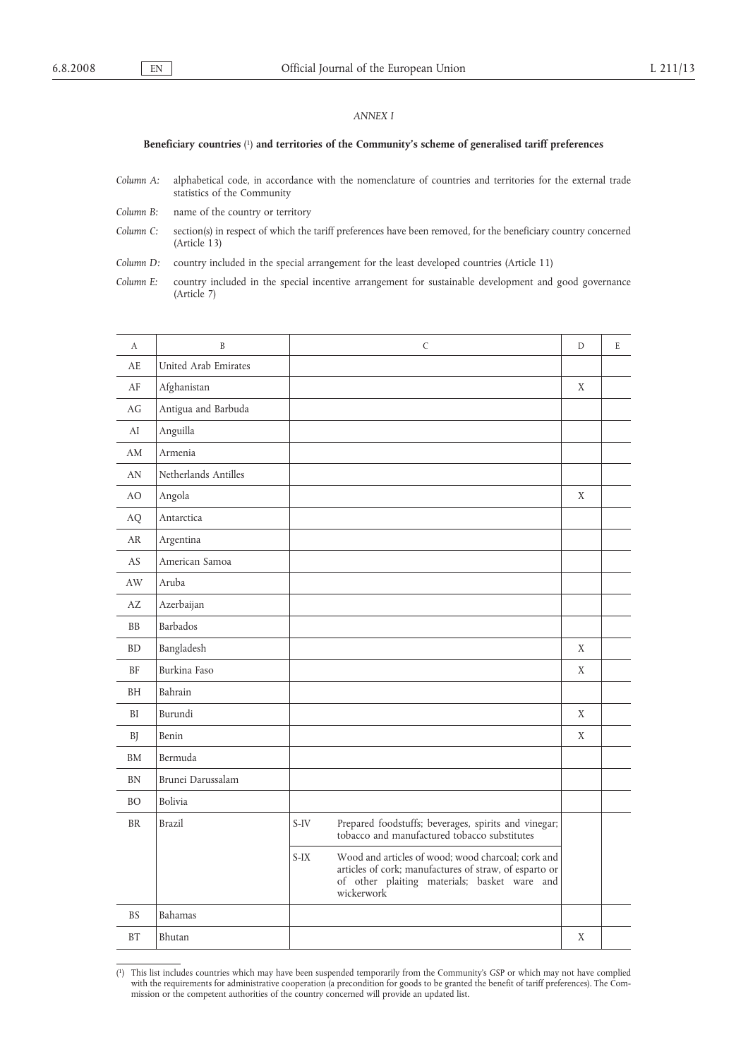*ANNEX I*

**Beneficiary countries** [1] **and territories of the Community's scheme of generalised tariff preferences**

*Column A:* alphabetical code, in accordance with the nomenclature of countries and territories for the external trade statistics of the Community

*Column B:* name of the country or territory

*Column C:* section(s) in respect of which the tariff preferences have been removed, for the beneficiary country concerned (Article 13)

*Column D:* country included in the special arrangement for the least developed countries (Article 11)

*Column E:* country included in the special incentive arrangement for sustainable development and good governance (Article 7)

| A | B | C | | D | E |
|---|---|---|---|---|---|
| AE | United Arab Emirates | | | | |
| AF | Afghanistan | | | X | |
| AG | Antigua and Barbuda | | | | |
| AI | Anguilla | | | | |
| AM | Armenia | | | | |
| AN | Netherlands Antilles | | | | |
| AO | Angola | | | X | |
| AQ | Antarctica | | | | |
| AR | Argentina | | | | |
| AS | American Samoa | | | | |
| AW | Aruba | | | | |
| AZ | Azerbaijan | | | | |
| BB | Barbados | | | | |
| BD | Bangladesh | | | X | |
| BF | Burkina Faso | | | X | |
| BH | Bahrain | | | | |
| BI | Burundi | | | X | |
| BJ | Benin | | | X | |
| BM | Bermuda | | | | |
| BN | Brunei Darussalam | | | | |
| BO | Bolivia | | | | |
| BR | Brazil | S-IV | Prepared foodstuffs; beverages, spirits and vinegar; tobacco and manufactured tobacco substitutes | | |
| | | S-IX | Wood and articles of wood; wood charcoal; cork and articles of cork; manufactures of straw, of esparto or of other plaiting materials; basket ware and wickerwork | | |
| BS | Bahamas | | | | |
| BT | Bhutan | | | X | |

[1] This list includes countries which may have been suspended temporarily from the Community's GSP or which may not have complied with the requirements for administrative cooperation (a precondition for goods to be granted the benefit of tariff preferences). The Commission or the competent authorities of the country concerned will provide an updated list.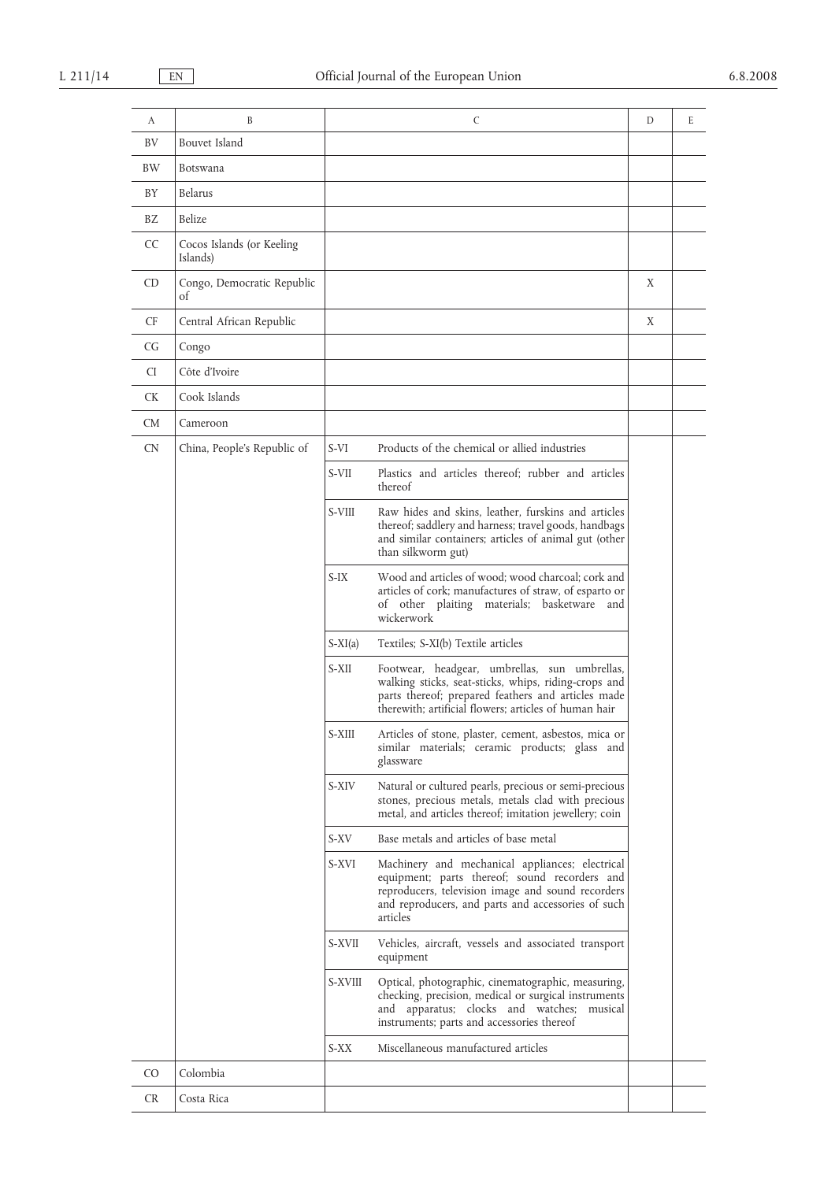| A | B | C | | D | E |
|---|---|---|---|---|---|
| BV | Bouvet Island | | | | |
| BW | Botswana | | | | |
| BY | Belarus | | | | |
| BZ | Belize | | | | |
| CC | Cocos Islands (or Keeling Islands) | | | | |
| CD | Congo, Democratic Republic of | | | X | |
| CF | Central African Republic | | | X | |
| CG | Congo | | | | |
| CI | Côte d'Ivoire | | | | |
| CK | Cook Islands | | | | |
| CM | Cameroon | | | | |
| CN | China, People's Republic of | S-VI | Products of the chemical or allied industries | | |
| | | S-VII | Plastics and articles thereof; rubber and articles thereof | | |
| | | S-VIII | Raw hides and skins, leather, furskins and articles thereof; saddlery and harness; travel goods, handbags and similar containers; articles of animal gut (other than silkworm gut) | | |
| | | S-IX | Wood and articles of wood; wood charcoal; cork and articles of cork; manufactures of straw, of esparto or of other plaiting materials; basketware and wickerwork | | |
| | | S-XI(a) | Textiles; S-XI(b) Textile articles | | |
| | | S-XII | Footwear, headgear, umbrellas, sun umbrellas, walking sticks, seat-sticks, whips, riding-crops and parts thereof; prepared feathers and articles made therewith; artificial flowers; articles of human hair | | |
| | | S-XIII | Articles of stone, plaster, cement, asbestos, mica or similar materials; ceramic products; glass and glassware | | |
| | | S-XIV | Natural or cultured pearls, precious or semi-precious stones, precious metals, metals clad with precious metal, and articles thereof; imitation jewellery; coin | | |
| | | S-XV | Base metals and articles of base metal | | |
| | | S-XVI | Machinery and mechanical appliances; electrical equipment; parts thereof; sound recorders and reproducers, television image and sound recorders and reproducers, and parts and accessories of such articles | | |
| | | S-XVII | Vehicles, aircraft, vessels and associated transport equipment | | |
| | | S-XVIII | Optical, photographic, cinematographic, measuring, checking, precision, medical or surgical instruments and apparatus; clocks and watches; musical instruments; parts and accessories thereof | | |
| | | S-XX | Miscellaneous manufactured articles | | |
| CO | Colombia | | | | |
| CR | Costa Rica | | | | |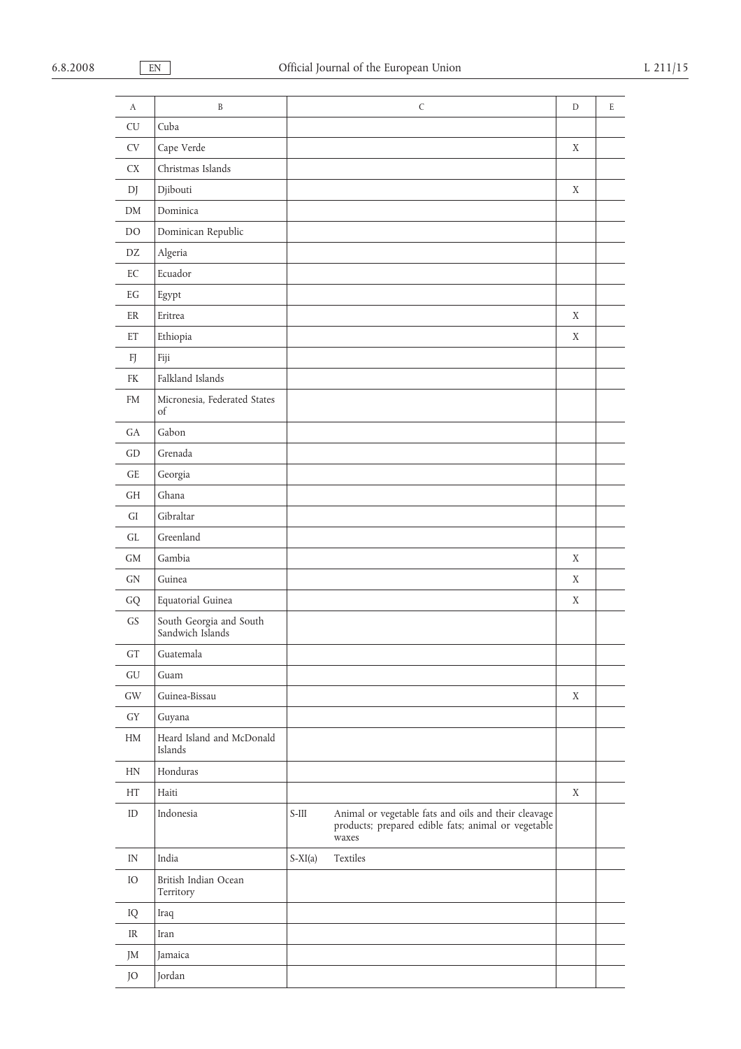| A | B | C | | D | E |
|---|---|---|---|---|---|
| CU | Cuba | | | | |
| CV | Cape Verde | | | X | |
| CX | Christmas Islands | | | | |
| DJ | Djibouti | | | X | |
| DM | Dominica | | | | |
| DO | Dominican Republic | | | | |
| DZ | Algeria | | | | |
| EC | Ecuador | | | | |
| EG | Egypt | | | | |
| ER | Eritrea | | | X | |
| ET | Ethiopia | | | X | |
| FJ | Fiji | | | | |
| FK | Falkland Islands | | | | |
| FM | Micronesia, Federated States of | | | | |
| GA | Gabon | | | | |
| GD | Grenada | | | | |
| GE | Georgia | | | | |
| GH | Ghana | | | | |
| GI | Gibraltar | | | | |
| GL | Greenland | | | | |
| GM | Gambia | | | X | |
| GN | Guinea | | | X | |
| GQ | Equatorial Guinea | | | X | |
| GS | South Georgia and South Sandwich Islands | | | | |
| GT | Guatemala | | | | |
| GU | Guam | | | | |
| GW | Guinea-Bissau | | | X | |
| GY | Guyana | | | | |
| HM | Heard Island and McDonald Islands | | | | |
| HN | Honduras | | | | |
| HT | Haiti | | | X | |
| ID | Indonesia | S-III | Animal or vegetable fats and oils and their cleavage products; prepared edible fats; animal or vegetable waxes | | |
| IN | India | S-XI(a) | Textiles | | |
| IO | British Indian Ocean Territory | | | | |
| IQ | Iraq | | | | |
| IR | Iran | | | | |
| JM | Jamaica | | | | |
| JO | Jordan | | | | |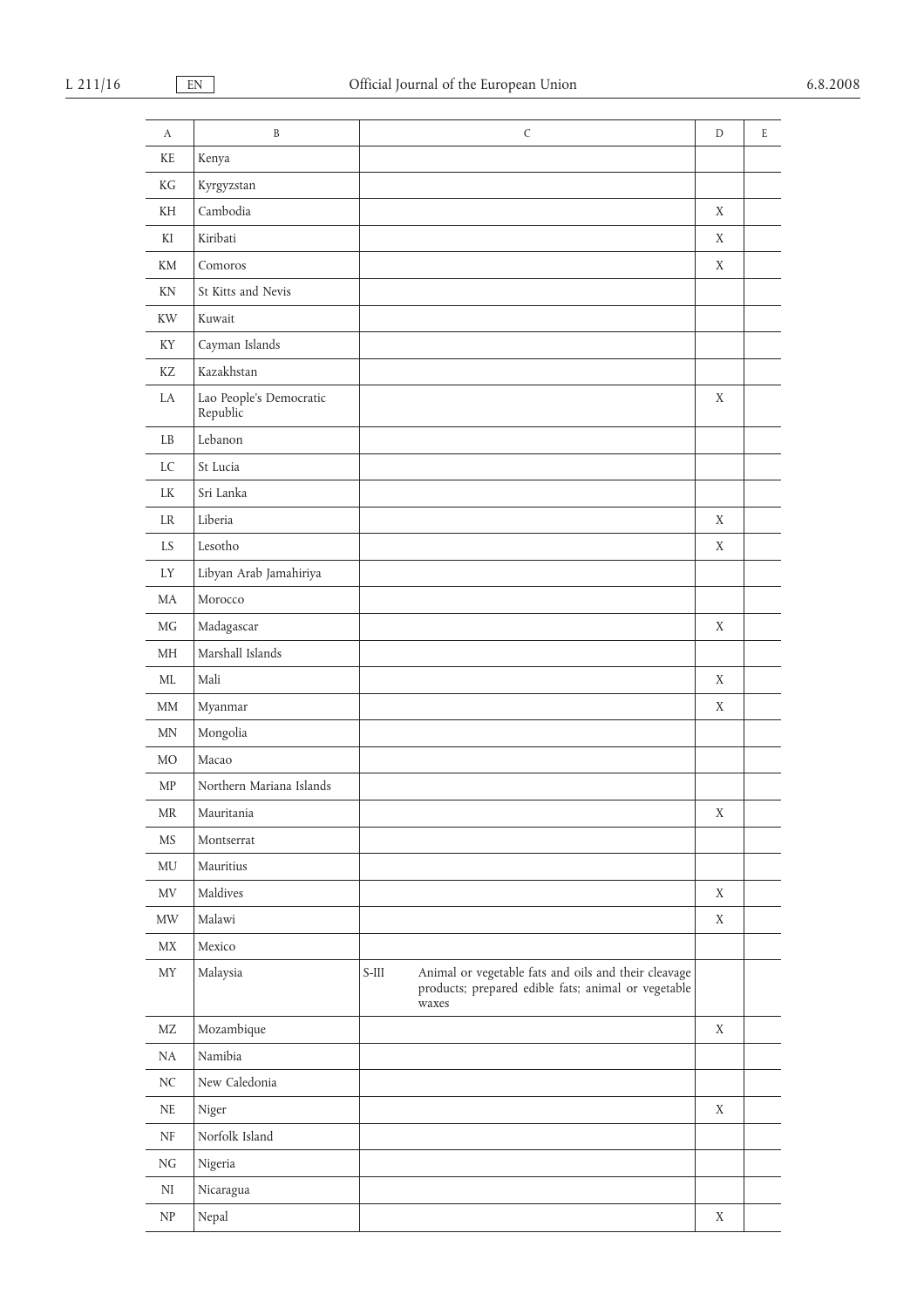| A | B | C | D | E |
|---|---|---|---|---|
| KE | Kenya | | | |
| KG | Kyrgyzstan | | | |
| KH | Cambodia | | X | |
| KI | Kiribati | | X | |
| KM | Comoros | | X | |
| KN | St Kitts and Nevis | | | |
| KW | Kuwait | | | |
| KY | Cayman Islands | | | |
| KZ | Kazakhstan | | | |
| LA | Lao People's Democratic Republic | | X | |
| LB | Lebanon | | | |
| LC | St Lucia | | | |
| LK | Sri Lanka | | | |
| LR | Liberia | | X | |
| LS | Lesotho | | X | |
| LY | Libyan Arab Jamahiriya | | | |
| MA | Morocco | | | |
| MG | Madagascar | | X | |
| MH | Marshall Islands | | | |
| ML | Mali | | X | |
| MM | Myanmar | | X | |
| MN | Mongolia | | | |
| MO | Macao | | | |
| MP | Northern Mariana Islands | | | |
| MR | Mauritania | | X | |
| MS | Montserrat | | | |
| MU | Mauritius | | | |
| MV | Maldives | | X | |
| MW | Malawi | | X | |
| MX | Mexico | | | |
| MY | Malaysia | S-III Animal or vegetable fats and oils and their cleavage products; prepared edible fats; animal or vegetable waxes | | |
| MZ | Mozambique | | X | |
| NA | Namibia | | | |
| NC | New Caledonia | | | |
| NE | Niger | | X | |
| NF | Norfolk Island | | | |
| NG | Nigeria | | | |
| NI | Nicaragua | | | |
| NP | Nepal | | X | |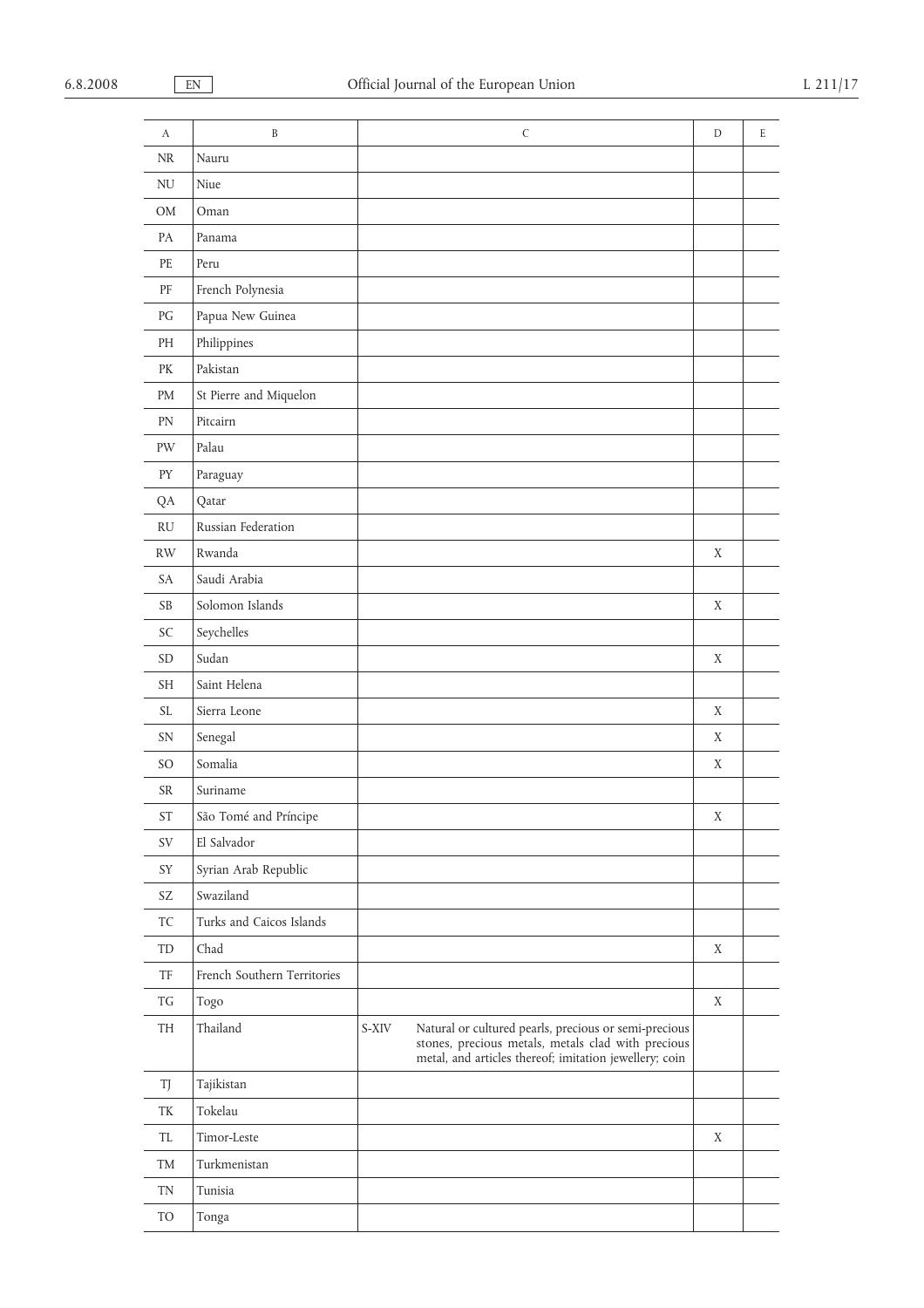| A | B | C | D | E |
|---|---|---|---|---|
| NR | Nauru | | | |
| NU | Niue | | | |
| OM | Oman | | | |
| PA | Panama | | | |
| PE | Peru | | | |
| PF | French Polynesia | | | |
| PG | Papua New Guinea | | | |
| PH | Philippines | | | |
| PK | Pakistan | | | |
| PM | St Pierre and Miquelon | | | |
| PN | Pitcairn | | | |
| PW | Palau | | | |
| PY | Paraguay | | | |
| QA | Qatar | | | |
| RU | Russian Federation | | | |
| RW | Rwanda | | X | |
| SA | Saudi Arabia | | | |
| SB | Solomon Islands | | X | |
| SC | Seychelles | | | |
| SD | Sudan | | X | |
| SH | Saint Helena | | | |
| SL | Sierra Leone | | X | |
| SN | Senegal | | X | |
| SO | Somalia | | X | |
| SR | Suriname | | | |
| ST | São Tomé and Príncipe | | X | |
| SV | El Salvador | | | |
| SY | Syrian Arab Republic | | | |
| SZ | Swaziland | | | |
| TC | Turks and Caicos Islands | | | |
| TD | Chad | | X | |
| TF | French Southern Territories | | | |
| TG | Togo | | X | |
| TH | Thailand | S-XIV Natural or cultured pearls, precious or semi-precious stones, precious metals, metals clad with precious metal, and articles thereof; imitation jewellery; coin | | |
| TJ | Tajikistan | | | |
| TK | Tokelau | | | |
| TL | Timor-Leste | | X | |
| TM | Turkmenistan | | | |
| TN | Tunisia | | | |
| TO | Tonga | | | |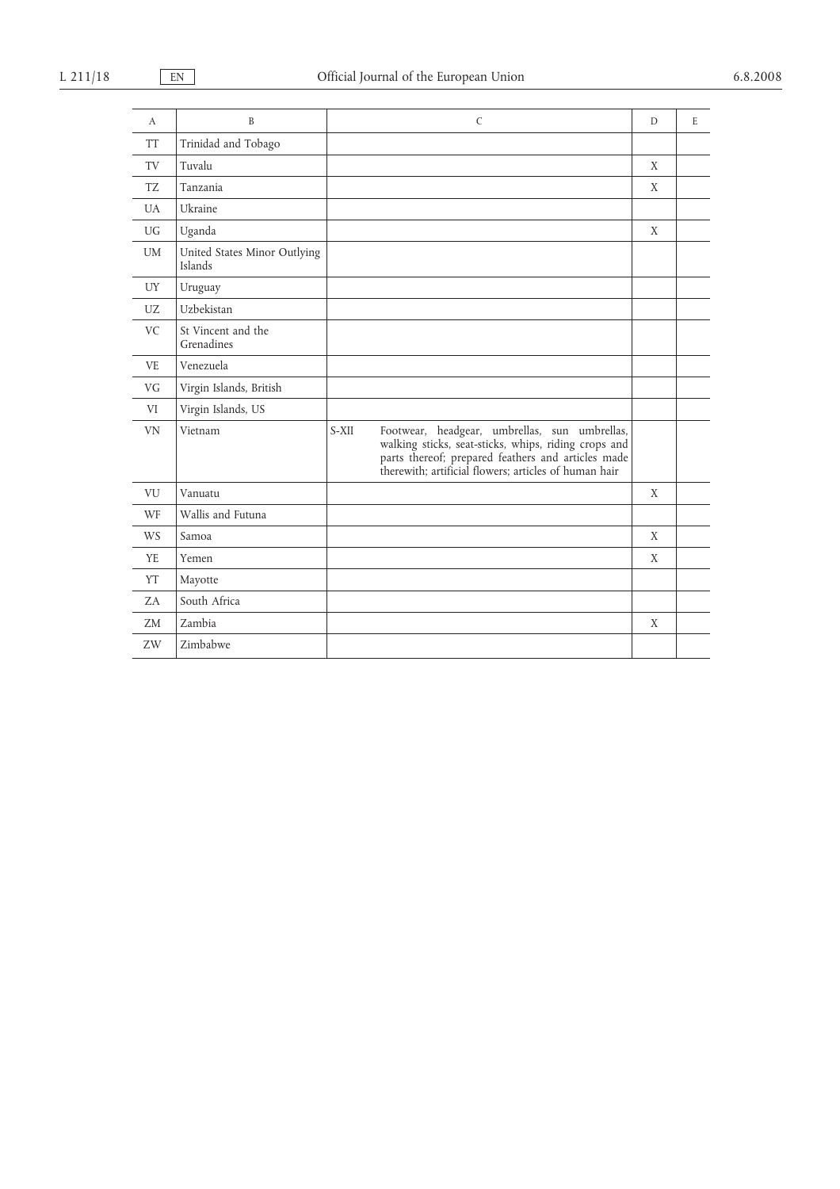| A | B | C | | D | E |
|---|---|---|---|---|---|
| TT | Trinidad and Tobago | | | | |
| TV | Tuvalu | | | X | |
| TZ | Tanzania | | | X | |
| UA | Ukraine | | | | |
| UG | Uganda | | | X | |
| UM | United States Minor Outlying Islands | | | | |
| UY | Uruguay | | | | |
| UZ | Uzbekistan | | | | |
| VC | St Vincent and the Grenadines | | | | |
| VE | Venezuela | | | | |
| VG | Virgin Islands, British | | | | |
| VI | Virgin Islands, US | | | | |
| VN | Vietnam | S-XII | Footwear, headgear, umbrellas, sun umbrellas, walking sticks, seat-sticks, whips, riding crops and parts thereof; prepared feathers and articles made therewith; artificial flowers; articles of human hair | | |
| VU | Vanuatu | | | X | |
| WF | Wallis and Futuna | | | | |
| WS | Samoa | | | X | |
| YE | Yemen | | | X | |
| YT | Mayotte | | | | |
| ZA | South Africa | | | | |
| ZM | Zambia | | | X | |
| ZW | Zimbabwe | | | | |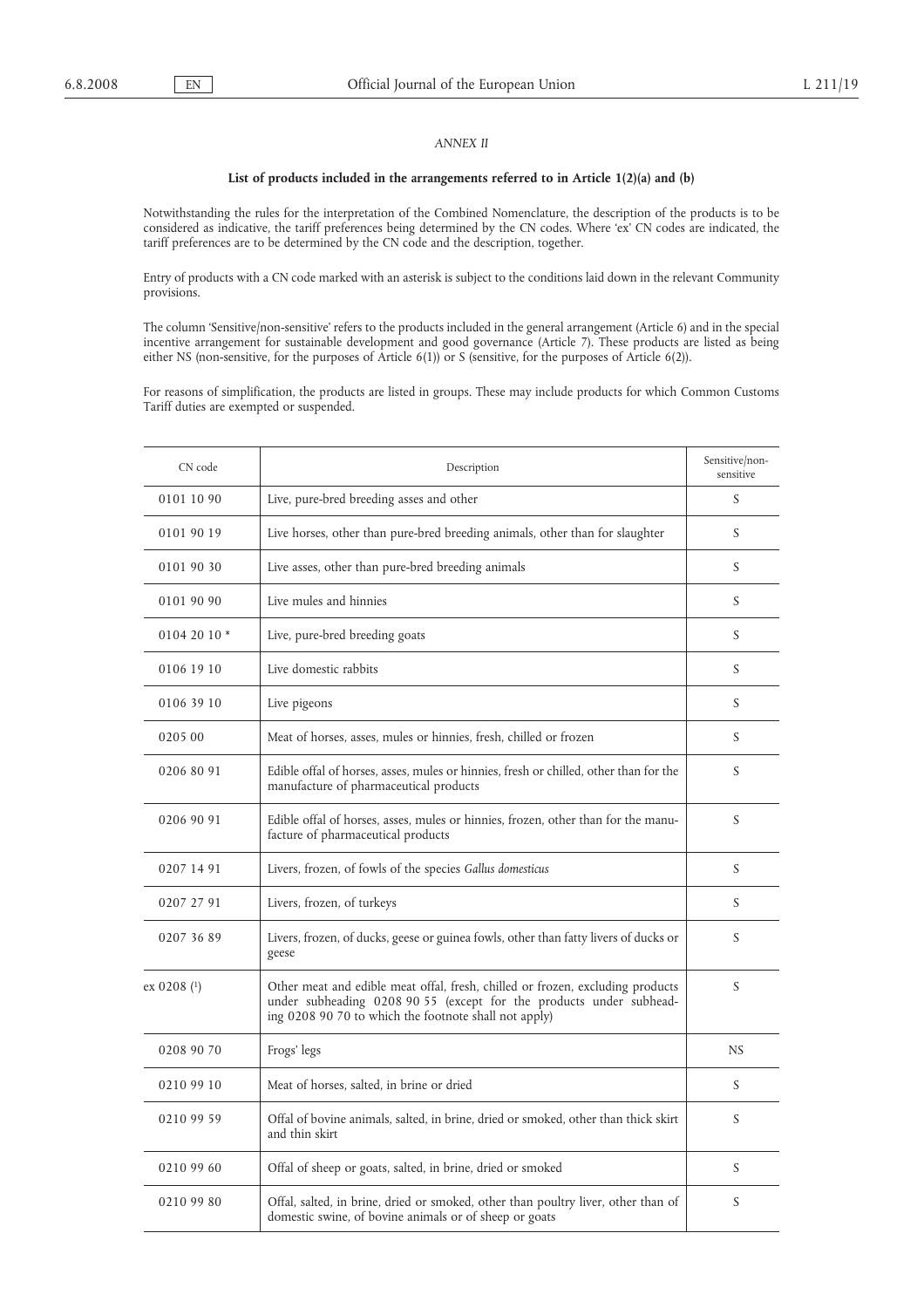*ANNEX II*

**List of products included in the arrangements referred to in Article 1(2)(a) and (b)**

Notwithstanding the rules for the interpretation of the Combined Nomenclature, the description of the products is to be considered as indicative, the tariff preferences being determined by the CN codes. Where 'ex' CN codes are indicated, the tariff preferences are to be determined by the CN code and the description, together.

Entry of products with a CN code marked with an asterisk is subject to the conditions laid down in the relevant Community provisions.

The column 'Sensitive/non-sensitive' refers to the products included in the general arrangement (Article 6) and in the special incentive arrangement for sustainable development and good governance (Article 7). These products are listed as being either NS (non-sensitive, for the purposes of Article 6(1)) or S (sensitive, for the purposes of Article 6(2)).

For reasons of simplification, the products are listed in groups. These may include products for which Common Customs Tariff duties are exempted or suspended.

| CN code | Description | Sensitive/non-sensitive |
|---|---|---|
| 0101 10 90 | Live, pure-bred breeding asses and other | S |
| 0101 90 19 | Live horses, other than pure-bred breeding animals, other than for slaughter | S |
| 0101 90 30 | Live asses, other than pure-bred breeding animals | S |
| 0101 90 90 | Live mules and hinnies | S |
| 0104 20 10 * | Live, pure-bred breeding goats | S |
| 0106 19 10 | Live domestic rabbits | S |
| 0106 39 10 | Live pigeons | S |
| 0205 00 | Meat of horses, asses, mules or hinnies, fresh, chilled or frozen | S |
| 0206 80 91 | Edible offal of horses, asses, mules or hinnies, fresh or chilled, other than for the manufacture of pharmaceutical products | S |
| 0206 90 91 | Edible offal of horses, asses, mules or hinnies, frozen, other than for the manufacture of pharmaceutical products | S |
| 0207 14 91 | Livers, frozen, of fowls of the species *Gallus domesticus* | S |
| 0207 27 91 | Livers, frozen, of turkeys | S |
| 0207 36 89 | Livers, frozen, of ducks, geese or guinea fowls, other than fatty livers of ducks or geese | S |
| ex 0208 (1) | Other meat and edible meat offal, fresh, chilled or frozen, excluding products under subheading 0208 90 55 (except for the products under subheading 0208 90 70 to which the footnote shall not apply) | S |
| 0208 90 70 | Frogs' legs | NS |
| 0210 99 10 | Meat of horses, salted, in brine or dried | S |
| 0210 99 59 | Offal of bovine animals, salted, in brine, dried or smoked, other than thick skirt and thin skirt | S |
| 0210 99 60 | Offal of sheep or goats, salted, in brine, dried or smoked | S |
| 0210 99 80 | Offal, salted, in brine, dried or smoked, other than poultry liver, other than of domestic swine, of bovine animals or of sheep or goats | S |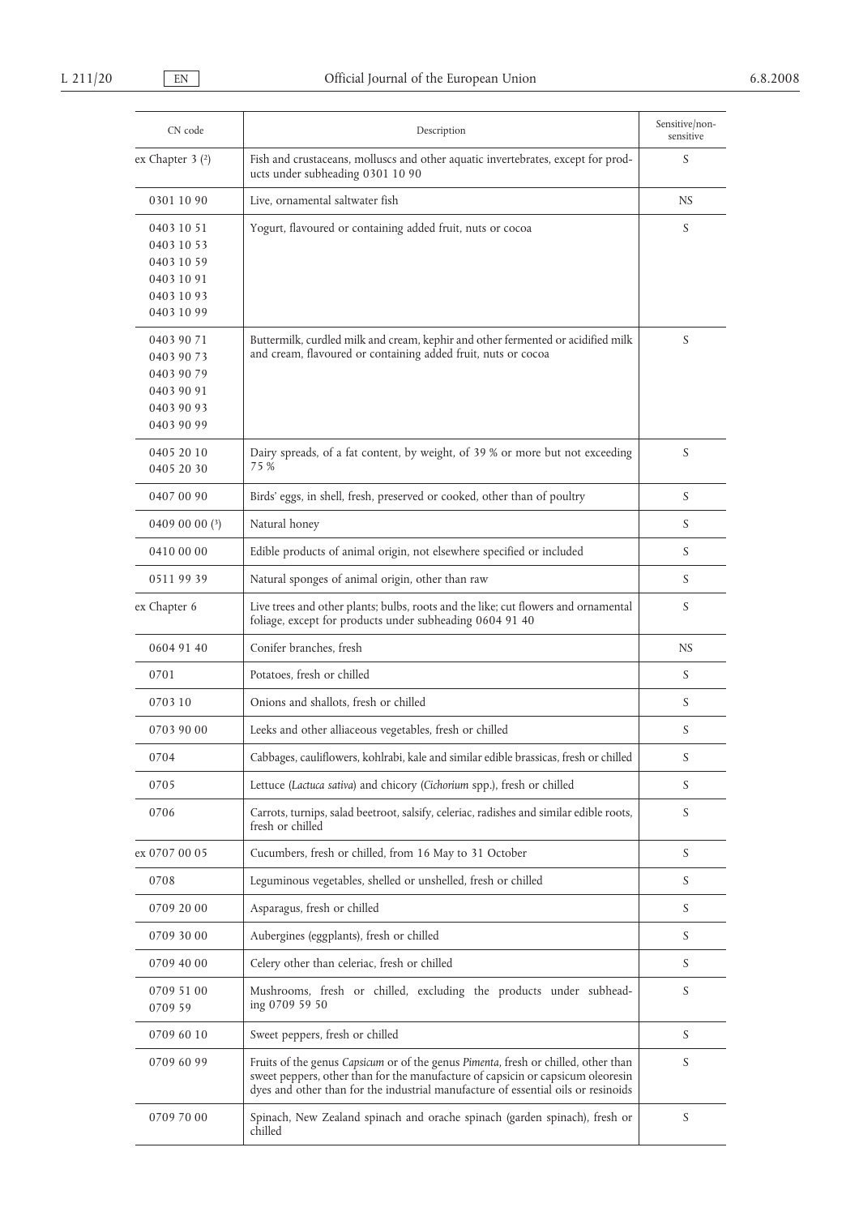| CN code | Description | Sensitive/non-sensitive |
|---|---|---|
| ex Chapter 3 ([2]) | Fish and crustaceans, molluscs and other aquatic invertebrates, except for products under subheading 0301 10 90 | S |
| 0301 10 90 | Live, ornamental saltwater fish | NS |
| 0403 10 51<br>0403 10 53<br>0403 10 59<br>0403 10 91<br>0403 10 93<br>0403 10 99 | Yogurt, flavoured or containing added fruit, nuts or cocoa | S |
| 0403 90 71<br>0403 90 73<br>0403 90 79<br>0403 90 91<br>0403 90 93<br>0403 90 99 | Buttermilk, curdled milk and cream, kephir and other fermented or acidified milk and cream, flavoured or containing added fruit, nuts or cocoa | S |
| 0405 20 10<br>0405 20 30 | Dairy spreads, of a fat content, by weight, of 39 % or more but not exceeding 75 % | S |
| 0407 00 90 | Birds' eggs, in shell, fresh, preserved or cooked, other than of poultry | S |
| 0409 00 00 ([3]) | Natural honey | S |
| 0410 00 00 | Edible products of animal origin, not elsewhere specified or included | S |
| 0511 99 39 | Natural sponges of animal origin, other than raw | S |
| ex Chapter 6 | Live trees and other plants; bulbs, roots and the like; cut flowers and ornamental foliage, except for products under subheading 0604 91 40 | S |
| 0604 91 40 | Conifer branches, fresh | NS |
| 0701 | Potatoes, fresh or chilled | S |
| 0703 10 | Onions and shallots, fresh or chilled | S |
| 0703 90 00 | Leeks and other alliaceous vegetables, fresh or chilled | S |
| 0704 | Cabbages, cauliflowers, kohlrabi, kale and similar edible brassicas, fresh or chilled | S |
| 0705 | Lettuce (*Lactuca sativa*) and chicory (*Cichorium* spp.), fresh or chilled | S |
| 0706 | Carrots, turnips, salad beetroot, salsify, celeriac, radishes and similar edible roots, fresh or chilled | S |
| ex 0707 00 05 | Cucumbers, fresh or chilled, from 16 May to 31 October | S |
| 0708 | Leguminous vegetables, shelled or unshelled, fresh or chilled | S |
| 0709 20 00 | Asparagus, fresh or chilled | S |
| 0709 30 00 | Aubergines (eggplants), fresh or chilled | S |
| 0709 40 00 | Celery other than celeriac, fresh or chilled | S |
| 0709 51 00<br>0709 59 | Mushrooms, fresh or chilled, excluding the products under subheading 0709 59 50 | S |
| 0709 60 10 | Sweet peppers, fresh or chilled | S |
| 0709 60 99 | Fruits of the genus *Capsicum* or of the genus *Pimenta*, fresh or chilled, other than sweet peppers, other than for the manufacture of capsicin or capsicum oleoresin dyes and other than for the industrial manufacture of essential oils or resinoids | S |
| 0709 70 00 | Spinach, New Zealand spinach and orache spinach (garden spinach), fresh or chilled | S |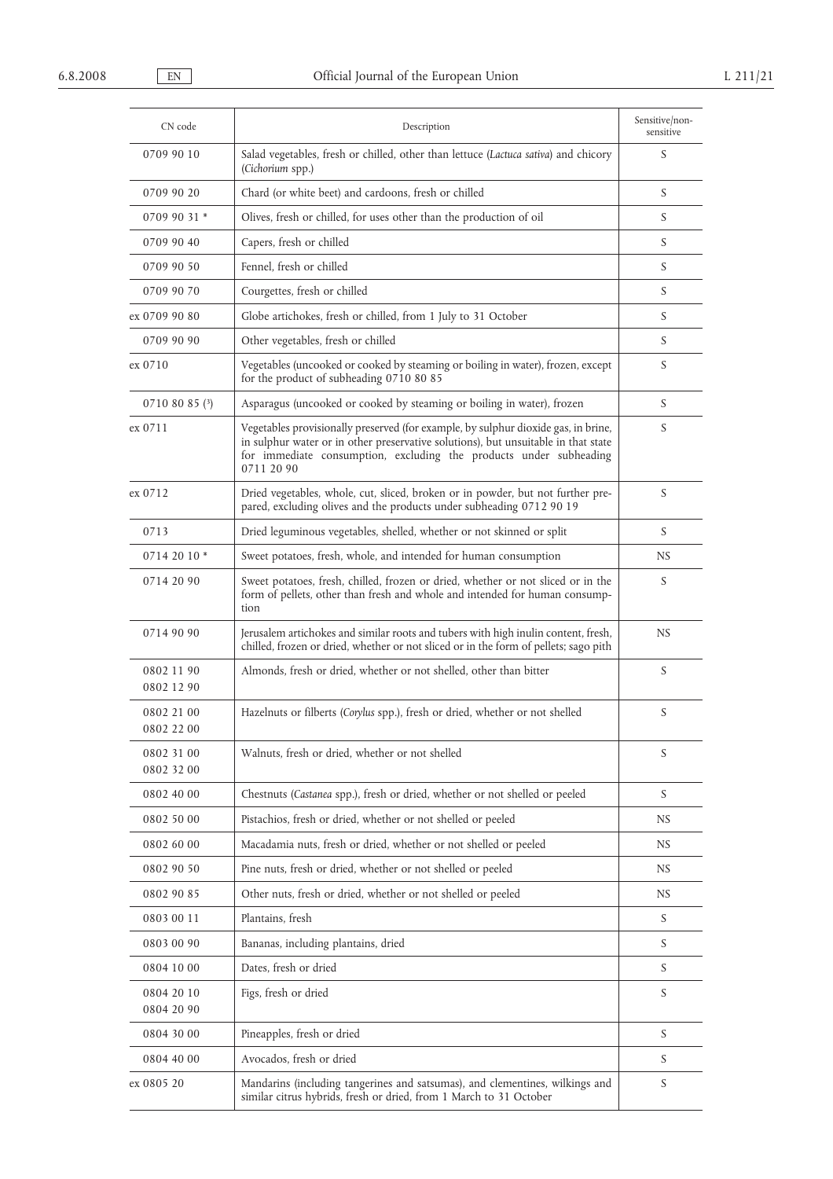| CN code | Description | Sensitive/non-sensitive |
|---|---|---|
| 0709 90 10 | Salad vegetables, fresh or chilled, other than lettuce (*Lactuca sativa*) and chicory (*Cichorium* spp.) | S |
| 0709 90 20 | Chard (or white beet) and cardoons, fresh or chilled | S |
| 0709 90 31 * | Olives, fresh or chilled, for uses other than the production of oil | S |
| 0709 90 40 | Capers, fresh or chilled | S |
| 0709 90 50 | Fennel, fresh or chilled | S |
| 0709 90 70 | Courgettes, fresh or chilled | S |
| ex 0709 90 80 | Globe artichokes, fresh or chilled, from 1 July to 31 October | S |
| 0709 90 90 | Other vegetables, fresh or chilled | S |
| ex 0710 | Vegetables (uncooked or cooked by steaming or boiling in water), frozen, except for the product of subheading 0710 80 85 | S |
| 0710 80 85 (3) | Asparagus (uncooked or cooked by steaming or boiling in water), frozen | S |
| ex 0711 | Vegetables provisionally preserved (for example, by sulphur dioxide gas, in brine, in sulphur water or in other preservative solutions), but unsuitable in that state for immediate consumption, excluding the products under subheading 0711 20 90 | S |
| ex 0712 | Dried vegetables, whole, cut, sliced, broken or in powder, but not further prepared, excluding olives and the products under subheading 0712 90 19 | S |
| 0713 | Dried leguminous vegetables, shelled, whether or not skinned or split | S |
| 0714 20 10 * | Sweet potatoes, fresh, whole, and intended for human consumption | NS |
| 0714 20 90 | Sweet potatoes, fresh, chilled, frozen or dried, whether or not sliced or in the form of pellets, other than fresh and whole and intended for human consumption | S |
| 0714 90 90 | Jerusalem artichokes and similar roots and tubers with high inulin content, fresh, chilled, frozen or dried, whether or not sliced or in the form of pellets; sago pith | NS |
| 0802 11 90<br>0802 12 90 | Almonds, fresh or dried, whether or not shelled, other than bitter | S |
| 0802 21 00<br>0802 22 00 | Hazelnuts or filberts (*Corylus* spp.), fresh or dried, whether or not shelled | S |
| 0802 31 00<br>0802 32 00 | Walnuts, fresh or dried, whether or not shelled | S |
| 0802 40 00 | Chestnuts (*Castanea* spp.), fresh or dried, whether or not shelled or peeled | S |
| 0802 50 00 | Pistachios, fresh or dried, whether or not shelled or peeled | NS |
| 0802 60 00 | Macadamia nuts, fresh or dried, whether or not shelled or peeled | NS |
| 0802 90 50 | Pine nuts, fresh or dried, whether or not shelled or peeled | NS |
| 0802 90 85 | Other nuts, fresh or dried, whether or not shelled or peeled | NS |
| 0803 00 11 | Plantains, fresh | S |
| 0803 00 90 | Bananas, including plantains, dried | S |
| 0804 10 00 | Dates, fresh or dried | S |
| 0804 20 10<br>0804 20 90 | Figs, fresh or dried | S |
| 0804 30 00 | Pineapples, fresh or dried | S |
| 0804 40 00 | Avocados, fresh or dried | S |
| ex 0805 20 | Mandarins (including tangerines and satsumas), and clementines, wilkings and similar citrus hybrids, fresh or dried, from 1 March to 31 October | S |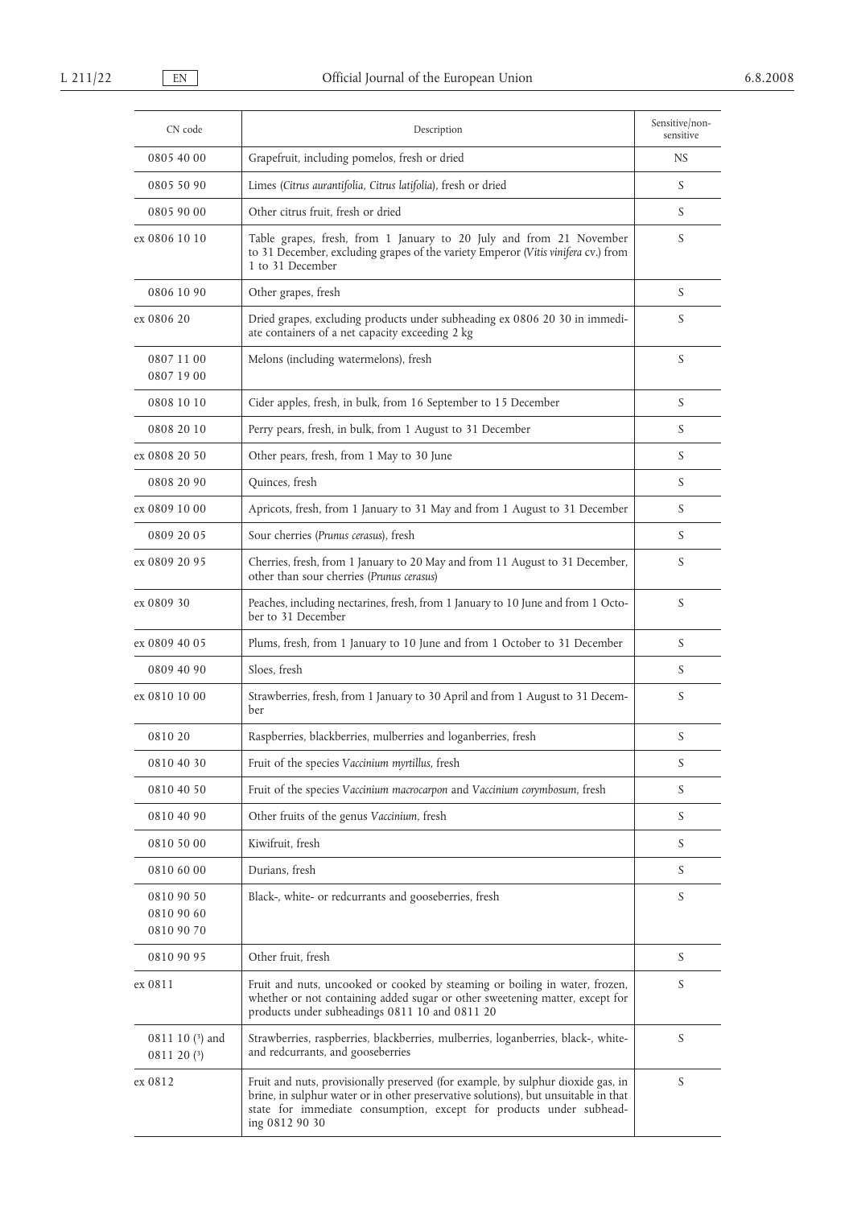| CN code | Description | Sensitive/non-sensitive |
|---|---|---|
| 0805 40 00 | Grapefruit, including pomelos, fresh or dried | NS |
| 0805 50 90 | Limes (*Citrus aurantifolia, Citrus latifolia*), fresh or dried | S |
| 0805 90 00 | Other citrus fruit, fresh or dried | S |
| ex 0806 10 10 | Table grapes, fresh, from 1 January to 20 July and from 21 November to 31 December, excluding grapes of the variety Emperor (*Vitis vinifera* cv.) from 1 to 31 December | S |
| 0806 10 90 | Other grapes, fresh | S |
| ex 0806 20 | Dried grapes, excluding products under subheading ex 0806 20 30 in immediate containers of a net capacity exceeding 2 kg | S |
| 0807 11 00<br>0807 19 00 | Melons (including watermelons), fresh | S |
| 0808 10 10 | Cider apples, fresh, in bulk, from 16 September to 15 December | S |
| 0808 20 10 | Perry pears, fresh, in bulk, from 1 August to 31 December | S |
| ex 0808 20 50 | Other pears, fresh, from 1 May to 30 June | S |
| 0808 20 90 | Quinces, fresh | S |
| ex 0809 10 00 | Apricots, fresh, from 1 January to 31 May and from 1 August to 31 December | S |
| 0809 20 05 | Sour cherries (*Prunus cerasus*), fresh | S |
| ex 0809 20 95 | Cherries, fresh, from 1 January to 20 May and from 11 August to 31 December, other than sour cherries (*Prunus cerasus*) | S |
| ex 0809 30 | Peaches, including nectarines, fresh, from 1 January to 10 June and from 1 October to 31 December | S |
| ex 0809 40 05 | Plums, fresh, from 1 January to 10 June and from 1 October to 31 December | S |
| 0809 40 90 | Sloes, fresh | S |
| ex 0810 10 00 | Strawberries, fresh, from 1 January to 30 April and from 1 August to 31 December | S |
| 0810 20 | Raspberries, blackberries, mulberries and loganberries, fresh | S |
| 0810 40 30 | Fruit of the species *Vaccinium myrtillus*, fresh | S |
| 0810 40 50 | Fruit of the species *Vaccinium macrocarpon* and *Vaccinium corymbosum*, fresh | S |
| 0810 40 90 | Other fruits of the genus *Vaccinium*, fresh | S |
| 0810 50 00 | Kiwifruit, fresh | S |
| 0810 60 00 | Durians, fresh | S |
| 0810 90 50<br>0810 90 60<br>0810 90 70 | Black-, white- or redcurrants and gooseberries, fresh | S |
| 0810 90 95 | Other fruit, fresh | S |
| ex 0811 | Fruit and nuts, uncooked or cooked by steaming or boiling in water, frozen, whether or not containing added sugar or other sweetening matter, except for products under subheadings 0811 10 and 0811 20 | S |
| 0811 10 [3] and 0811 20 [3] | Strawberries, raspberries, blackberries, mulberries, loganberries, black-, white- and redcurrants, and gooseberries | S |
| ex 0812 | Fruit and nuts, provisionally preserved (for example, by sulphur dioxide gas, in brine, in sulphur water or in other preservative solutions), but unsuitable in that state for immediate consumption, except for products under subheading 0812 90 30 | S |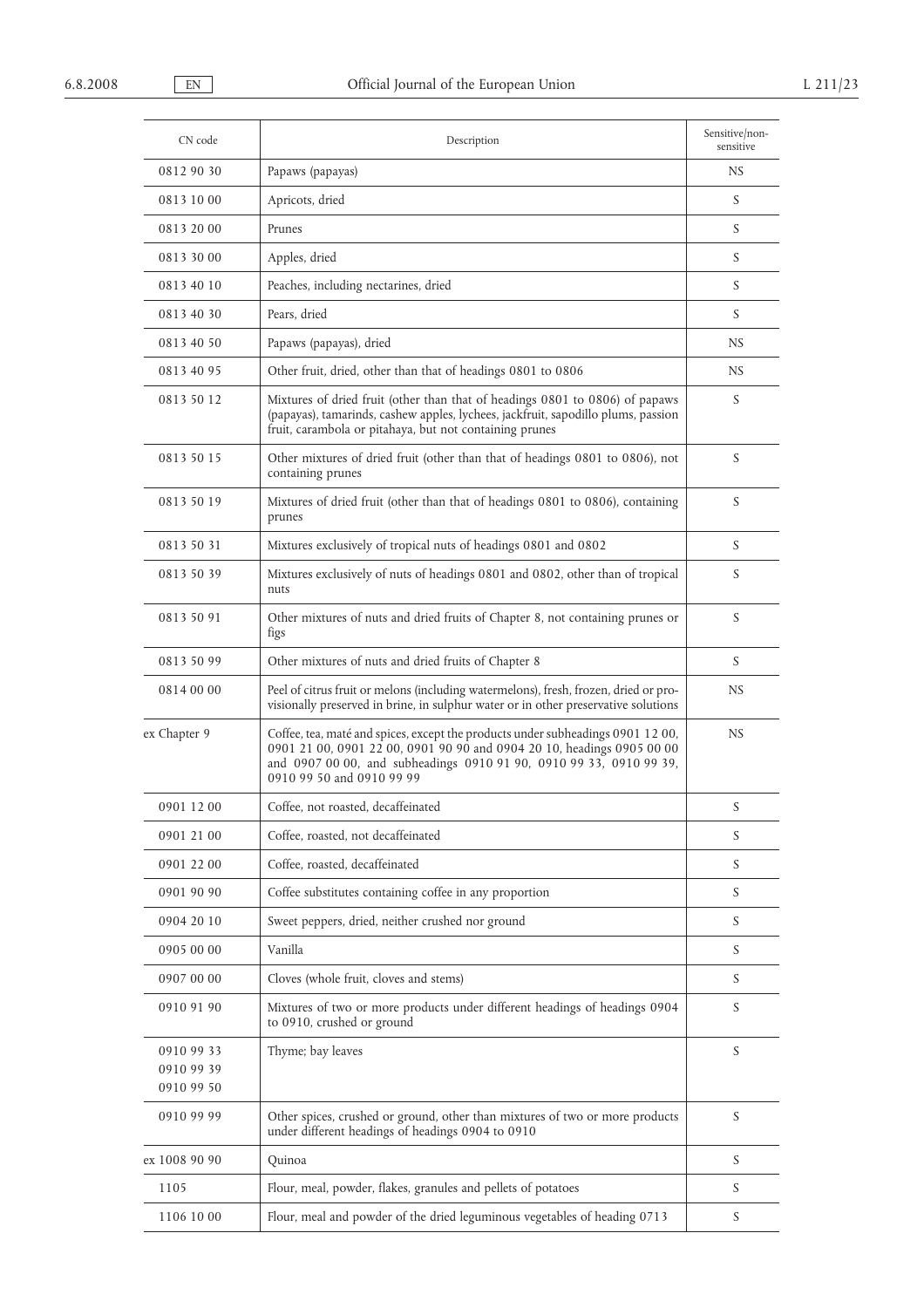| CN code | Description | Sensitive/non-sensitive |
|---|---|---|
| 0812 90 30 | Papaws (papayas) | NS |
| 0813 10 00 | Apricots, dried | S |
| 0813 20 00 | Prunes | S |
| 0813 30 00 | Apples, dried | S |
| 0813 40 10 | Peaches, including nectarines, dried | S |
| 0813 40 30 | Pears, dried | S |
| 0813 40 50 | Papaws (papayas), dried | NS |
| 0813 40 95 | Other fruit, dried, other than that of headings 0801 to 0806 | NS |
| 0813 50 12 | Mixtures of dried fruit (other than that of headings 0801 to 0806) of papaws (papayas), tamarinds, cashew apples, lychees, jackfruit, sapodillo plums, passion fruit, carambola or pitahaya, but not containing prunes | S |
| 0813 50 15 | Other mixtures of dried fruit (other than that of headings 0801 to 0806), not containing prunes | S |
| 0813 50 19 | Mixtures of dried fruit (other than that of headings 0801 to 0806), containing prunes | S |
| 0813 50 31 | Mixtures exclusively of tropical nuts of headings 0801 and 0802 | S |
| 0813 50 39 | Mixtures exclusively of nuts of headings 0801 and 0802, other than of tropical nuts | S |
| 0813 50 91 | Other mixtures of nuts and dried fruits of Chapter 8, not containing prunes or figs | S |
| 0813 50 99 | Other mixtures of nuts and dried fruits of Chapter 8 | S |
| 0814 00 00 | Peel of citrus fruit or melons (including watermelons), fresh, frozen, dried or provisionally preserved in brine, in sulphur water or in other preservative solutions | NS |
| ex Chapter 9 | Coffee, tea, maté and spices, except the products under subheadings 0901 12 00, 0901 21 00, 0901 22 00, 0901 90 90 and 0904 20 10, headings 0905 00 00 and 0907 00 00, and subheadings 0910 91 90, 0910 99 33, 0910 99 39, 0910 99 50 and 0910 99 99 | NS |
| 0901 12 00 | Coffee, not roasted, decaffeinated | S |
| 0901 21 00 | Coffee, roasted, not decaffeinated | S |
| 0901 22 00 | Coffee, roasted, decaffeinated | S |
| 0901 90 90 | Coffee substitutes containing coffee in any proportion | S |
| 0904 20 10 | Sweet peppers, dried, neither crushed nor ground | S |
| 0905 00 00 | Vanilla | S |
| 0907 00 00 | Cloves (whole fruit, cloves and stems) | S |
| 0910 91 90 | Mixtures of two or more products under different headings of headings 0904 to 0910, crushed or ground | S |
| 0910 99 33<br>0910 99 39<br>0910 99 50 | Thyme; bay leaves | S |
| 0910 99 99 | Other spices, crushed or ground, other than mixtures of two or more products under different headings of headings 0904 to 0910 | S |
| ex 1008 90 90 | Quinoa | S |
| 1105 | Flour, meal, powder, flakes, granules and pellets of potatoes | S |
| 1106 10 00 | Flour, meal and powder of the dried leguminous vegetables of heading 0713 | S |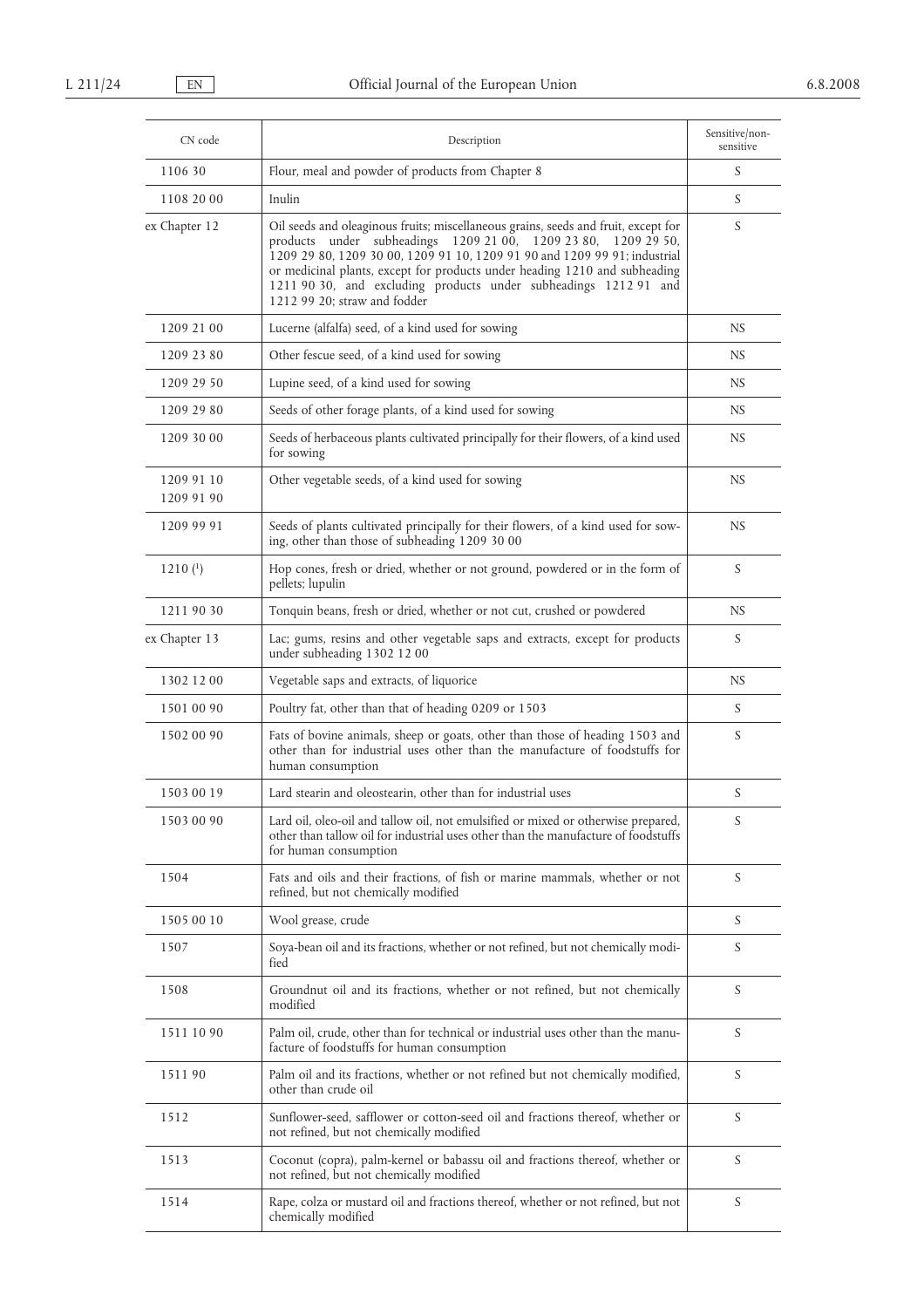| CN code | Description | Sensitive/non-sensitive |
|---|---|---|
| 1106 30 | Flour, meal and powder of products from Chapter 8 | S |
| 1108 20 00 | Inulin | S |
| ex Chapter 12 | Oil seeds and oleaginous fruits; miscellaneous grains, seeds and fruit, except for products under subheadings 1209 21 00, 1209 23 80, 1209 29 50, 1209 29 80, 1209 30 00, 1209 91 10, 1209 91 90 and 1209 99 91; industrial or medicinal plants, except for products under heading 1210 and subheading 1211 90 30, and excluding products under subheadings 1212 91 and 1212 99 20; straw and fodder | S |
| 1209 21 00 | Lucerne (alfalfa) seed, of a kind used for sowing | NS |
| 1209 23 80 | Other fescue seed, of a kind used for sowing | NS |
| 1209 29 50 | Lupine seed, of a kind used for sowing | NS |
| 1209 29 80 | Seeds of other forage plants, of a kind used for sowing | NS |
| 1209 30 00 | Seeds of herbaceous plants cultivated principally for their flowers, of a kind used for sowing | NS |
| 1209 91 10<br>1209 91 90 | Other vegetable seeds, of a kind used for sowing | NS |
| 1209 99 91 | Seeds of plants cultivated principally for their flowers, of a kind used for sowing, other than those of subheading 1209 30 00 | NS |
| 1210 (1) | Hop cones, fresh or dried, whether or not ground, powdered or in the form of pellets; lupulin | S |
| 1211 90 30 | Tonquin beans, fresh or dried, whether or not cut, crushed or powdered | NS |
| ex Chapter 13 | Lac; gums, resins and other vegetable saps and extracts, except for products under subheading 1302 12 00 | S |
| 1302 12 00 | Vegetable saps and extracts, of liquorice | NS |
| 1501 00 90 | Poultry fat, other than that of heading 0209 or 1503 | S |
| 1502 00 90 | Fats of bovine animals, sheep or goats, other than those of heading 1503 and other than for industrial uses other than the manufacture of foodstuffs for human consumption | S |
| 1503 00 19 | Lard stearin and oleostearin, other than for industrial uses | S |
| 1503 00 90 | Lard oil, oleo-oil and tallow oil, not emulsified or mixed or otherwise prepared, other than tallow oil for industrial uses other than the manufacture of foodstuffs for human consumption | S |
| 1504 | Fats and oils and their fractions, of fish or marine mammals, whether or not refined, but not chemically modified | S |
| 1505 00 10 | Wool grease, crude | S |
| 1507 | Soya-bean oil and its fractions, whether or not refined, but not chemically modified | S |
| 1508 | Groundnut oil and its fractions, whether or not refined, but not chemically modified | S |
| 1511 10 90 | Palm oil, crude, other than for technical or industrial uses other than the manufacture of foodstuffs for human consumption | S |
| 1511 90 | Palm oil and its fractions, whether or not refined but not chemically modified, other than crude oil | S |
| 1512 | Sunflower-seed, safflower or cotton-seed oil and fractions thereof, whether or not refined, but not chemically modified | S |
| 1513 | Coconut (copra), palm-kernel or babassu oil and fractions thereof, whether or not refined, but not chemically modified | S |
| 1514 | Rape, colza or mustard oil and fractions thereof, whether or not refined, but not chemically modified | S |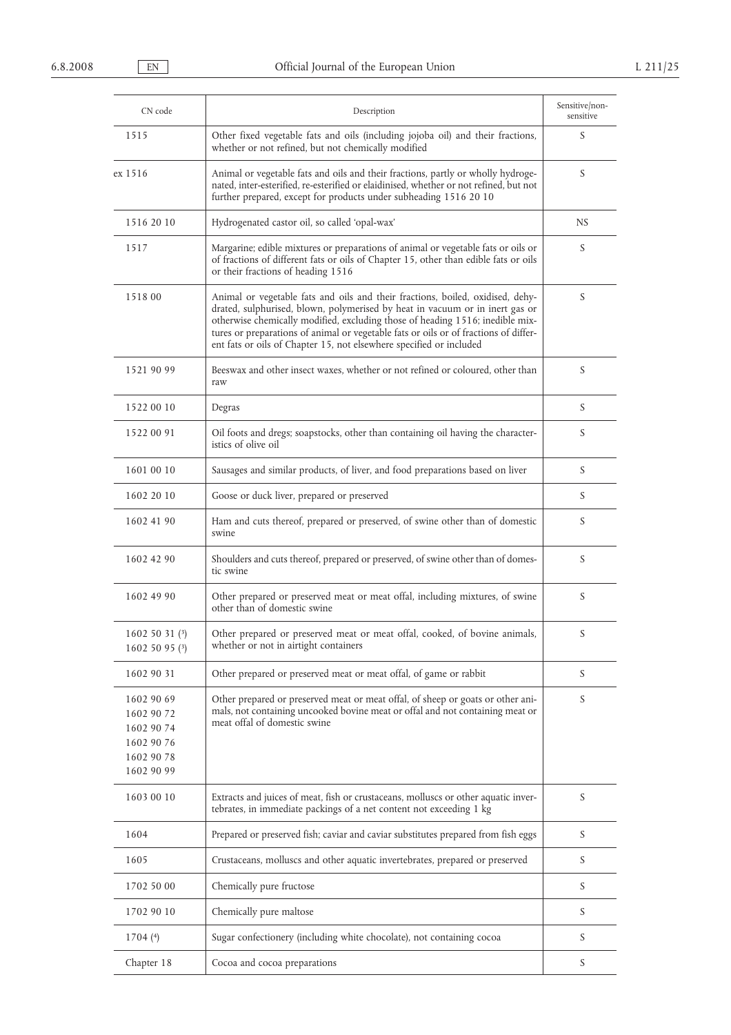| CN code | Description | Sensitive/non-sensitive |
| --- | --- | --- |
| 1515 | Other fixed vegetable fats and oils (including jojoba oil) and their fractions, whether or not refined, but not chemically modified | S |
| ex 1516 | Animal or vegetable fats and oils and their fractions, partly or wholly hydrogenated, inter-esterified, re-esterified or elaidinised, whether or not refined, but not further prepared, except for products under subheading 1516 20 10 | S |
| 1516 20 10 | Hydrogenated castor oil, so called 'opal-wax' | NS |
| 1517 | Margarine; edible mixtures or preparations of animal or vegetable fats or oils or of fractions of different fats or oils of Chapter 15, other than edible fats or oils or their fractions of heading 1516 | S |
| 1518 00 | Animal or vegetable fats and oils and their fractions, boiled, oxidised, dehydrated, sulphurised, blown, polymerised by heat in vacuum or in inert gas or otherwise chemically modified, excluding those of heading 1516; inedible mixtures or preparations of animal or vegetable fats or oils or of fractions of different fats or oils of Chapter 15, not elsewhere specified or included | S |
| 1521 90 99 | Beeswax and other insect waxes, whether or not refined or coloured, other than raw | S |
| 1522 00 10 | Degras | S |
| 1522 00 91 | Oil foots and dregs; soapstocks, other than containing oil having the characteristics of olive oil | S |
| 1601 00 10 | Sausages and similar products, of liver, and food preparations based on liver | S |
| 1602 20 10 | Goose or duck liver, prepared or preserved | S |
| 1602 41 90 | Ham and cuts thereof, prepared or preserved, of swine other than of domestic swine | S |
| 1602 42 90 | Shoulders and cuts thereof, prepared or preserved, of swine other than of domestic swine | S |
| 1602 49 90 | Other prepared or preserved meat or meat offal, including mixtures, of swine other than of domestic swine | S |
| 1602 50 31 (3)<br>1602 50 95 (3) | Other prepared or preserved meat or meat offal, cooked, of bovine animals, whether or not in airtight containers | S |
| 1602 90 31 | Other prepared or preserved meat or meat offal, of game or rabbit | S |
| 1602 90 69<br>1602 90 72<br>1602 90 74<br>1602 90 76<br>1602 90 78<br>1602 90 99 | Other prepared or preserved meat or meat offal, of sheep or goats or other animals, not containing uncooked bovine meat or offal and not containing meat or meat offal of domestic swine | S |
| 1603 00 10 | Extracts and juices of meat, fish or crustaceans, molluscs or other aquatic invertebrates, in immediate packings of a net content not exceeding 1 kg | S |
| 1604 | Prepared or preserved fish; caviar and caviar substitutes prepared from fish eggs | S |
| 1605 | Crustaceans, molluscs and other aquatic invertebrates, prepared or preserved | S |
| 1702 50 00 | Chemically pure fructose | S |
| 1702 90 10 | Chemically pure maltose | S |
| 1704 (4) | Sugar confectionery (including white chocolate), not containing cocoa | S |
| Chapter 18 | Cocoa and cocoa preparations | S |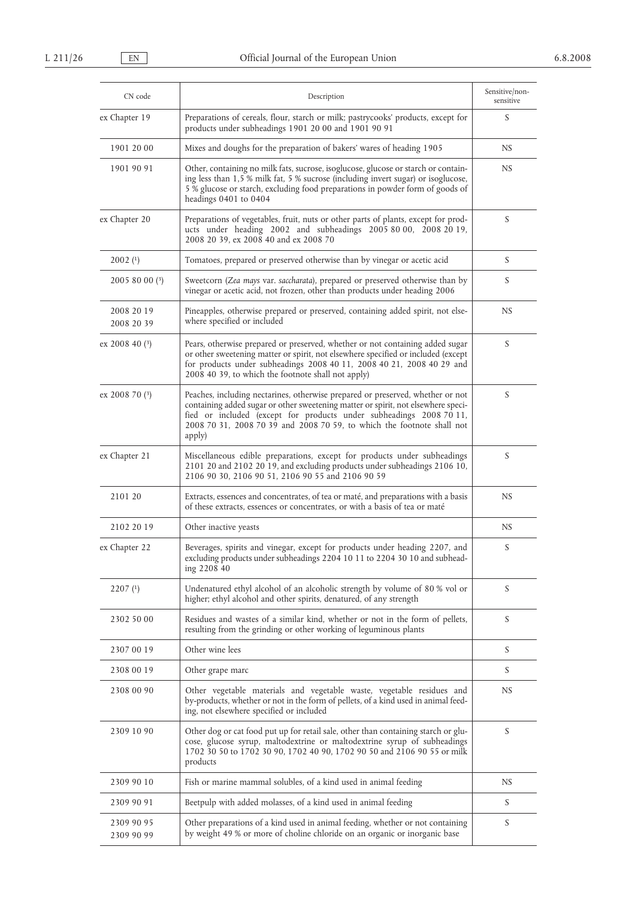| CN code | Description | Sensitive/non-sensitive |
|---|---|---|
| ex Chapter 19 | Preparations of cereals, flour, starch or milk; pastrycooks' products, except for products under subheadings 1901 20 00 and 1901 90 91 | S |
| 1901 20 00 | Mixes and doughs for the preparation of bakers' wares of heading 1905 | NS |
| 1901 90 91 | Other, containing no milk fats, sucrose, isoglucose, glucose or starch or containing less than 1,5 % milk fat, 5 % sucrose (including invert sugar) or isoglucose, 5 % glucose or starch, excluding food preparations in powder form of goods of headings 0401 to 0404 | NS |
| ex Chapter 20 | Preparations of vegetables, fruit, nuts or other parts of plants, except for products under heading 2002 and subheadings 2005 80 00, 2008 20 19, 2008 20 39, ex 2008 40 and ex 2008 70 | S |
| 2002 (1) | Tomatoes, prepared or preserved otherwise than by vinegar or acetic acid | S |
| 2005 80 00 (3) | Sweetcorn (*Zea mays* var. *saccharata*), prepared or preserved otherwise than by vinegar or acetic acid, not frozen, other than products under heading 2006 | S |
| 2008 20 19<br>2008 20 39 | Pineapples, otherwise prepared or preserved, containing added spirit, not elsewhere specified or included | NS |
| ex 2008 40 (3) | Pears, otherwise prepared or preserved, whether or not containing added sugar or other sweetening matter or spirit, not elsewhere specified or included (except for products under subheadings 2008 40 11, 2008 40 21, 2008 40 29 and 2008 40 39, to which the footnote shall not apply) | S |
| ex 2008 70 (3) | Peaches, including nectarines, otherwise prepared or preserved, whether or not containing added sugar or other sweetening matter or spirit, not elsewhere specified or included (except for products under subheadings 2008 70 11, 2008 70 31, 2008 70 39 and 2008 70 59, to which the footnote shall not apply) | S |
| ex Chapter 21 | Miscellaneous edible preparations, except for products under subheadings 2101 20 and 2102 20 19, and excluding products under subheadings 2106 10, 2106 90 30, 2106 90 51, 2106 90 55 and 2106 90 59 | S |
| 2101 20 | Extracts, essences and concentrates, of tea or maté, and preparations with a basis of these extracts, essences or concentrates, or with a basis of tea or maté | NS |
| 2102 20 19 | Other inactive yeasts | NS |
| ex Chapter 22 | Beverages, spirits and vinegar, except for products under heading 2207, and excluding products under subheadings 2204 10 11 to 2204 30 10 and subheading 2208 40 | S |
| 2207 (1) | Undenatured ethyl alcohol of an alcoholic strength by volume of 80 % vol or higher; ethyl alcohol and other spirits, denatured, of any strength | S |
| 2302 50 00 | Residues and wastes of a similar kind, whether or not in the form of pellets, resulting from the grinding or other working of leguminous plants | S |
| 2307 00 19 | Other wine lees | S |
| 2308 00 19 | Other grape marc | S |
| 2308 00 90 | Other vegetable materials and vegetable waste, vegetable residues and by-products, whether or not in the form of pellets, of a kind used in animal feeding, not elsewhere specified or included | NS |
| 2309 10 90 | Other dog or cat food put up for retail sale, other than containing starch or glucose, glucose syrup, maltodextrine or maltodextrine syrup of subheadings 1702 30 50 to 1702 30 90, 1702 40 90, 1702 90 50 and 2106 90 55 or milk products | S |
| 2309 90 10 | Fish or marine mammal solubles, of a kind used in animal feeding | NS |
| 2309 90 91 | Beetpulp with added molasses, of a kind used in animal feeding | S |
| 2309 90 95<br>2309 90 99 | Other preparations of a kind used in animal feeding, whether or not containing by weight 49 % or more of choline chloride on an organic or inorganic base | S |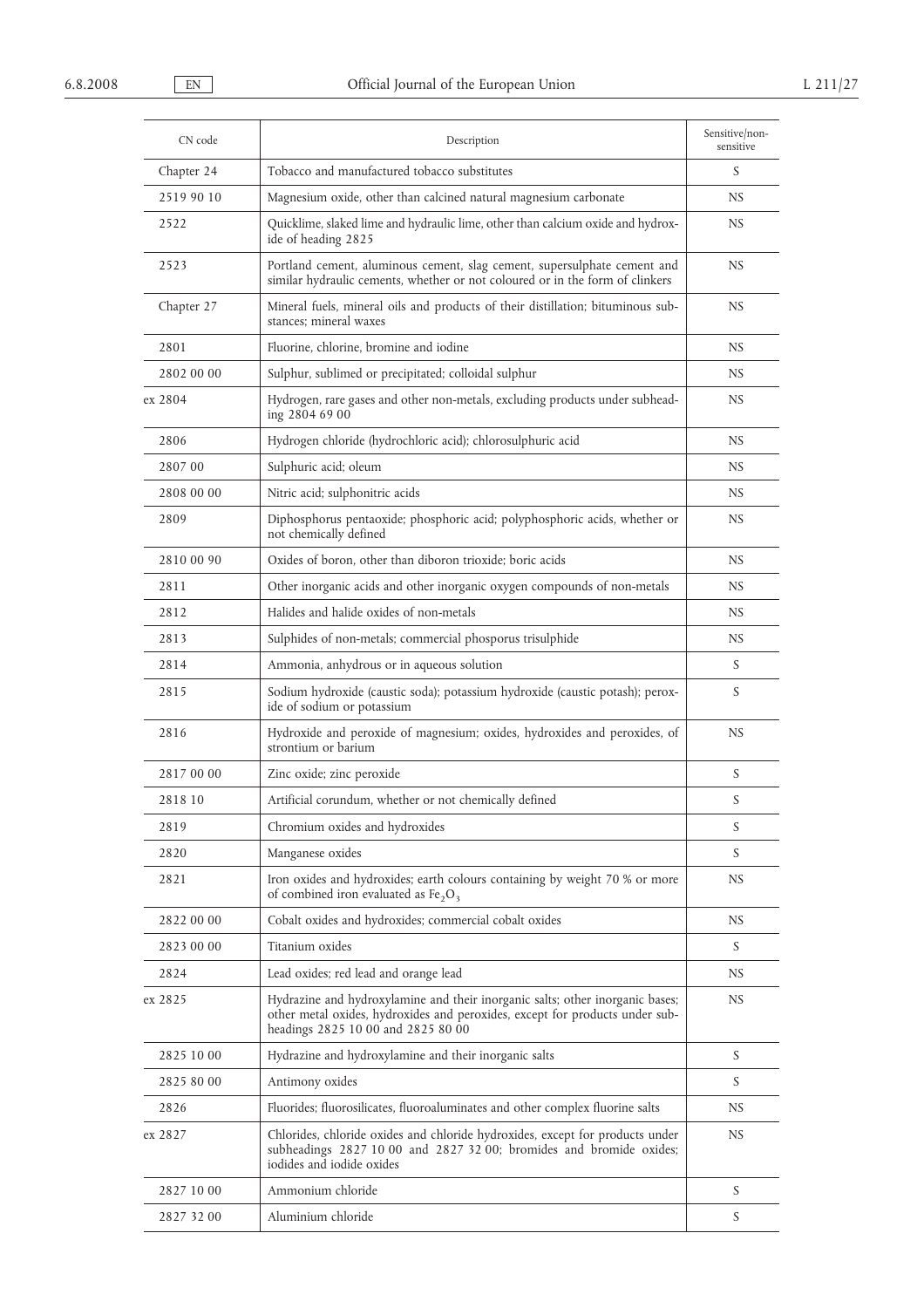| CN code | Description | Sensitive/non-sensitive |
|---|---|---|
| Chapter 24 | Tobacco and manufactured tobacco substitutes | S |
| 2519 90 10 | Magnesium oxide, other than calcined natural magnesium carbonate | NS |
| 2522 | Quicklime, slaked lime and hydraulic lime, other than calcium oxide and hydroxide of heading 2825 | NS |
| 2523 | Portland cement, aluminous cement, slag cement, supersulphate cement and similar hydraulic cements, whether or not coloured or in the form of clinkers | NS |
| Chapter 27 | Mineral fuels, mineral oils and products of their distillation; bituminous substances; mineral waxes | NS |
| 2801 | Fluorine, chlorine, bromine and iodine | NS |
| 2802 00 00 | Sulphur, sublimed or precipitated; colloidal sulphur | NS |
| ex 2804 | Hydrogen, rare gases and other non-metals, excluding products under subheading 2804 69 00 | NS |
| 2806 | Hydrogen chloride (hydrochloric acid); chlorosulphuric acid | NS |
| 2807 00 | Sulphuric acid; oleum | NS |
| 2808 00 00 | Nitric acid; sulphonitric acids | NS |
| 2809 | Diphosphorus pentaoxide; phosphoric acid; polyphosphoric acids, whether or not chemically defined | NS |
| 2810 00 90 | Oxides of boron, other than diboron trioxide; boric acids | NS |
| 2811 | Other inorganic acids and other inorganic oxygen compounds of non-metals | NS |
| 2812 | Halides and halide oxides of non-metals | NS |
| 2813 | Sulphides of non-metals; commercial phosporus trisulphide | NS |
| 2814 | Ammonia, anhydrous or in aqueous solution | S |
| 2815 | Sodium hydroxide (caustic soda); potassium hydroxide (caustic potash); peroxide of sodium or potassium | S |
| 2816 | Hydroxide and peroxide of magnesium; oxides, hydroxides and peroxides, of strontium or barium | NS |
| 2817 00 00 | Zinc oxide; zinc peroxide | S |
| 2818 10 | Artificial corundum, whether or not chemically defined | S |
| 2819 | Chromium oxides and hydroxides | S |
| 2820 | Manganese oxides | S |
| 2821 | Iron oxides and hydroxides; earth colours containing by weight 70 % or more of combined iron evaluated as $Fe_2O_3$ | NS |
| 2822 00 00 | Cobalt oxides and hydroxides; commercial cobalt oxides | NS |
| 2823 00 00 | Titanium oxides | S |
| 2824 | Lead oxides; red lead and orange lead | NS |
| ex 2825 | Hydrazine and hydroxylamine and their inorganic salts; other inorganic bases; other metal oxides, hydroxides and peroxides, except for products under subheadings 2825 10 00 and 2825 80 00 | NS |
| 2825 10 00 | Hydrazine and hydroxylamine and their inorganic salts | S |
| 2825 80 00 | Antimony oxides | S |
| 2826 | Fluorides; fluorosilicates, fluoroaluminates and other complex fluorine salts | NS |
| ex 2827 | Chlorides, chloride oxides and chloride hydroxides, except for products under subheadings 2827 10 00 and 2827 32 00; bromides and bromide oxides; iodides and iodide oxides | NS |
| 2827 10 00 | Ammonium chloride | S |
| 2827 32 00 | Aluminium chloride | S |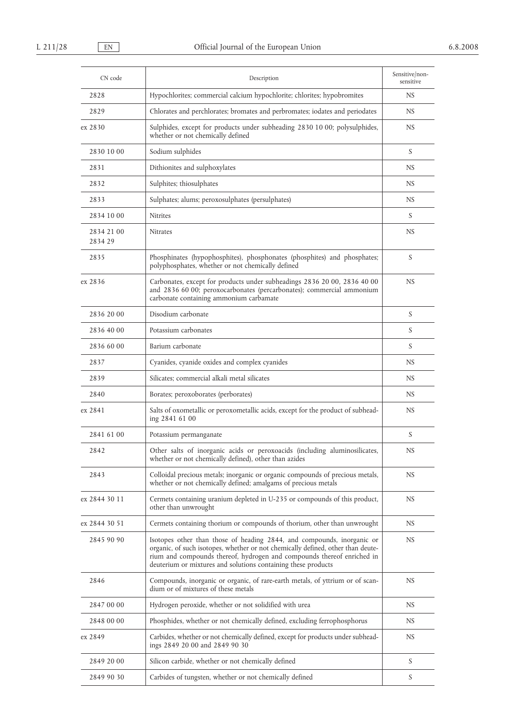| CN code | Description | Sensitive/non-sensitive |
|---|---|---|
| 2828 | Hypochlorites; commercial calcium hypochlorite; chlorites; hypobromites | NS |
| 2829 | Chlorates and perchlorates; bromates and perbromates; iodates and periodates | NS |
| ex 2830 | Sulphides, except for products under subheading 2830 10 00; polysulphides, whether or not chemically defined | NS |
| 2830 10 00 | Sodium sulphides | S |
| 2831 | Dithionites and sulphoxylates | NS |
| 2832 | Sulphites; thiosulphates | NS |
| 2833 | Sulphates; alums; peroxosulphates (persulphates) | NS |
| 2834 10 00 | Nitrites | S |
| 2834 21 00<br>2834 29 | Nitrates | NS |
| 2835 | Phosphinates (hypophosphites), phosphonates (phosphites) and phosphates; polyphosphates, whether or not chemically defined | S |
| ex 2836 | Carbonates, except for products under subheadings 2836 20 00, 2836 40 00 and 2836 60 00; peroxocarbonates (percarbonates); commercial ammonium carbonate containing ammonium carbamate | NS |
| 2836 20 00 | Disodium carbonate | S |
| 2836 40 00 | Potassium carbonates | S |
| 2836 60 00 | Barium carbonate | S |
| 2837 | Cyanides, cyanide oxides and complex cyanides | NS |
| 2839 | Silicates; commercial alkali metal silicates | NS |
| 2840 | Borates; peroxoborates (perborates) | NS |
| ex 2841 | Salts of oxometallic or peroxometallic acids, except for the product of subheading 2841 61 00 | NS |
| 2841 61 00 | Potassium permanganate | S |
| 2842 | Other salts of inorganic acids or peroxoacids (including aluminosilicates, whether or not chemically defined), other than azides | NS |
| 2843 | Colloidal precious metals; inorganic or organic compounds of precious metals, whether or not chemically defined; amalgams of precious metals | NS |
| ex 2844 30 11 | Cermets containing uranium depleted in U-235 or compounds of this product, other than unwrought | NS |
| ex 2844 30 51 | Cermets containing thorium or compounds of thorium, other than unwrought | NS |
| 2845 90 90 | Isotopes other than those of heading 2844, and compounds, inorganic or organic, of such isotopes, whether or not chemically defined, other than deuterium and compounds thereof, hydrogen and compounds thereof enriched in deuterium or mixtures and solutions containing these products | NS |
| 2846 | Compounds, inorganic or organic, of rare-earth metals, of yttrium or of scandium or of mixtures of these metals | NS |
| 2847 00 00 | Hydrogen peroxide, whether or not solidified with urea | NS |
| 2848 00 00 | Phosphides, whether or not chemically defined, excluding ferrophosphorus | NS |
| ex 2849 | Carbides, whether or not chemically defined, except for products under subheadings 2849 20 00 and 2849 90 30 | NS |
| 2849 20 00 | Silicon carbide, whether or not chemically defined | S |
| 2849 90 30 | Carbides of tungsten, whether or not chemically defined | S |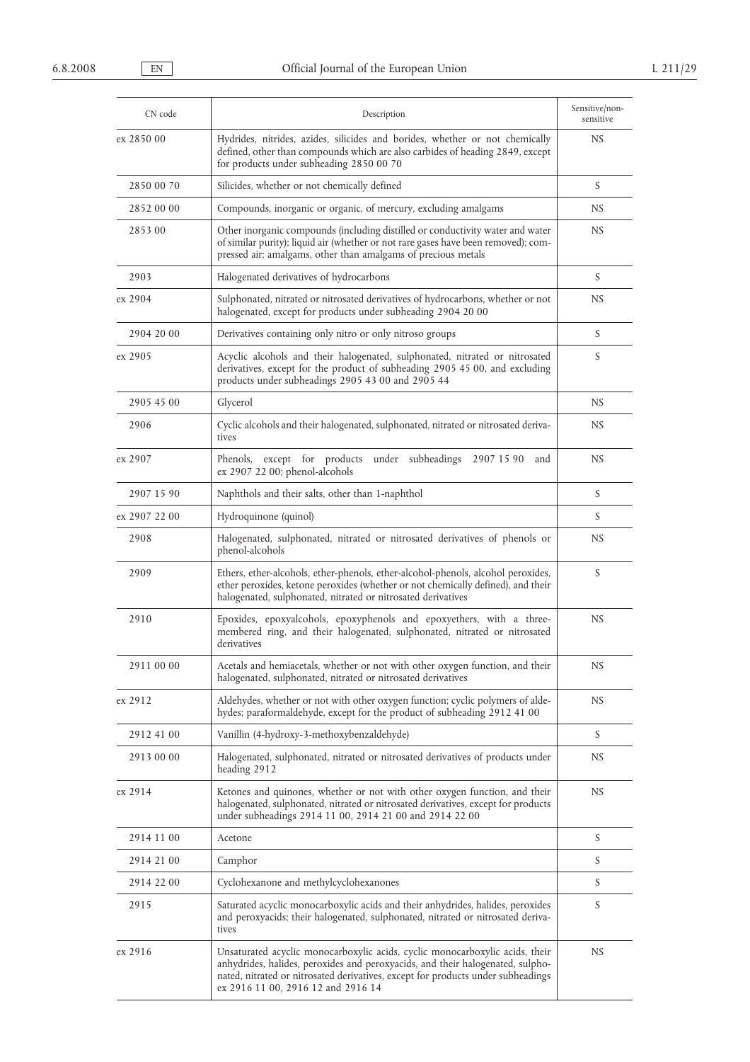| CN code | Description | Sensitive/non-sensitive |
|---|---|---|
| ex 2850 00 | Hydrides, nitrides, azides, silicides and borides, whether or not chemically defined, other than compounds which are also carbides of heading 2849, except for products under subheading 2850 00 70 | NS |
| 2850 00 70 | Silicides, whether or not chemically defined | S |
| 2852 00 00 | Compounds, inorganic or organic, of mercury, excluding amalgams | NS |
| 2853 00 | Other inorganic compounds (including distilled or conductivity water and water of similar purity); liquid air (whether or not rare gases have been removed); compressed air; amalgams, other than amalgams of precious metals | NS |
| 2903 | Halogenated derivatives of hydrocarbons | S |
| ex 2904 | Sulphonated, nitrated or nitrosated derivatives of hydrocarbons, whether or not halogenated, except for products under subheading 2904 20 00 | NS |
| 2904 20 00 | Derivatives containing only nitro or only nitroso groups | S |
| ex 2905 | Acyclic alcohols and their halogenated, sulphonated, nitrated or nitrosated derivatives, except for the product of subheading 2905 45 00, and excluding products under subheadings 2905 43 00 and 2905 44 | S |
| 2905 45 00 | Glycerol | NS |
| 2906 | Cyclic alcohols and their halogenated, sulphonated, nitrated or nitrosated derivatives | NS |
| ex 2907 | Phenols, except for products under subheadings 2907 15 90 and ex 2907 22 00; phenol-alcohols | NS |
| 2907 15 90 | Naphthols and their salts, other than 1-naphthol | S |
| ex 2907 22 00 | Hydroquinone (quinol) | S |
| 2908 | Halogenated, sulphonated, nitrated or nitrosated derivatives of phenols or phenol-alcohols | NS |
| 2909 | Ethers, ether-alcohols, ether-phenols, ether-alcohol-phenols, alcohol peroxides, ether peroxides, ketone peroxides (whether or not chemically defined), and their halogenated, sulphonated, nitrated or nitrosated derivatives | S |
| 2910 | Epoxides, epoxyalcohols, epoxyphenols and epoxyethers, with a three-membered ring, and their halogenated, sulphonated, nitrated or nitrosated derivatives | NS |
| 2911 00 00 | Acetals and hemiacetals, whether or not with other oxygen function, and their halogenated, sulphonated, nitrated or nitrosated derivatives | NS |
| ex 2912 | Aldehydes, whether or not with other oxygen function; cyclic polymers of aldehydes; paraformaldehyde, except for the product of subheading 2912 41 00 | NS |
| 2912 41 00 | Vanillin (4-hydroxy-3-methoxybenzaldehyde) | S |
| 2913 00 00 | Halogenated, sulphonated, nitrated or nitrosated derivatives of products under heading 2912 | NS |
| ex 2914 | Ketones and quinones, whether or not with other oxygen function, and their halogenated, sulphonated, nitrated or nitrosated derivatives, except for products under subheadings 2914 11 00, 2914 21 00 and 2914 22 00 | NS |
| 2914 11 00 | Acetone | S |
| 2914 21 00 | Camphor | S |
| 2914 22 00 | Cyclohexanone and methylcyclohexanones | S |
| 2915 | Saturated acyclic monocarboxylic acids and their anhydrides, halides, peroxides and peroxyacids; their halogenated, sulphonated, nitrated or nitrosated derivatives | S |
| ex 2916 | Unsaturated acyclic monocarboxylic acids, cyclic monocarboxylic acids, their anhydrides, halides, peroxides and peroxyacids, and their halogenated, sulphonated, nitrated or nitrosated derivatives, except for products under subheadings ex 2916 11 00, 2916 12 and 2916 14 | NS |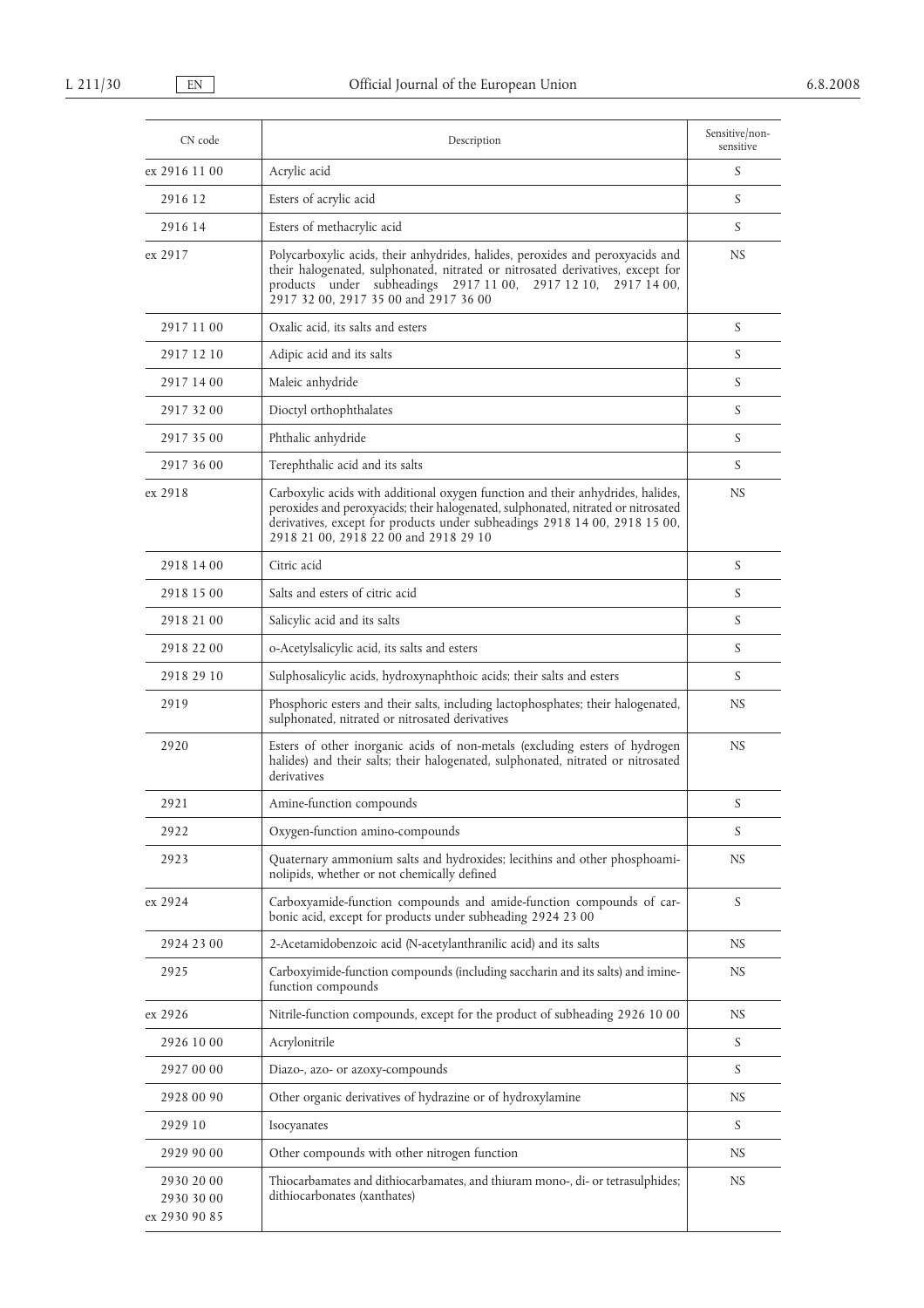| CN code | Description | Sensitive/non-sensitive |
| --- | --- | --- |
| ex 2916 11 00 | Acrylic acid | S |
| 2916 12 | Esters of acrylic acid | S |
| 2916 14 | Esters of methacrylic acid | S |
| ex 2917 | Polycarboxylic acids, their anhydrides, halides, peroxides and peroxyacids and their halogenated, sulphonated, nitrated or nitrosated derivatives, except for products under subheadings 2917 11 00, 2917 12 10, 2917 14 00, 2917 32 00, 2917 35 00 and 2917 36 00 | NS |
| 2917 11 00 | Oxalic acid, its salts and esters | S |
| 2917 12 10 | Adipic acid and its salts | S |
| 2917 14 00 | Maleic anhydride | S |
| 2917 32 00 | Dioctyl orthophthalates | S |
| 2917 35 00 | Phthalic anhydride | S |
| 2917 36 00 | Terephthalic acid and its salts | S |
| ex 2918 | Carboxylic acids with additional oxygen function and their anhydrides, halides, peroxides and peroxyacids; their halogenated, sulphonated, nitrated or nitrosated derivatives, except for products under subheadings 2918 14 00, 2918 15 00, 2918 21 00, 2918 22 00 and 2918 29 10 | NS |
| 2918 14 00 | Citric acid | S |
| 2918 15 00 | Salts and esters of citric acid | S |
| 2918 21 00 | Salicylic acid and its salts | S |
| 2918 22 00 | o-Acetylsalicylic acid, its salts and esters | S |
| 2918 29 10 | Sulphosalicylic acids, hydroxynaphthoic acids; their salts and esters | S |
| 2919 | Phosphoric esters and their salts, including lactophosphates; their halogenated, sulphonated, nitrated or nitrosated derivatives | NS |
| 2920 | Esters of other inorganic acids of non-metals (excluding esters of hydrogen halides) and their salts; their halogenated, sulphonated, nitrated or nitrosated derivatives | NS |
| 2921 | Amine-function compounds | S |
| 2922 | Oxygen-function amino-compounds | S |
| 2923 | Quaternary ammonium salts and hydroxides; lecithins and other phosphoaminolipids, whether or not chemically defined | NS |
| ex 2924 | Carboxyamide-function compounds and amide-function compounds of carbonic acid, except for products under subheading 2924 23 00 | S |
| 2924 23 00 | 2-Acetamidobenzoic acid (N-acetylanthranilic acid) and its salts | NS |
| 2925 | Carboxyimide-function compounds (including saccharin and its salts) and imine-function compounds | NS |
| ex 2926 | Nitrile-function compounds, except for the product of subheading 2926 10 00 | NS |
| 2926 10 00 | Acrylonitrile | S |
| 2927 00 00 | Diazo-, azo- or azoxy-compounds | S |
| 2928 00 90 | Other organic derivatives of hydrazine or of hydroxylamine | NS |
| 2929 10 | Isocyanates | S |
| 2929 90 00 | Other compounds with other nitrogen function | NS |
| 2930 20 00<br>2930 30 00<br>ex 2930 90 85 | Thiocarbamates and dithiocarbamates, and thiuram mono-, di- or tetrasulphides; dithiocarbonates (xanthates) | NS |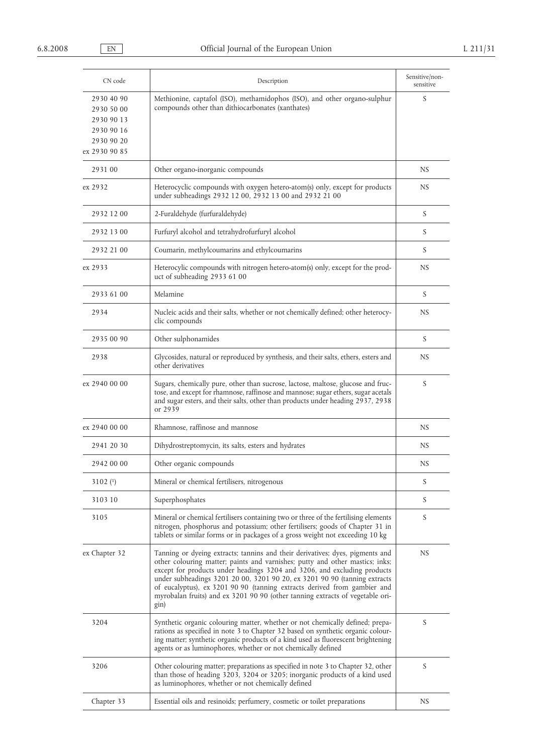| CN code | Description | Sensitive/non-sensitive |
| --- | --- | --- |
| 2930 40 90<br>2930 50 00<br>2930 90 13<br>2930 90 16<br>2930 90 20<br>ex 2930 90 85 | Methionine, captafol (ISO), methamidophos (ISO), and other organo-sulphur compounds other than dithiocarbonates (xanthates) | S |
| 2931 00 | Other organo-inorganic compounds | NS |
| ex 2932 | Heterocyclic compounds with oxygen hetero-atom(s) only, except for products under subheadings 2932 12 00, 2932 13 00 and 2932 21 00 | NS |
| 2932 12 00 | 2-Furaldehyde (furfuraldehyde) | S |
| 2932 13 00 | Furfuryl alcohol and tetrahydrofurfuryl alcohol | S |
| 2932 21 00 | Coumarin, methylcoumarins and ethylcoumarins | S |
| ex 2933 | Heterocylic compounds with nitrogen hetero-atom(s) only, except for the product of subheading 2933 61 00 | NS |
| 2933 61 00 | Melamine | S |
| 2934 | Nucleic acids and their salts, whether or not chemically defined; other heterocyclic compounds | NS |
| 2935 00 90 | Other sulphonamides | S |
| 2938 | Glycosides, natural or reproduced by synthesis, and their salts, ethers, esters and other derivatives | NS |
| ex 2940 00 00 | Sugars, chemically pure, other than sucrose, lactose, maltose, glucose and fructose, and except for rhamnose, raffinose and mannose; sugar ethers, sugar acetals and sugar esters, and their salts, other than products under heading 2937, 2938 or 2939 | S |
| ex 2940 00 00 | Rhamnose, raffinose and mannose | NS |
| 2941 20 30 | Dihydrostreptomycin, its salts, esters and hydrates | NS |
| 2942 00 00 | Other organic compounds | NS |
| 3102 (1) | Mineral or chemical fertilisers, nitrogenous | S |
| 3103 10 | Superphosphates | S |
| 3105 | Mineral or chemical fertilisers containing two or three of the fertilising elements nitrogen, phosphorus and potassium; other fertilisers; goods of Chapter 31 in tablets or similar forms or in packages of a gross weight not exceeding 10 kg | S |
| ex Chapter 32 | Tanning or dyeing extracts; tannins and their derivatives; dyes, pigments and other colouring matter; paints and varnishes; putty and other mastics; inks; except for products under headings 3204 and 3206, and excluding products under subheadings 3201 20 00, 3201 90 20, ex 3201 90 90 (tanning extracts of eucalyptus), ex 3201 90 90 (tanning extracts derived from gambier and myrobalan fruits) and ex 3201 90 90 (other tanning extracts of vegetable origin) | NS |
| 3204 | Synthetic organic colouring matter, whether or not chemically defined; preparations as specified in note 3 to Chapter 32 based on synthetic organic colouring matter; synthetic organic products of a kind used as fluorescent brightening agents or as luminophores, whether or not chemically defined | S |
| 3206 | Other colouring matter; preparations as specified in note 3 to Chapter 32, other than those of heading 3203, 3204 or 3205; inorganic products of a kind used as luminophores, whether or not chemically defined | S |
| Chapter 33 | Essential oils and resinoids; perfumery, cosmetic or toilet preparations | NS |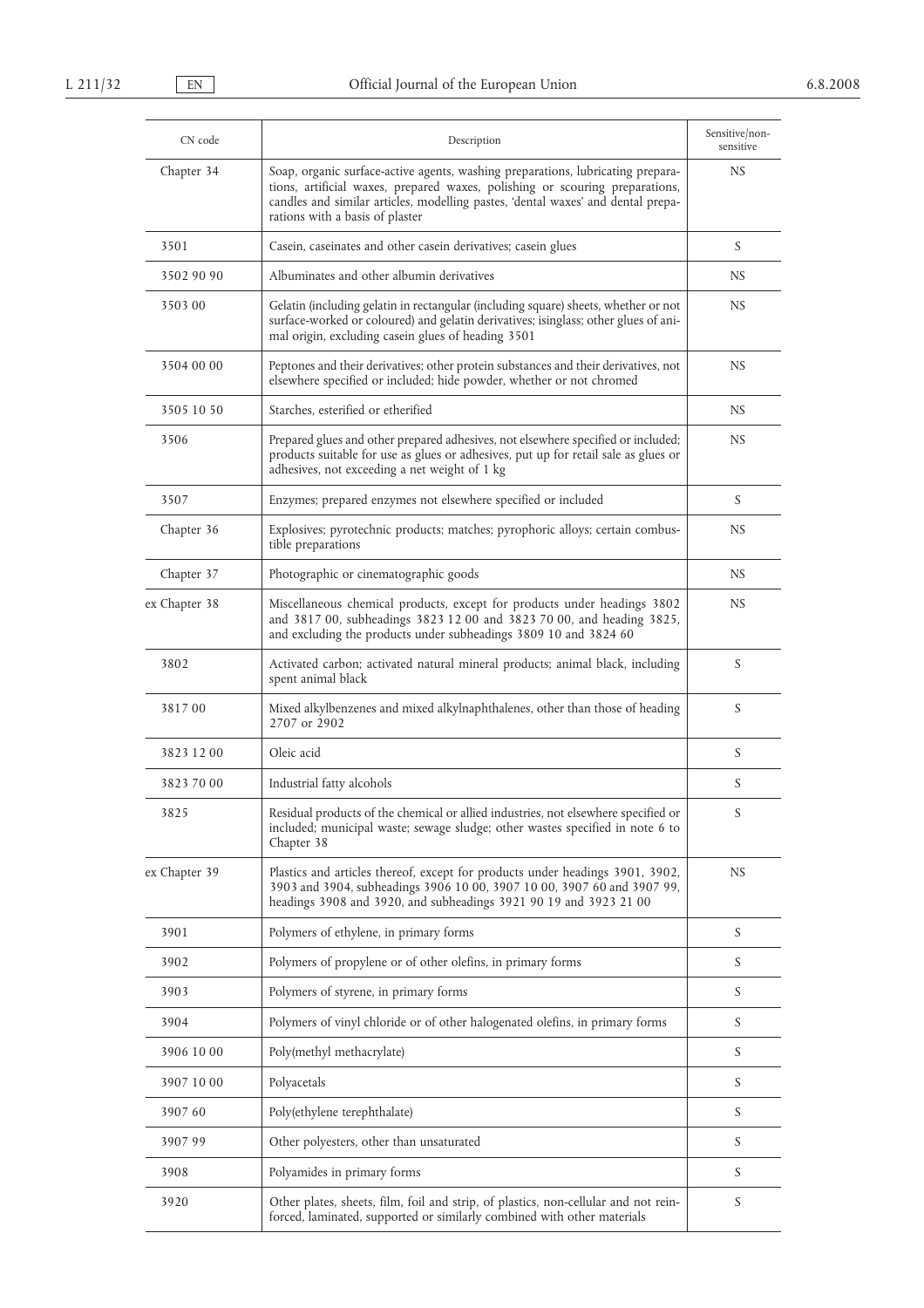| CN code | Description | Sensitive/non-sensitive |
|---|---|---|
| Chapter 34 | Soap, organic surface-active agents, washing preparations, lubricating preparations, artificial waxes, prepared waxes, polishing or scouring preparations, candles and similar articles, modelling pastes, 'dental waxes' and dental preparations with a basis of plaster | NS |
| 3501 | Casein, caseinates and other casein derivatives; casein glues | S |
| 3502 90 90 | Albuminates and other albumin derivatives | NS |
| 3503 00 | Gelatin (including gelatin in rectangular (including square) sheets, whether or not surface-worked or coloured) and gelatin derivatives; isinglass; other glues of animal origin, excluding casein glues of heading 3501 | NS |
| 3504 00 00 | Peptones and their derivatives; other protein substances and their derivatives, not elsewhere specified or included; hide powder, whether or not chromed | NS |
| 3505 10 50 | Starches, esterified or etherified | NS |
| 3506 | Prepared glues and other prepared adhesives, not elsewhere specified or included; products suitable for use as glues or adhesives, put up for retail sale as glues or adhesives, not exceeding a net weight of 1 kg | NS |
| 3507 | Enzymes; prepared enzymes not elsewhere specified or included | S |
| Chapter 36 | Explosives; pyrotechnic products; matches; pyrophoric alloys; certain combustible preparations | NS |
| Chapter 37 | Photographic or cinematographic goods | NS |
| ex Chapter 38 | Miscellaneous chemical products, except for products under headings 3802 and 3817 00, subheadings 3823 12 00 and 3823 70 00, and heading 3825, and excluding the products under subheadings 3809 10 and 3824 60 | NS |
| 3802 | Activated carbon; activated natural mineral products; animal black, including spent animal black | S |
| 3817 00 | Mixed alkylbenzenes and mixed alkylnaphthalenes, other than those of heading 2707 or 2902 | S |
| 3823 12 00 | Oleic acid | S |
| 3823 70 00 | Industrial fatty alcohols | S |
| 3825 | Residual products of the chemical or allied industries, not elsewhere specified or included; municipal waste; sewage sludge; other wastes specified in note 6 to Chapter 38 | S |
| ex Chapter 39 | Plastics and articles thereof, except for products under headings 3901, 3902, 3903 and 3904, subheadings 3906 10 00, 3907 10 00, 3907 60 and 3907 99, headings 3908 and 3920, and subheadings 3921 90 19 and 3923 21 00 | NS |
| 3901 | Polymers of ethylene, in primary forms | S |
| 3902 | Polymers of propylene or of other olefins, in primary forms | S |
| 3903 | Polymers of styrene, in primary forms | S |
| 3904 | Polymers of vinyl chloride or of other halogenated olefins, in primary forms | S |
| 3906 10 00 | Poly(methyl methacrylate) | S |
| 3907 10 00 | Polyacetals | S |
| 3907 60 | Poly(ethylene terephthalate) | S |
| 3907 99 | Other polyesters, other than unsaturated | S |
| 3908 | Polyamides in primary forms | S |
| 3920 | Other plates, sheets, film, foil and strip, of plastics, non-cellular and not reinforced, laminated, supported or similarly combined with other materials | S |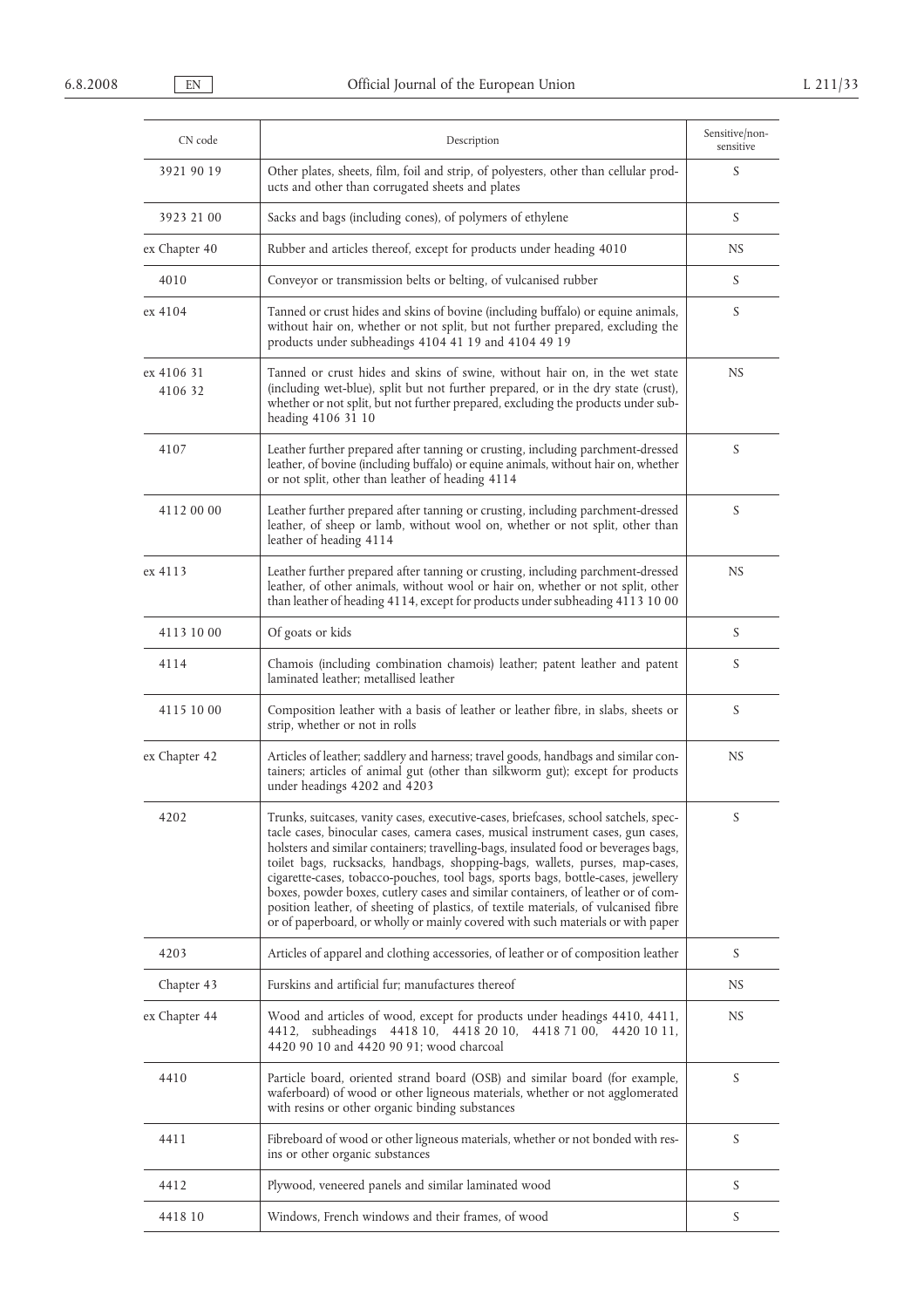| CN code | Description | Sensitive/non-sensitive |
|---|---|---|
| 3921 90 19 | Other plates, sheets, film, foil and strip, of polyesters, other than cellular products and other than corrugated sheets and plates | S |
| 3923 21 00 | Sacks and bags (including cones), of polymers of ethylene | S |
| ex Chapter 40 | Rubber and articles thereof, except for products under heading 4010 | NS |
| 4010 | Conveyor or transmission belts or belting, of vulcanised rubber | S |
| ex 4104 | Tanned or crust hides and skins of bovine (including buffalo) or equine animals, without hair on, whether or not split, but not further prepared, excluding the products under subheadings 4104 41 19 and 4104 49 19 | S |
| ex 4106 31 4106 32 | Tanned or crust hides and skins of swine, without hair on, in the wet state (including wet-blue), split but not further prepared, or in the dry state (crust), whether or not split, but not further prepared, excluding the products under subheading 4106 31 10 | NS |
| 4107 | Leather further prepared after tanning or crusting, including parchment-dressed leather, of bovine (including buffalo) or equine animals, without hair on, whether or not split, other than leather of heading 4114 | S |
| 4112 00 00 | Leather further prepared after tanning or crusting, including parchment-dressed leather, of sheep or lamb, without wool on, whether or not split, other than leather of heading 4114 | S |
| ex 4113 | Leather further prepared after tanning or crusting, including parchment-dressed leather, of other animals, without wool or hair on, whether or not split, other than leather of heading 4114, except for products under subheading 4113 10 00 | NS |
| 4113 10 00 | Of goats or kids | S |
| 4114 | Chamois (including combination chamois) leather; patent leather and patent laminated leather; metallised leather | S |
| 4115 10 00 | Composition leather with a basis of leather or leather fibre, in slabs, sheets or strip, whether or not in rolls | S |
| ex Chapter 42 | Articles of leather; saddlery and harness; travel goods, handbags and similar containers; articles of animal gut (other than silkworm gut); except for products under headings 4202 and 4203 | NS |
| 4202 | Trunks, suitcases, vanity cases, executive-cases, briefcases, school satchels, spectacle cases, binocular cases, camera cases, musical instrument cases, gun cases, holsters and similar containers; travelling-bags, insulated food or beverages bags, toilet bags, rucksacks, handbags, shopping-bags, wallets, purses, map-cases, cigarette-cases, tobacco-pouches, tool bags, sports bags, bottle-cases, jewellery boxes, powder boxes, cutlery cases and similar containers, of leather or of composition leather, of sheeting of plastics, of textile materials, of vulcanised fibre or of paperboard, or wholly or mainly covered with such materials or with paper | S |
| 4203 | Articles of apparel and clothing accessories, of leather or of composition leather | S |
| Chapter 43 | Furskins and artificial fur; manufactures thereof | NS |
| ex Chapter 44 | Wood and articles of wood, except for products under headings 4410, 4411, 4412, subheadings 4418 10, 4418 20 10, 4418 71 00, 4420 10 11, 4420 90 10 and 4420 90 91; wood charcoal | NS |
| 4410 | Particle board, oriented strand board (OSB) and similar board (for example, waferboard) of wood or other ligneous materials, whether or not agglomerated with resins or other organic binding substances | S |
| 4411 | Fibreboard of wood or other ligneous materials, whether or not bonded with resins or other organic substances | S |
| 4412 | Plywood, veneered panels and similar laminated wood | S |
| 4418 10 | Windows, French windows and their frames, of wood | S |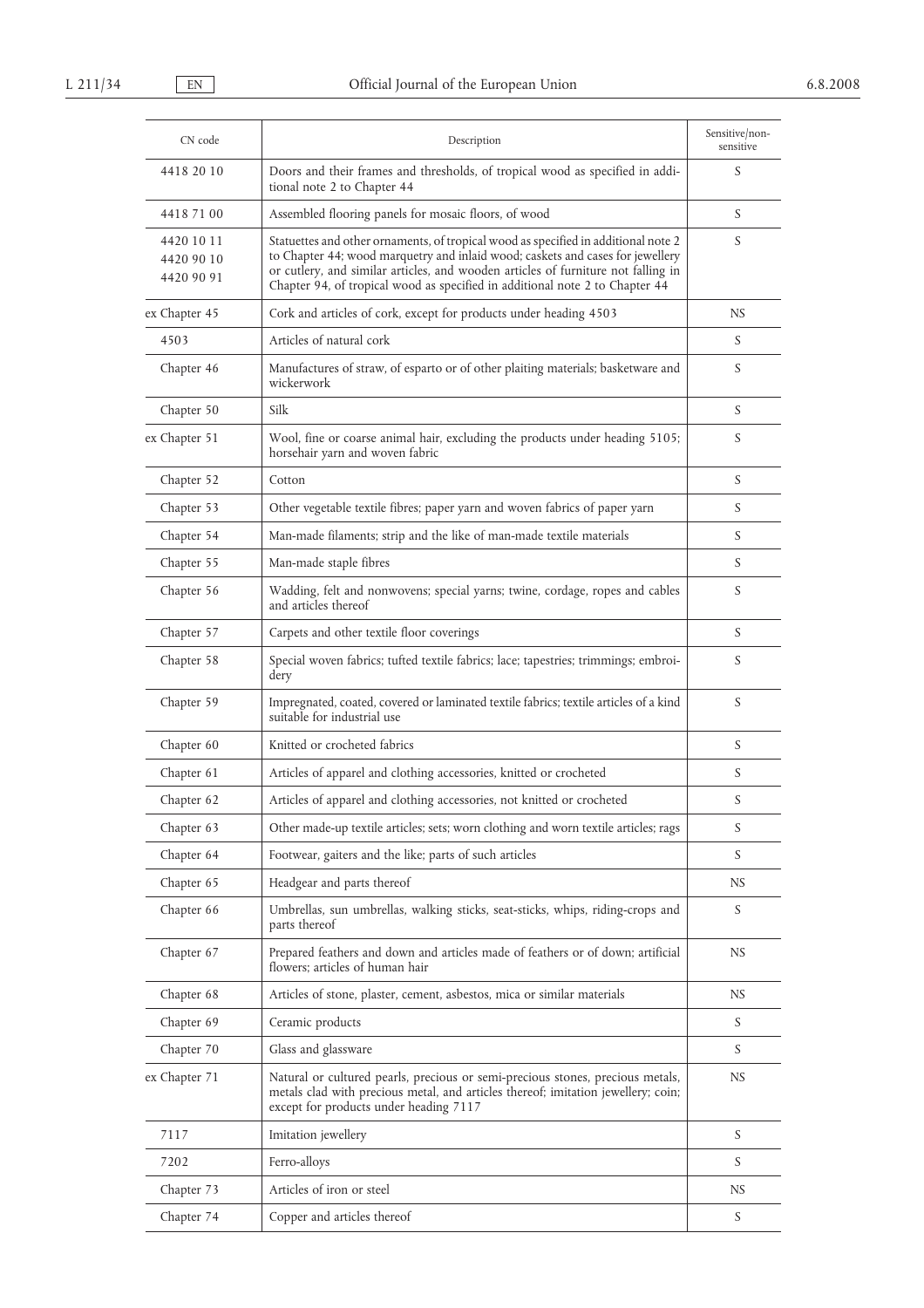| CN code | Description | Sensitive/non-sensitive |
|---|---|---|
| 4418 20 10 | Doors and their frames and thresholds, of tropical wood as specified in additional note 2 to Chapter 44 | S |
| 4418 71 00 | Assembled flooring panels for mosaic floors, of wood | S |
| 4420 10 11<br>4420 90 10<br>4420 90 91 | Statuettes and other ornaments, of tropical wood as specified in additional note 2 to Chapter 44; wood marquetry and inlaid wood; caskets and cases for jewellery or cutlery, and similar articles, and wooden articles of furniture not falling in Chapter 94, of tropical wood as specified in additional note 2 to Chapter 44 | S |
| ex Chapter 45 | Cork and articles of cork, except for products under heading 4503 | NS |
| 4503 | Articles of natural cork | S |
| Chapter 46 | Manufactures of straw, of esparto or of other plaiting materials; basketware and wickerwork | S |
| Chapter 50 | Silk | S |
| ex Chapter 51 | Wool, fine or coarse animal hair, excluding the products under heading 5105; horsehair yarn and woven fabric | S |
| Chapter 52 | Cotton | S |
| Chapter 53 | Other vegetable textile fibres; paper yarn and woven fabrics of paper yarn | S |
| Chapter 54 | Man-made filaments; strip and the like of man-made textile materials | S |
| Chapter 55 | Man-made staple fibres | S |
| Chapter 56 | Wadding, felt and nonwovens; special yarns; twine, cordage, ropes and cables and articles thereof | S |
| Chapter 57 | Carpets and other textile floor coverings | S |
| Chapter 58 | Special woven fabrics; tufted textile fabrics; lace; tapestries; trimmings; embroidery | S |
| Chapter 59 | Impregnated, coated, covered or laminated textile fabrics; textile articles of a kind suitable for industrial use | S |
| Chapter 60 | Knitted or crocheted fabrics | S |
| Chapter 61 | Articles of apparel and clothing accessories, knitted or crocheted | S |
| Chapter 62 | Articles of apparel and clothing accessories, not knitted or crocheted | S |
| Chapter 63 | Other made-up textile articles; sets; worn clothing and worn textile articles; rags | S |
| Chapter 64 | Footwear, gaiters and the like; parts of such articles | S |
| Chapter 65 | Headgear and parts thereof | NS |
| Chapter 66 | Umbrellas, sun umbrellas, walking sticks, seat-sticks, whips, riding-crops and parts thereof | S |
| Chapter 67 | Prepared feathers and down and articles made of feathers or of down; artificial flowers; articles of human hair | NS |
| Chapter 68 | Articles of stone, plaster, cement, asbestos, mica or similar materials | NS |
| Chapter 69 | Ceramic products | S |
| Chapter 70 | Glass and glassware | S |
| ex Chapter 71 | Natural or cultured pearls, precious or semi-precious stones, precious metals, metals clad with precious metal, and articles thereof; imitation jewellery; coin; except for products under heading 7117 | NS |
| 7117 | Imitation jewellery | S |
| 7202 | Ferro-alloys | S |
| Chapter 73 | Articles of iron or steel | NS |
| Chapter 74 | Copper and articles thereof | S |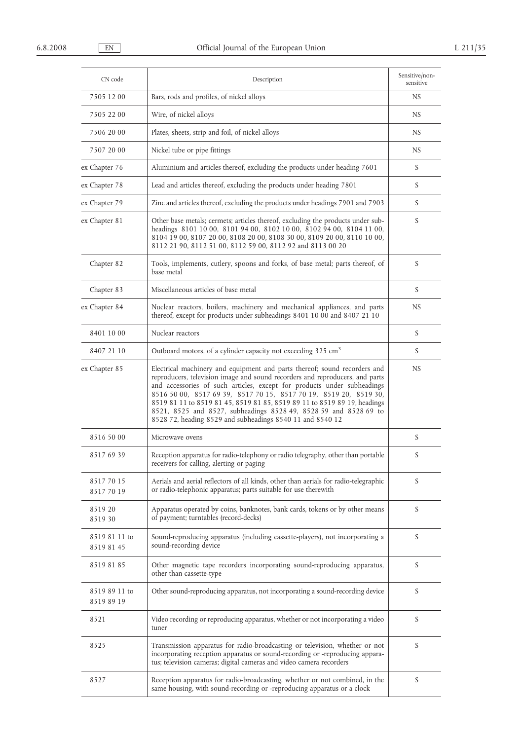| CN code | Description | Sensitive/non-sensitive |
|---|---|---|
| 7505 12 00 | Bars, rods and profiles, of nickel alloys | NS |
| 7505 22 00 | Wire, of nickel alloys | NS |
| 7506 20 00 | Plates, sheets, strip and foil, of nickel alloys | NS |
| 7507 20 00 | Nickel tube or pipe fittings | NS |
| ex Chapter 76 | Aluminium and articles thereof, excluding the products under heading 7601 | S |
| ex Chapter 78 | Lead and articles thereof, excluding the products under heading 7801 | S |
| ex Chapter 79 | Zinc and articles thereof, excluding the products under headings 7901 and 7903 | S |
| ex Chapter 81 | Other base metals; cermets; articles thereof, excluding the products under subheadings 8101 10 00, 8101 94 00, 8102 10 00, 8102 94 00, 8104 11 00, 8104 19 00, 8107 20 00, 8108 20 00, 8108 30 00, 8109 20 00, 8110 10 00, 8112 21 90, 8112 51 00, 8112 59 00, 8112 92 and 8113 00 20 | S |
| Chapter 82 | Tools, implements, cutlery, spoons and forks, of base metal; parts thereof, of base metal | S |
| Chapter 83 | Miscellaneous articles of base metal | S |
| ex Chapter 84 | Nuclear reactors, boilers, machinery and mechanical appliances, and parts thereof, except for products under subheadings 8401 10 00 and 8407 21 10 | NS |
| 8401 10 00 | Nuclear reactors | S |
| 8407 21 10 | Outboard motors, of a cylinder capacity not exceeding 325 $cm^3$ | S |
| ex Chapter 85 | Electrical machinery and equipment and parts thereof; sound recorders and reproducers, television image and sound recorders and reproducers, and parts and accessories of such articles, except for products under subheadings 8516 50 00, 8517 69 39, 8517 70 15, 8517 70 19, 8519 20, 8519 30, 8519 81 11 to 8519 81 45, 8519 81 85, 8519 89 11 to 8519 89 19, headings 8521, 8525 and 8527, subheadings 8528 49, 8528 59 and 8528 69 to 8528 72, heading 8529 and subheadings 8540 11 and 8540 12 | NS |
| 8516 50 00 | Microwave ovens | S |
| 8517 69 39 | Reception apparatus for radio-telephony or radio telegraphy, other than portable receivers for calling, alerting or paging | S |
| 8517 70 15<br>8517 70 19 | Aerials and aerial reflectors of all kinds, other than aerials for radio-telegraphic or radio-telephonic apparatus; parts suitable for use therewith | S |
| 8519 20<br>8519 30 | Apparatus operated by coins, banknotes, bank cards, tokens or by other means of payment; turntables (record-decks) | S |
| 8519 81 11 to<br>8519 81 45 | Sound-reproducing apparatus (including cassette-players), not incorporating a sound-recording device | S |
| 8519 81 85 | Other magnetic tape recorders incorporating sound-reproducing apparatus, other than cassette-type | S |
| 8519 89 11 to<br>8519 89 19 | Other sound-reproducing apparatus, not incorporating a sound-recording device | S |
| 8521 | Video recording or reproducing apparatus, whether or not incorporating a video tuner | S |
| 8525 | Transmission apparatus for radio-broadcasting or television, whether or not incorporating reception apparatus or sound-recording or -reproducing apparatus; television cameras; digital cameras and video camera recorders | S |
| 8527 | Reception apparatus for radio-broadcasting, whether or not combined, in the same housing, with sound-recording or -reproducing apparatus or a clock | S |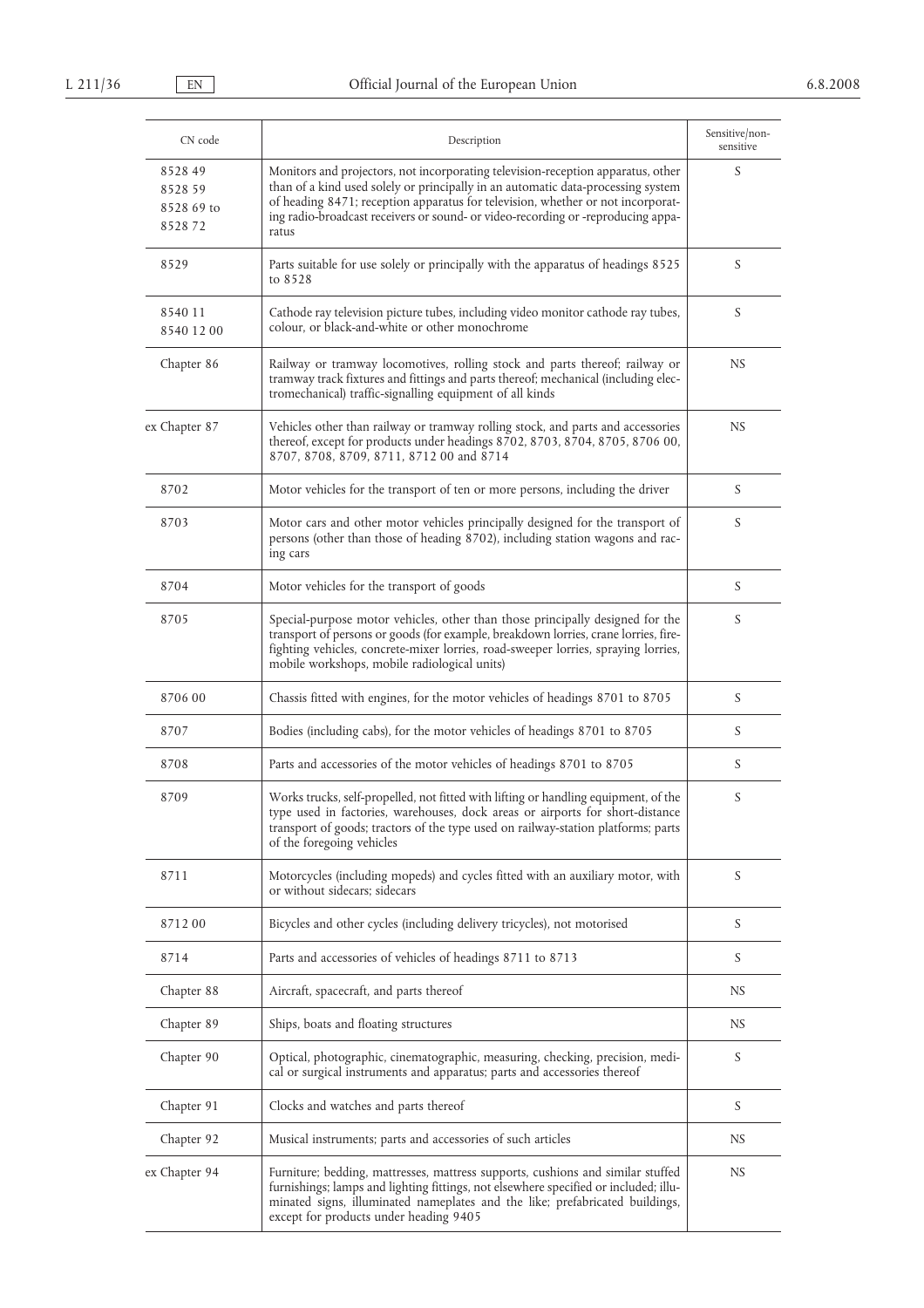| CN code | Description | Sensitive/non-sensitive |
|---|---|---|
| 8528 49<br>8528 59<br>8528 69 to<br>8528 72 | Monitors and projectors, not incorporating television-reception apparatus, other than of a kind used solely or principally in an automatic data-processing system of heading 8471; reception apparatus for television, whether or not incorporating radio-broadcast receivers or sound- or video-recording or -reproducing apparatus | S |
| 8529 | Parts suitable for use solely or principally with the apparatus of headings 8525 to 8528 | S |
| 8540 11<br>8540 12 00 | Cathode ray television picture tubes, including video monitor cathode ray tubes, colour, or black-and-white or other monochrome | S |
| Chapter 86 | Railway or tramway locomotives, rolling stock and parts thereof; railway or tramway track fixtures and fittings and parts thereof; mechanical (including electromechanical) traffic-signalling equipment of all kinds | NS |
| ex Chapter 87 | Vehicles other than railway or tramway rolling stock, and parts and accessories thereof, except for products under headings 8702, 8703, 8704, 8705, 8706 00, 8707, 8708, 8709, 8711, 8712 00 and 8714 | NS |
| 8702 | Motor vehicles for the transport of ten or more persons, including the driver | S |
| 8703 | Motor cars and other motor vehicles principally designed for the transport of persons (other than those of heading 8702), including station wagons and racing cars | S |
| 8704 | Motor vehicles for the transport of goods | S |
| 8705 | Special-purpose motor vehicles, other than those principally designed for the transport of persons or goods (for example, breakdown lorries, crane lorries, fire-fighting vehicles, concrete-mixer lorries, road-sweeper lorries, spraying lorries, mobile workshops, mobile radiological units) | S |
| 8706 00 | Chassis fitted with engines, for the motor vehicles of headings 8701 to 8705 | S |
| 8707 | Bodies (including cabs), for the motor vehicles of headings 8701 to 8705 | S |
| 8708 | Parts and accessories of the motor vehicles of headings 8701 to 8705 | S |
| 8709 | Works trucks, self-propelled, not fitted with lifting or handling equipment, of the type used in factories, warehouses, dock areas or airports for short-distance transport of goods; tractors of the type used on railway-station platforms; parts of the foregoing vehicles | S |
| 8711 | Motorcycles (including mopeds) and cycles fitted with an auxiliary motor, with or without sidecars; sidecars | S |
| 8712 00 | Bicycles and other cycles (including delivery tricycles), not motorised | S |
| 8714 | Parts and accessories of vehicles of headings 8711 to 8713 | S |
| Chapter 88 | Aircraft, spacecraft, and parts thereof | NS |
| Chapter 89 | Ships, boats and floating structures | NS |
| Chapter 90 | Optical, photographic, cinematographic, measuring, checking, precision, medical or surgical instruments and apparatus; parts and accessories thereof | S |
| Chapter 91 | Clocks and watches and parts thereof | S |
| Chapter 92 | Musical instruments; parts and accessories of such articles | NS |
| ex Chapter 94 | Furniture; bedding, mattresses, mattress supports, cushions and similar stuffed furnishings; lamps and lighting fittings, not elsewhere specified or included; illuminated signs, illuminated nameplates and the like; prefabricated buildings, except for products under heading 9405 | NS |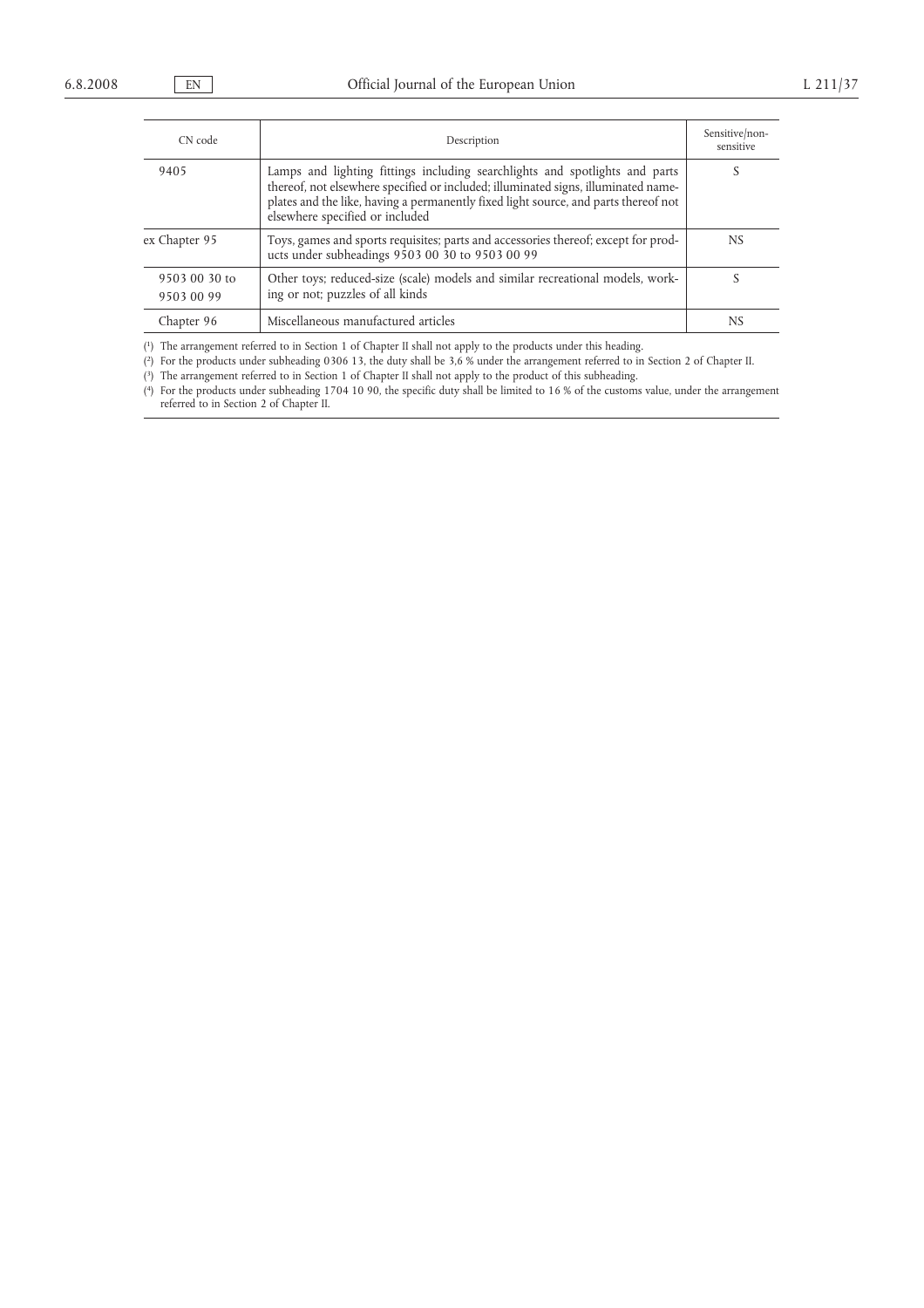| CN code | Description | Sensitive/non-sensitive |
|---|---|---|
| 9405 | Lamps and lighting fittings including searchlights and spotlights and parts thereof, not elsewhere specified or included; illuminated signs, illuminated name-plates and the like, having a permanently fixed light source, and parts thereof not elsewhere specified or included | S |
| ex Chapter 95 | Toys, games and sports requisites; parts and accessories thereof; except for products under subheadings 9503 00 30 to 9503 00 99 | NS |
| 9503 00 30 to 9503 00 99 | Other toys; reduced-size (scale) models and similar recreational models, working or not; puzzles of all kinds | S |
| Chapter 96 | Miscellaneous manufactured articles | NS |

(1) The arrangement referred to in Section 1 of Chapter II shall not apply to the products under this heading.

(2) For the products under subheading 0306 13, the duty shall be 3,6 % under the arrangement referred to in Section 2 of Chapter II.

(3) The arrangement referred to in Section 1 of Chapter II shall not apply to the product of this subheading.

(4) For the products under subheading 1704 10 90, the specific duty shall be limited to 16 % of the customs value, under the arrangement referred to in Section 2 of Chapter II.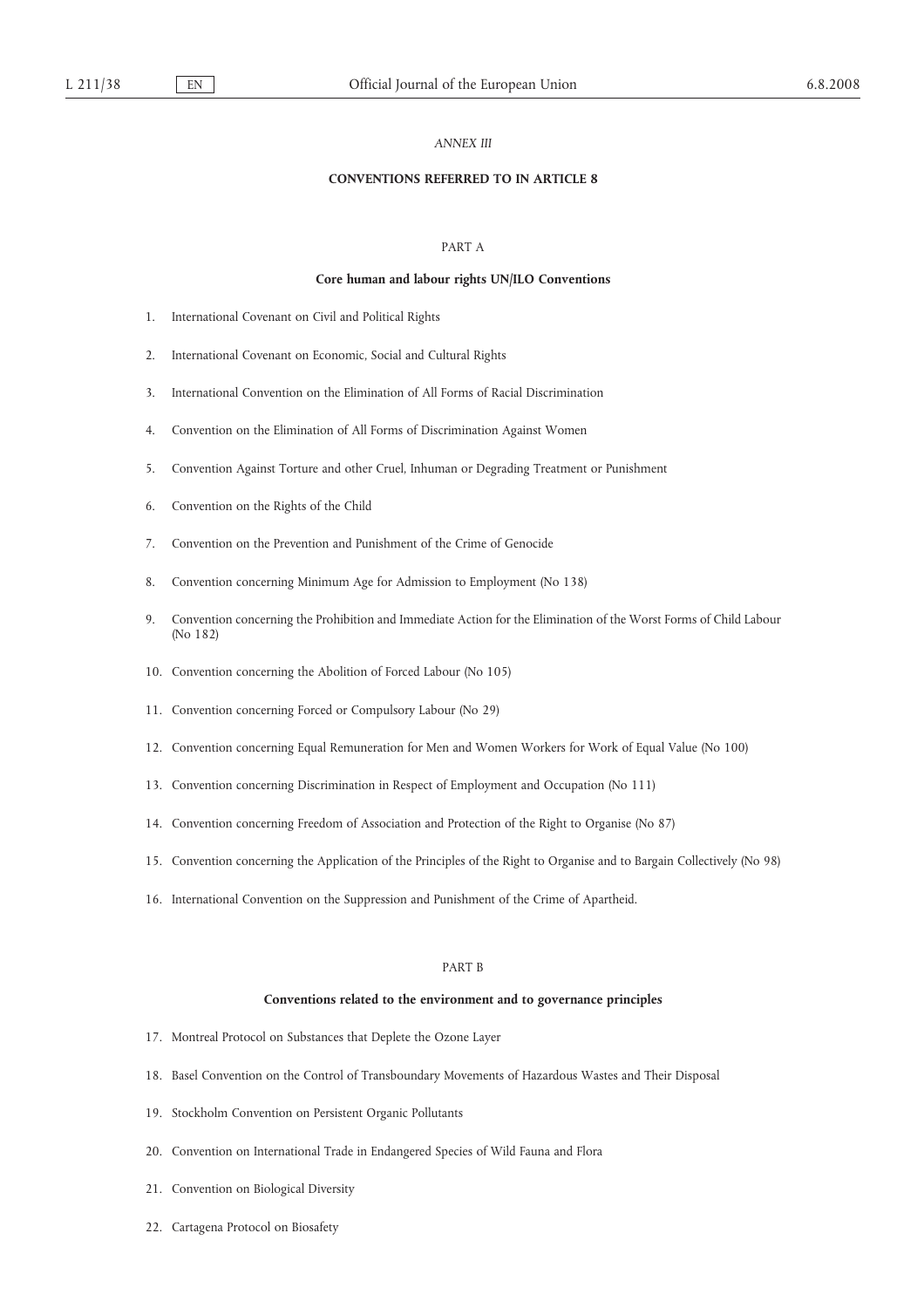*ANNEX III*

**CONVENTIONS REFERRED TO IN ARTICLE 8**

PART A

**Core human and labour rights UN/ILO Conventions**

1. International Covenant on Civil and Political Rights
2. International Covenant on Economic, Social and Cultural Rights
3. International Convention on the Elimination of All Forms of Racial Discrimination
4. Convention on the Elimination of All Forms of Discrimination Against Women
5. Convention Against Torture and other Cruel, Inhuman or Degrading Treatment or Punishment
6. Convention on the Rights of the Child
7. Convention on the Prevention and Punishment of the Crime of Genocide
8. Convention concerning Minimum Age for Admission to Employment (No 138)
9. Convention concerning the Prohibition and Immediate Action for the Elimination of the Worst Forms of Child Labour (No 182)
10. Convention concerning the Abolition of Forced Labour (No 105)
11. Convention concerning Forced or Compulsory Labour (No 29)
12. Convention concerning Equal Remuneration for Men and Women Workers for Work of Equal Value (No 100)
13. Convention concerning Discrimination in Respect of Employment and Occupation (No 111)
14. Convention concerning Freedom of Association and Protection of the Right to Organise (No 87)
15. Convention concerning the Application of the Principles of the Right to Organise and to Bargain Collectively (No 98)
16. International Convention on the Suppression and Punishment of the Crime of Apartheid.

PART B

**Conventions related to the environment and to governance principles**

17. Montreal Protocol on Substances that Deplete the Ozone Layer
18. Basel Convention on the Control of Transboundary Movements of Hazardous Wastes and Their Disposal
19. Stockholm Convention on Persistent Organic Pollutants
20. Convention on International Trade in Endangered Species of Wild Fauna and Flora
21. Convention on Biological Diversity
22. Cartagena Protocol on Biosafety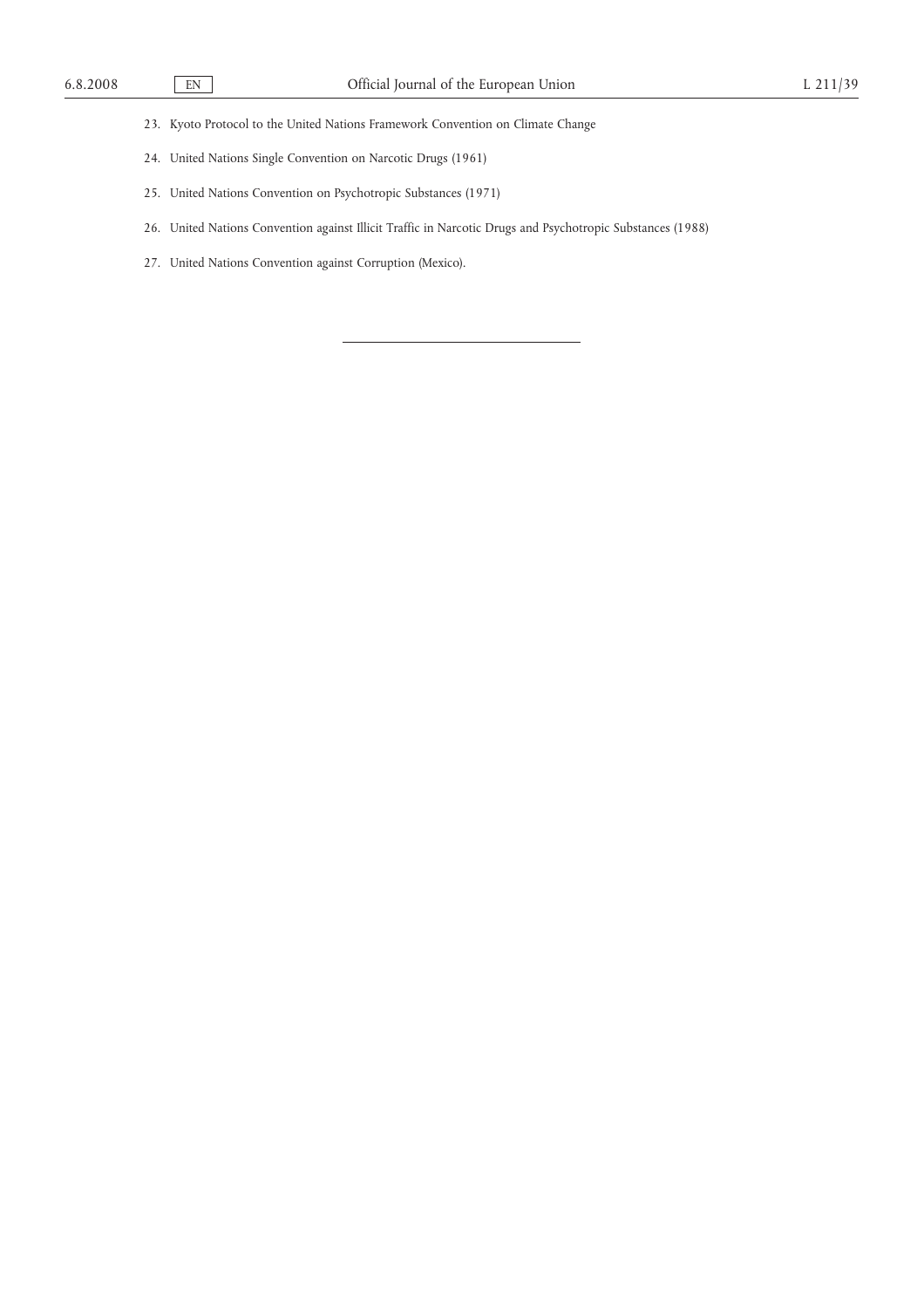23. Kyoto Protocol to the United Nations Framework Convention on Climate Change

24. United Nations Single Convention on Narcotic Drugs (1961)

25. United Nations Convention on Psychotropic Substances (1971)

26. United Nations Convention against Illicit Traffic in Narcotic Drugs and Psychotropic Substances (1988)

27. United Nations Convention against Corruption (Mexico).